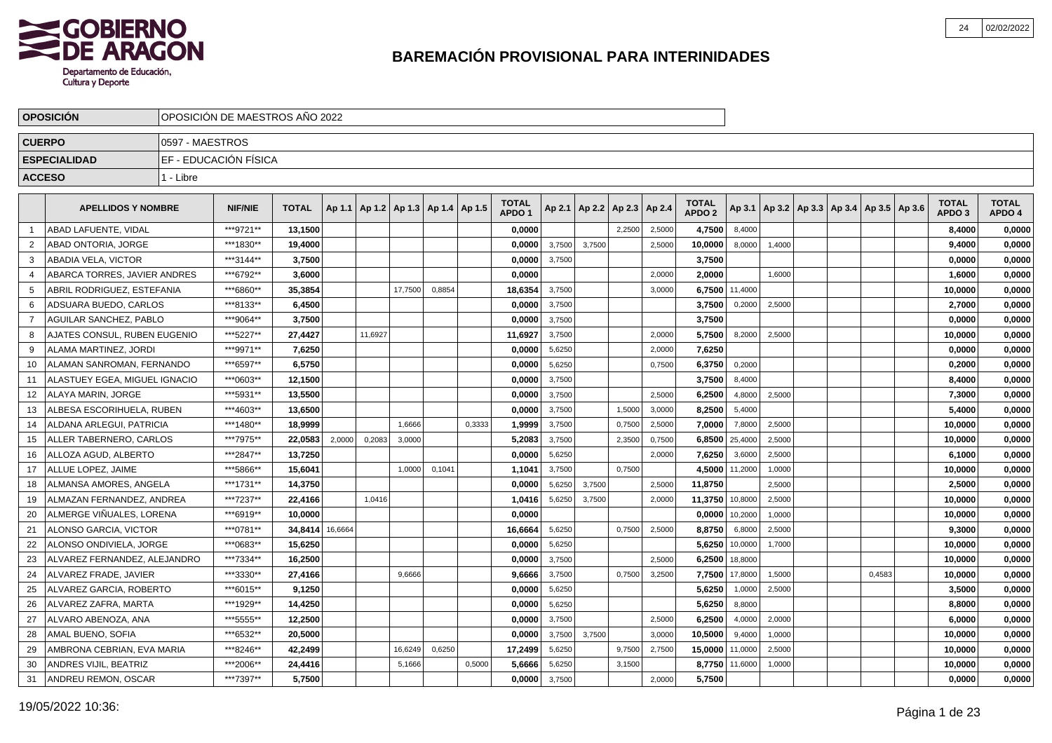# BAREMACIÓN PROVISIONAL PARA INTERINIDADES

GOBIERNO DE ARAGON
Departamento de Educación, Cultura y Deporte

| | |
|---|---|
| **OPOSICIÓN** | OPOSICIÓN DE MAESTROS AÑO 2022 |
| **CUERPO** | 0597 - MAESTROS |
| **ESPECIALIDAD** | EF - EDUCACIÓN FÍSICA |
| **ACCESO** | 1 - Libre |

| | APELLIDOS Y NOMBRE | NIF/NIE | TOTAL | Ap 1.1 | Ap 1.2 | Ap 1.3 | Ap 1.4 | Ap 1.5 | TOTAL APDO 1 | Ap 2.1 | Ap 2.2 | Ap 2.3 | Ap 2.4 | TOTAL APDO 2 | Ap 3.1 | Ap 3.2 | Ap 3.3 | Ap 3.4 | Ap 3.5 | Ap 3.6 | TOTAL APDO 3 | TOTAL APDO 4 |
|---|---|---|---|---|---|---|---|---|---|---|---|---|---|---|---|---|---|---|---|---|---|---|
| 1 | ABAD LAFUENTE, VIDAL | ***9721** | **13,1500** | | | | | | **0,0000** | | | 2,2500 | 2,5000 | **4,7500** | 8,4000 | | | | | | **8,4000** | **0,0000** |
| 2 | ABAD ONTORIA, JORGE | ***1830** | **19,4000** | | | | | | **0,0000** | 3,7500 | 3,7500 | | 2,5000 | **10,0000** | 8,0000 | 1,4000 | | | | | **9,4000** | **0,0000** |
| 3 | ABADIA VELA, VICTOR | ***3144** | **3,7500** | | | | | | **0,0000** | 3,7500 | | | | **3,7500** | | | | | | | **0,0000** | **0,0000** |
| 4 | ABARCA TORRES, JAVIER ANDRES | ***6792** | **3,6000** | | | | | | **0,0000** | | | | 2,0000 | **2,0000** | | 1,6000 | | | | | **1,6000** | **0,0000** |
| 5 | ABRIL RODRIGUEZ, ESTEFANIA | ***6860** | **35,3854** | | | 17,7500 | 0,8854 | | **18,6354** | 3,7500 | | | 3,0000 | **6,7500** | 11,4000 | | | | | | **10,0000** | **0,0000** |
| 6 | ADSUARA BUEDO, CARLOS | ***8133** | **6,4500** | | | | | | **0,0000** | 3,7500 | | | | **3,7500** | 0,2000 | 2,5000 | | | | | **2,7000** | **0,0000** |
| 7 | AGUILAR SANCHEZ, PABLO | ***9064** | **3,7500** | | | | | | **0,0000** | 3,7500 | | | | **3,7500** | | | | | | | **0,0000** | **0,0000** |
| 8 | AJATES CONSUL, RUBEN EUGENIO | ***5227** | **27,4427** | | 11,6927 | | | | **11,6927** | 3,7500 | | | 2,0000 | **5,7500** | 8,2000 | 2,5000 | | | | | **10,0000** | **0,0000** |
| 9 | ALAMA MARTINEZ, JORDI | ***9971** | **7,6250** | | | | | | **0,0000** | 5,6250 | | | 2,0000 | **7,6250** | | | | | | | **0,0000** | **0,0000** |
| 10 | ALAMAN SANROMAN, FERNANDO | ***6597** | **6,5750** | | | | | | **0,0000** | 5,6250 | | | 0,7500 | **6,3750** | 0,2000 | | | | | | **0,2000** | **0,0000** |
| 11 | ALASTUEY EGEA, MIGUEL IGNACIO | ***0603** | **12,1500** | | | | | | **0,0000** | 3,7500 | | | | **3,7500** | 8,4000 | | | | | | **8,4000** | **0,0000** |
| 12 | ALAYA MARIN, JORGE | ***5931** | **13,5500** | | | | | | **0,0000** | 3,7500 | | | 2,5000 | **6,2500** | 4,8000 | 2,5000 | | | | | **7,3000** | **0,0000** |
| 13 | ALBESA ESCORIHUELA, RUBEN | ***4603** | **13,6500** | | | | | | **0,0000** | 3,7500 | | 1,5000 | 3,0000 | **8,2500** | 5,4000 | | | | | | **5,4000** | **0,0000** |
| 14 | ALDANA ARLEGUI, PATRICIA | ***1480** | **18,9999** | | | 1,6666 | | 0,3333 | **1,9999** | 3,7500 | | 0,7500 | 2,5000 | **7,0000** | 7,8000 | 2,5000 | | | | | **10,0000** | **0,0000** |
| 15 | ALLER TABERNERO, CARLOS | ***7975** | **22,0583** | 2,0000 | 0,2083 | 3,0000 | | | **5,2083** | 3,7500 | | 2,3500 | 0,7500 | **6,8500** | 25,4000 | 2,5000 | | | | | **10,0000** | **0,0000** |
| 16 | ALLOZA AGUD, ALBERTO | ***2847** | **13,7250** | | | | | | **0,0000** | 5,6250 | | | 2,0000 | **7,6250** | 3,6000 | 2,5000 | | | | | **6,1000** | **0,0000** |
| 17 | ALLUE LOPEZ, JAIME | ***5866** | **15,6041** | | | 1,0000 | 0,1041 | | **1,1041** | 3,7500 | | 0,7500 | | **4,5000** | 11,2000 | 1,0000 | | | | | **10,0000** | **0,0000** |
| 18 | ALMANSA AMORES, ANGELA | ***1731** | **14,3750** | | | | | | **0,0000** | 5,6250 | 3,7500 | | 2,5000 | **11,8750** | | 2,5000 | | | | | **2,5000** | **0,0000** |
| 19 | ALMAZAN FERNANDEZ, ANDREA | ***7237** | **22,4166** | | 1,0416 | | | | **1,0416** | 5,6250 | 3,7500 | | 2,0000 | **11,3750** | 10,8000 | 2,5000 | | | | | **10,0000** | **0,0000** |
| 20 | ALMERGE VIÑUALES, LORENA | ***6919** | **10,0000** | | | | | | **0,0000** | | | | | **0,0000** | 10,2000 | 1,0000 | | | | | **10,0000** | **0,0000** |
| 21 | ALONSO GARCIA, VICTOR | ***0781** | **34,8414** | 16,6664 | | | | | **16,6664** | 5,6250 | | 0,7500 | 2,5000 | **8,8750** | 6,8000 | 2,5000 | | | | | **9,3000** | **0,0000** |
| 22 | ALONSO ONDIVIELA, JORGE | ***0683** | **15,6250** | | | | | | **0,0000** | 5,6250 | | | | **5,6250** | 10,0000 | 1,7000 | | | | | **10,0000** | **0,0000** |
| 23 | ALVAREZ FERNANDEZ, ALEJANDRO | ***7334** | **16,2500** | | | | | | **0,0000** | 3,7500 | | | 2,5000 | **6,2500** | 18,8000 | | | | | | **10,0000** | **0,0000** |
| 24 | ALVAREZ FRADE, JAVIER | ***3330** | **27,4166** | | | 9,6666 | | | **9,6666** | 3,7500 | | 0,7500 | 3,2500 | **7,7500** | 17,8000 | 1,5000 | | | 0,4583 | | **10,0000** | **0,0000** |
| 25 | ALVAREZ GARCIA, ROBERTO | ***6015** | **9,1250** | | | | | | **0,0000** | 5,6250 | | | | **5,6250** | 1,0000 | 2,5000 | | | | | **3,5000** | **0,0000** |
| 26 | ALVAREZ ZAFRA, MARTA | ***1929** | **14,4250** | | | | | | **0,0000** | 5,6250 | | | | **5,6250** | 8,8000 | | | | | | **8,8000** | **0,0000** |
| 27 | ALVARO ABENOZA, ANA | ***5555** | **12,2500** | | | | | | **0,0000** | 3,7500 | | | 2,5000 | **6,2500** | 4,0000 | 2,0000 | | | | | **6,0000** | **0,0000** |
| 28 | AMAL BUENO, SOFIA | ***6532** | **20,5000** | | | | | | **0,0000** | 3,7500 | 3,7500 | | 3,0000 | **10,5000** | 9,4000 | 1,0000 | | | | | **10,0000** | **0,0000** |
| 29 | AMBRONA CEBRIAN, EVA MARIA | ***8246** | **42,2499** | | | 16,6249 | 0,6250 | | **17,2499** | 5,6250 | | 9,7500 | 2,7500 | **15,0000** | 11,0000 | 2,5000 | | | | | **10,0000** | **0,0000** |
| 30 | ANDRES VIJIL, BEATRIZ | ***2006** | **24,4416** | | | 5,1666 | | 0,5000 | **5,6666** | 5,6250 | | 3,1500 | | **8,7750** | 11,6000 | 1,0000 | | | | | **10,0000** | **0,0000** |
| 31 | ANDREU REMON, OSCAR | ***7397** | **5,7500** | | | | | | **0,0000** | 3,7500 | | | 2,0000 | **5,7500** | | | | | | | **0,0000** | **0,0000** |

19/05/2022 10:36: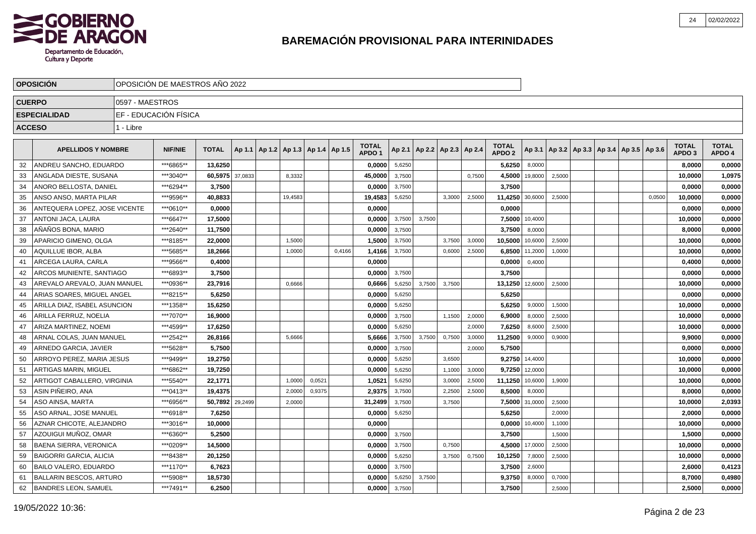# BAREMACIÓN PROVISIONAL PARA INTERINIDADES

| | |
|---|---|
| **OPOSICIÓN** | OPOSICIÓN DE MAESTROS AÑO 2022 |
| **CUERPO** | 0597 - MAESTROS |
| **ESPECIALIDAD** | EF - EDUCACIÓN FÍSICA |
| **ACCESO** | 1 - Libre |

| | APELLIDOS Y NOMBRE | NIF/NIE | TOTAL | Ap 1.1 | Ap 1.2 | Ap 1.3 | Ap 1.4 | Ap 1.5 | TOTAL APDO 1 | Ap 2.1 | Ap 2.2 | Ap 2.3 | Ap 2.4 | TOTAL APDO 2 | Ap 3.1 | Ap 3.2 | Ap 3.3 | Ap 3.4 | Ap 3.5 | Ap 3.6 | TOTAL APDO 3 | TOTAL APDO 4 |
|---|---|---|---|---|---|---|---|---|---|---|---|---|---|---|---|---|---|---|---|---|---|---|
| 32 | ANDREU SANCHO, EDUARDO | ***6865** | **13,6250** | | | | | | **0,0000** | 5,6250 | | | | **5,6250** | 8,0000 | | | | | | **8,0000** | **0,0000** |
| 33 | ANGLADA DIESTE, SUSANA | ***3040** | **60,5975** | 37,0833 | | 8,3332 | | | **45,0000** | 3,7500 | | | 0,7500 | **4,5000** | 19,8000 | 2,5000 | | | | | **10,0000** | **1,0975** |
| 34 | ANORO BELLOSTA, DANIEL | ***6294** | **3,7500** | | | | | | **0,0000** | 3,7500 | | | | **3,7500** | | | | | | | **0,0000** | **0,0000** |
| 35 | ANSO ANSO, MARTA PILAR | ***9596** | **40,8833** | | | 19,4583 | | | **19,4583** | 5,6250 | | 3,3000 | 2,5000 | **11,4250** | 30,6000 | 2,5000 | | | | 0,0500 | **10,0000** | **0,0000** |
| 36 | ANTEQUERA LOPEZ, JOSE VICENTE | ***0610** | **0,0000** | | | | | | **0,0000** | | | | | **0,0000** | | | | | | | **0,0000** | **0,0000** |
| 37 | ANTONI JACA, LAURA | ***6647** | **17,5000** | | | | | | **0,0000** | 3,7500 | 3,7500 | | | **7,5000** | 10,4000 | | | | | | **10,0000** | **0,0000** |
| 38 | AÑAÑOS BONA, MARIO | ***2640** | **11,7500** | | | | | | **0,0000** | 3,7500 | | | | **3,7500** | 8,0000 | | | | | | **8,0000** | **0,0000** |
| 39 | APARICIO GIMENO, OLGA | ***8185** | **22,0000** | | | 1,5000 | | | **1,5000** | 3,7500 | | 3,7500 | 3,0000 | **10,5000** | 10,6000 | 2,5000 | | | | | **10,0000** | **0,0000** |
| 40 | AQUILLUE IBOR, ALBA | ***5685** | **18,2666** | | | 1,0000 | | 0,4166 | **1,4166** | 3,7500 | | 0,6000 | 2,5000 | **6,8500** | 11,2000 | 1,0000 | | | | | **10,0000** | **0,0000** |
| 41 | ARCEGA LAURA, CARLA | ***9566** | **0,4000** | | | | | | **0,0000** | | | | | **0,0000** | 0,4000 | | | | | | **0,4000** | **0,0000** |
| 42 | ARCOS MUNIENTE, SANTIAGO | ***6893** | **3,7500** | | | | | | **0,0000** | 3,7500 | | | | **3,7500** | | | | | | | **0,0000** | **0,0000** |
| 43 | AREVALO AREVALO, JUAN MANUEL | ***0936** | **23,7916** | | | 0,6666 | | | **0,6666** | 5,6250 | 3,7500 | 3,7500 | | **13,1250** | 12,6000 | 2,5000 | | | | | **10,0000** | **0,0000** |
| 44 | ARIAS SOARES, MIGUEL ANGEL | ***8215** | **5,6250** | | | | | | **0,0000** | 5,6250 | | | | **5,6250** | | | | | | | **0,0000** | **0,0000** |
| 45 | ARILLA DIAZ, ISABEL ASUNCION | ***1358** | **15,6250** | | | | | | **0,0000** | 5,6250 | | | | **5,6250** | 9,0000 | 1,5000 | | | | | **10,0000** | **0,0000** |
| 46 | ARILLA FERRUZ, NOELIA | ***7070** | **16,9000** | | | | | | **0,0000** | 3,7500 | | 1,1500 | 2,0000 | **6,9000** | 8,0000 | 2,5000 | | | | | **10,0000** | **0,0000** |
| 47 | ARIZA MARTINEZ, NOEMI | ***4599** | **17,6250** | | | | | | **0,0000** | 5,6250 | | | 2,0000 | **7,6250** | 8,6000 | 2,5000 | | | | | **10,0000** | **0,0000** |
| 48 | ARNAL COLAS, JUAN MANUEL | ***2542** | **26,8166** | | | 5,6666 | | | **5,6666** | 3,7500 | 3,7500 | 0,7500 | 3,0000 | **11,2500** | 9,0000 | 0,9000 | | | | | **9,9000** | **0,0000** |
| 49 | ARNEDO GARCIA, JAVIER | ***5628** | **5,7500** | | | | | | **0,0000** | 3,7500 | | | 2,0000 | **5,7500** | | | | | | | **0,0000** | **0,0000** |
| 50 | ARROYO PEREZ, MARIA JESUS | ***9499** | **19,2750** | | | | | | **0,0000** | 5,6250 | | 3,6500 | | **9,2750** | 14,4000 | | | | | | **10,0000** | **0,0000** |
| 51 | ARTIGAS MARIN, MIGUEL | ***6862** | **19,7250** | | | | | | **0,0000** | 5,6250 | | 1,1000 | 3,0000 | **9,7250** | 12,0000 | | | | | | **10,0000** | **0,0000** |
| 52 | ARTIGOT CABALLERO, VIRGINIA | ***5540** | **22,1771** | | | 1,0000 | 0,0521 | | **1,0521** | 5,6250 | | 3,0000 | 2,5000 | **11,1250** | 10,6000 | 1,9000 | | | | | **10,0000** | **0,0000** |
| 53 | ASIN PIÑEIRO, ANA | ***0413** | **19,4375** | | | 2,0000 | 0,9375 | | **2,9375** | 3,7500 | | 2,2500 | 2,5000 | **8,5000** | 8,0000 | | | | | | **8,0000** | **0,0000** |
| 54 | ASO AINSA, MARTA | ***6956** | **50,7892** | 29,2499 | | 2,0000 | | | **31,2499** | 3,7500 | | 3,7500 | | **7,5000** | 31,0000 | 2,5000 | | | | | **10,0000** | **2,0393** |
| 55 | ASO ARNAL, JOSE MANUEL | ***6918** | **7,6250** | | | | | | **0,0000** | 5,6250 | | | | **5,6250** | | 2,0000 | | | | | **2,0000** | **0,0000** |
| 56 | AZNAR CHICOTE, ALEJANDRO | ***3016** | **10,0000** | | | | | | **0,0000** | | | | | **0,0000** | 10,4000 | 1,1000 | | | | | **10,0000** | **0,0000** |
| 57 | AZOUIGUI MUÑOZ, OMAR | ***6360** | **5,2500** | | | | | | **0,0000** | 3,7500 | | | | **3,7500** | | 1,5000 | | | | | **1,5000** | **0,0000** |
| 58 | BAENA SIERRA, VERONICA | ***0209** | **14,5000** | | | | | | **0,0000** | 3,7500 | | 0,7500 | | **4,5000** | 17,0000 | 2,5000 | | | | | **10,0000** | **0,0000** |
| 59 | BAIGORRI GARCIA, ALICIA | ***8438** | **20,1250** | | | | | | **0,0000** | 5,6250 | | 3,7500 | 0,7500 | **10,1250** | 7,8000 | 2,5000 | | | | | **10,0000** | **0,0000** |
| 60 | BAILO VALERO, EDUARDO | ***1170** | **6,7623** | | | | | | **0,0000** | 3,7500 | | | | **3,7500** | 2,6000 | | | | | | **2,6000** | **0,4123** |
| 61 | BALLARIN BESCOS, ARTURO | ***5908** | **18,5730** | | | | | | **0,0000** | 5,6250 | 3,7500 | | | **9,3750** | 8,0000 | 0,7000 | | | | | **8,7000** | **0,4980** |
| 62 | BANDRES LEON, SAMUEL | ***7491** | **6,2500** | | | | | | **0,0000** | 3,7500 | | | | **3,7500** | | 2,5000 | | | | | **2,5000** | **0,0000** |

19/05/2022 10:36: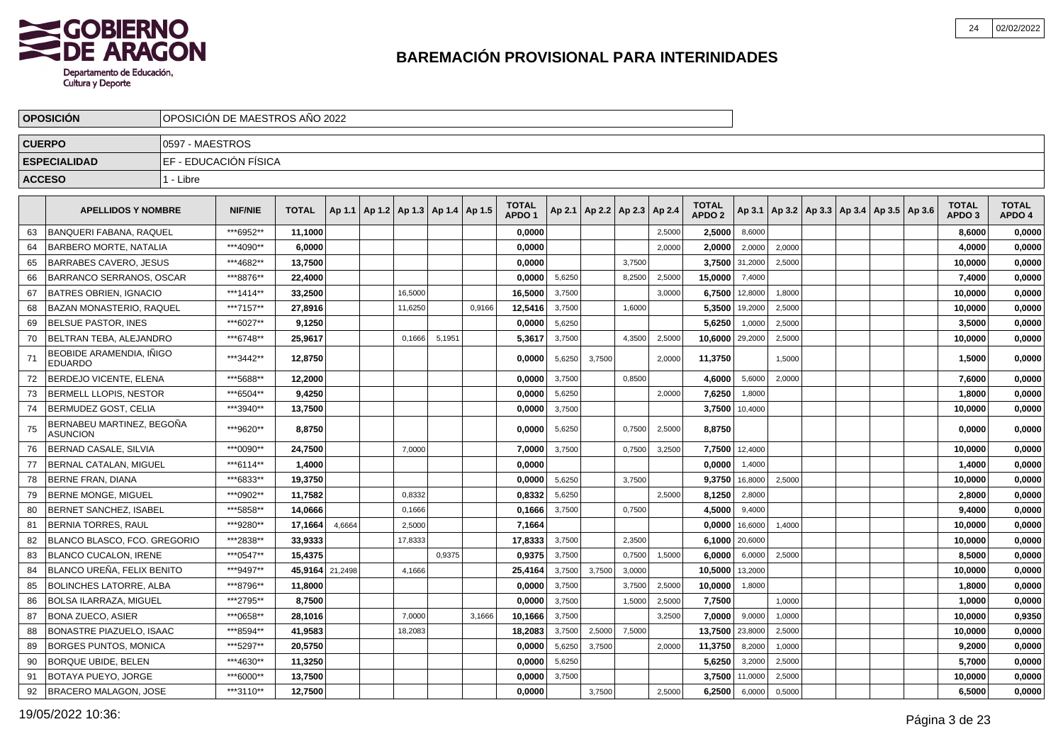# BAREMACIÓN PROVISIONAL PARA INTERINIDADES

Gobierno de Aragón — Departamento de Educación, Cultura y Deporte

| | |
|---|---|
| **OPOSICIÓN** | OPOSICIÓN DE MAESTROS AÑO 2022 |
| **CUERPO** | 0597 - MAESTROS |
| **ESPECIALIDAD** | EF - EDUCACIÓN FÍSICA |
| **ACCESO** | 1 - Libre |

| | APELLIDOS Y NOMBRE | NIF/NIE | TOTAL | Ap 1.1 | Ap 1.2 | Ap 1.3 | Ap 1.4 | Ap 1.5 | TOTAL APDO 1 | Ap 2.1 | Ap 2.2 | Ap 2.3 | Ap 2.4 | TOTAL APDO 2 | Ap 3.1 | Ap 3.2 | Ap 3.3 | Ap 3.4 | Ap 3.5 | Ap 3.6 | TOTAL APDO 3 | TOTAL APDO 4 |
|---|---|---|---|---|---|---|---|---|---|---|---|---|---|---|---|---|---|---|---|---|---|---|
| 63 | BANQUERI FABANA, RAQUEL | ***6952** | 11,1000 | | | | | | 0,0000 | | | | 2,5000 | 2,5000 | 8,6000 | | | | | | 8,6000 | 0,0000 |
| 64 | BARBERO MORTE, NATALIA | ***4090** | 6,0000 | | | | | | 0,0000 | | | | 2,0000 | 2,0000 | 2,0000 | 2,0000 | | | | | 4,0000 | 0,0000 |
| 65 | BARRABES CAVERO, JESUS | ***4682** | 13,7500 | | | | | | 0,0000 | | | 3,7500 | | 3,7500 | 31,2000 | 2,5000 | | | | | 10,0000 | 0,0000 |
| 66 | BARRANCO SERRANOS, OSCAR | ***8876** | 22,4000 | | | | | | 0,0000 | 5,6250 | | 8,2500 | 2,5000 | 15,0000 | 7,4000 | | | | | | 7,4000 | 0,0000 |
| 67 | BATRES OBRIEN, IGNACIO | ***1414** | 33,2500 | | | 16,5000 | | | 16,5000 | 3,7500 | | | 3,0000 | 6,7500 | 12,8000 | 1,8000 | | | | | 10,0000 | 0,0000 |
| 68 | BAZAN MONASTERIO, RAQUEL | ***7157** | 27,8916 | | | 11,6250 | | 0,9166 | 12,5416 | 3,7500 | | 1,6000 | | 5,3500 | 19,2000 | 2,5000 | | | | | 10,0000 | 0,0000 |
| 69 | BELSUE PASTOR, INES | ***6027** | 9,1250 | | | | | | 0,0000 | 5,6250 | | | | 5,6250 | 1,0000 | 2,5000 | | | | | 3,5000 | 0,0000 |
| 70 | BELTRAN TEBA, ALEJANDRO | ***6748** | 25,9617 | | | 0,1666 | 5,1951 | | 5,3617 | 3,7500 | | 4,3500 | 2,5000 | 10,6000 | 29,2000 | 2,5000 | | | | | 10,0000 | 0,0000 |
| 71 | BEOBIDE ARAMENDIA, IÑIGO EDUARDO | ***3442** | 12,8750 | | | | | | 0,0000 | 5,6250 | 3,7500 | | 2,0000 | 11,3750 | | 1,5000 | | | | | 1,5000 | 0,0000 |
| 72 | BERDEJO VICENTE, ELENA | ***5688** | 12,2000 | | | | | | 0,0000 | 3,7500 | | 0,8500 | | 4,6000 | 5,6000 | 2,0000 | | | | | 7,6000 | 0,0000 |
| 73 | BERMELL LLOPIS, NESTOR | ***6504** | 9,4250 | | | | | | 0,0000 | 5,6250 | | | 2,0000 | 7,6250 | 1,8000 | | | | | | 1,8000 | 0,0000 |
| 74 | BERMUDEZ GOST, CELIA | ***3940** | 13,7500 | | | | | | 0,0000 | 3,7500 | | | | 3,7500 | 10,4000 | | | | | | 10,0000 | 0,0000 |
| 75 | BERNABEU MARTINEZ, BEGOÑA ASUNCION | ***9620** | 8,8750 | | | | | | 0,0000 | 5,6250 | | 0,7500 | 2,5000 | 8,8750 | | | | | | | 0,0000 | 0,0000 |
| 76 | BERNAD CASALE, SILVIA | ***0090** | 24,7500 | | | 7,0000 | | | 7,0000 | 3,7500 | | 0,7500 | 3,2500 | 7,7500 | 12,4000 | | | | | | 10,0000 | 0,0000 |
| 77 | BERNAL CATALAN, MIGUEL | ***6114** | 1,4000 | | | | | | 0,0000 | | | | | 0,0000 | 1,4000 | | | | | | 1,4000 | 0,0000 |
| 78 | BERNE FRAN, DIANA | ***6833** | 19,3750 | | | | | | 0,0000 | 5,6250 | | 3,7500 | | 9,3750 | 16,8000 | 2,5000 | | | | | 10,0000 | 0,0000 |
| 79 | BERNE MONGE, MIGUEL | ***0902** | 11,7582 | | | 0,8332 | | | 0,8332 | 5,6250 | | | 2,5000 | 8,1250 | 2,8000 | | | | | | 2,8000 | 0,0000 |
| 80 | BERNET SANCHEZ, ISABEL | ***5858** | 14,0666 | | | 0,1666 | | | 0,1666 | 3,7500 | | 0,7500 | | 4,5000 | 9,4000 | | | | | | 9,4000 | 0,0000 |
| 81 | BERNIA TORRES, RAUL | ***9280** | 17,1664 | 4,6664 | | 2,5000 | | | 7,1664 | | | | | 0,0000 | 16,6000 | 1,4000 | | | | | 10,0000 | 0,0000 |
| 82 | BLANCO BLASCO, FCO. GREGORIO | ***2838** | 33,9333 | | | 17,8333 | | | 17,8333 | 3,7500 | | 2,3500 | | 6,1000 | 20,6000 | | | | | | 10,0000 | 0,0000 |
| 83 | BLANCO CUCALON, IRENE | ***0547** | 15,4375 | | | | 0,9375 | | 0,9375 | 3,7500 | | 0,7500 | 1,5000 | 6,0000 | 6,0000 | 2,5000 | | | | | 8,5000 | 0,0000 |
| 84 | BLANCO UREÑA, FELIX BENITO | ***9497** | 45,9164 | 21,2498 | | 4,1666 | | | 25,4164 | 3,7500 | 3,7500 | 3,0000 | | 10,5000 | 13,2000 | | | | | | 10,0000 | 0,0000 |
| 85 | BOLINCHES LATORRE, ALBA | ***8796** | 11,8000 | | | | | | 0,0000 | 3,7500 | | 3,7500 | 2,5000 | 10,0000 | 1,8000 | | | | | | 1,8000 | 0,0000 |
| 86 | BOLSA ILARRAZA, MIGUEL | ***2795** | 8,7500 | | | | | | 0,0000 | 3,7500 | | 1,5000 | 2,5000 | 7,7500 | | 1,0000 | | | | | 1,0000 | 0,0000 |
| 87 | BONA ZUECO, ASIER | ***0658** | 28,1016 | | | 7,0000 | | 3,1666 | 10,1666 | 3,7500 | | | 3,2500 | 7,0000 | 9,0000 | 1,0000 | | | | | 10,0000 | 0,9350 |
| 88 | BONASTRE PIAZUELO, ISAAC | ***8594** | 41,9583 | | | 18,2083 | | | 18,2083 | 3,7500 | 2,5000 | 7,5000 | | 13,7500 | 23,8000 | 2,5000 | | | | | 10,0000 | 0,0000 |
| 89 | BORGES PUNTOS, MONICA | ***5297** | 20,5750 | | | | | | 0,0000 | 5,6250 | 3,7500 | | 2,0000 | 11,3750 | 8,2000 | 1,0000 | | | | | 9,2000 | 0,0000 |
| 90 | BORQUE UBIDE, BELEN | ***4630** | 11,3250 | | | | | | 0,0000 | 5,6250 | | | | 5,6250 | 3,2000 | 2,5000 | | | | | 5,7000 | 0,0000 |
| 91 | BOTAYA PUEYO, JORGE | ***6000** | 13,7500 | | | | | | 0,0000 | 3,7500 | | | | 3,7500 | 11,0000 | 2,5000 | | | | | 10,0000 | 0,0000 |
| 92 | BRACERO MALAGON, JOSE | ***3110** | 12,7500 | | | | | | 0,0000 | | 3,7500 | | 2,5000 | 6,2500 | 6,0000 | 0,5000 | | | | | 6,5000 | 0,0000 |

19/05/2022 10:36: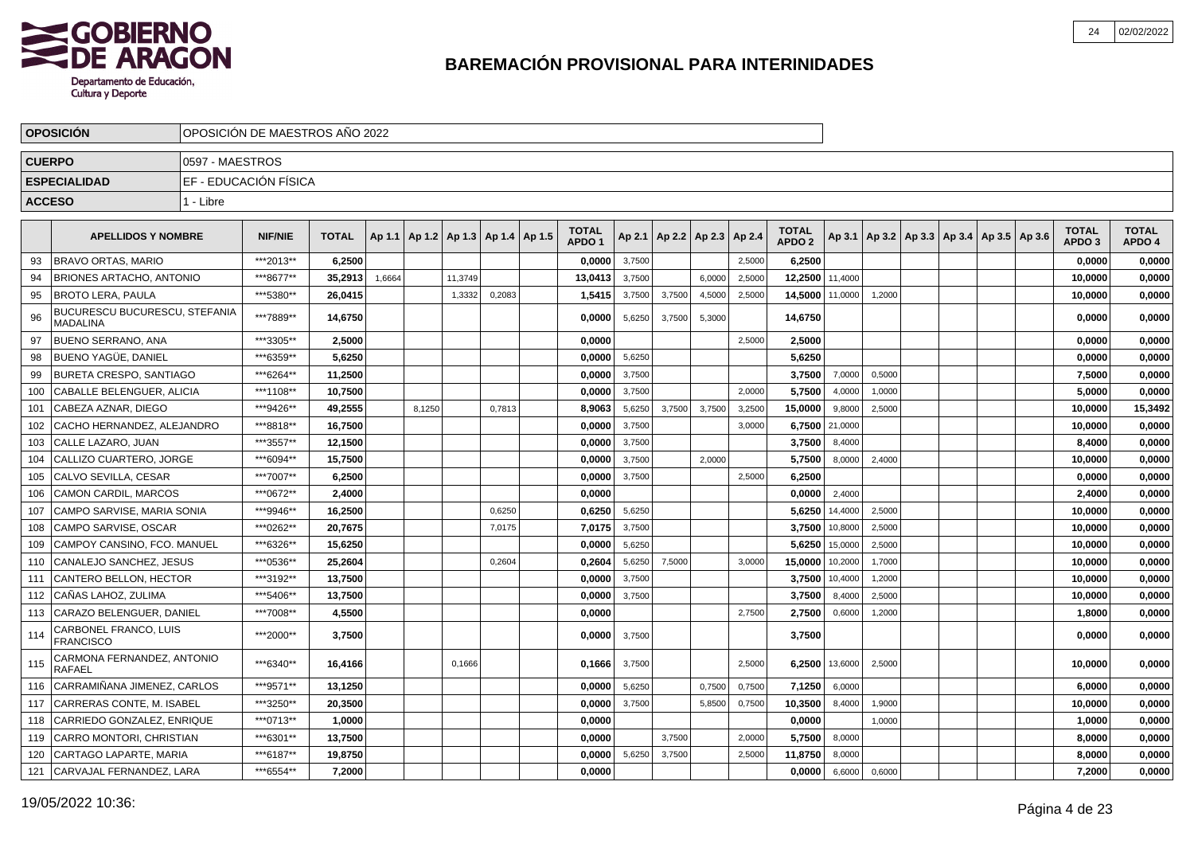# BAREMACIÓN PROVISIONAL PARA INTERINIDADES

| OPOSICIÓN | OPOSICIÓN DE MAESTROS AÑO 2022 |
|---|---|
| CUERPO | 0597 - MAESTROS |
| ESPECIALIDAD | EF - EDUCACIÓN FÍSICA |
| ACCESO | 1 - Libre |

| | APELLIDOS Y NOMBRE | NIF/NIE | TOTAL | Ap 1.1 | Ap 1.2 | Ap 1.3 | Ap 1.4 | Ap 1.5 | TOTAL APDO 1 | Ap 2.1 | Ap 2.2 | Ap 2.3 | Ap 2.4 | TOTAL APDO 2 | Ap 3.1 | Ap 3.2 | Ap 3.3 | Ap 3.4 | Ap 3.5 | Ap 3.6 | TOTAL APDO 3 | TOTAL APDO 4 |
|---|---|---|---|---|---|---|---|---|---|---|---|---|---|---|---|---|---|---|---|---|---|---|
| 93 | BRAVO ORTAS, MARIO | ***2013** | 6,2500 | | | | | | 0,0000 | 3,7500 | | | 2,5000 | 6,2500 | | | | | | | 0,0000 | 0,0000 |
| 94 | BRIONES ARTACHO, ANTONIO | ***8677** | 35,2913 | 1,6664 | | 11,3749 | | | 13,0413 | 3,7500 | | 6,0000 | 2,5000 | 12,2500 | 11,4000 | | | | | | 10,0000 | 0,0000 |
| 95 | BROTO LERA, PAULA | ***5380** | 26,0415 | | | 1,3332 | 0,2083 | | 1,5415 | 3,7500 | 3,7500 | 4,5000 | 2,5000 | 14,5000 | 11,0000 | 1,2000 | | | | | 10,0000 | 0,0000 |
| 96 | BUCURESCU BUCURESCU, STEFANIA MADALINA | ***7889** | 14,6750 | | | | | | 0,0000 | 5,6250 | 3,7500 | 5,3000 | | 14,6750 | | | | | | | 0,0000 | 0,0000 |
| 97 | BUENO SERRANO, ANA | ***3305** | 2,5000 | | | | | | 0,0000 | | | | 2,5000 | 2,5000 | | | | | | | 0,0000 | 0,0000 |
| 98 | BUENO YAGÜE, DANIEL | ***6359** | 5,6250 | | | | | | 0,0000 | 5,6250 | | | | 5,6250 | | | | | | | 0,0000 | 0,0000 |
| 99 | BURETA CRESPO, SANTIAGO | ***6264** | 11,2500 | | | | | | 0,0000 | 3,7500 | | | | 3,7500 | 7,0000 | 0,5000 | | | | | 7,5000 | 0,0000 |
| 100 | CABALLE BELENGUER, ALICIA | ***1108** | 10,7500 | | | | | | 0,0000 | 3,7500 | | | 2,0000 | 5,7500 | 4,0000 | 1,0000 | | | | | 5,0000 | 0,0000 |
| 101 | CABEZA AZNAR, DIEGO | ***9426** | 49,2555 | | 8,1250 | | 0,7813 | | 8,9063 | 5,6250 | 3,7500 | 3,7500 | 3,2500 | 15,0000 | 9,8000 | 2,5000 | | | | | 10,0000 | 15,3492 |
| 102 | CACHO HERNANDEZ, ALEJANDRO | ***8818** | 16,7500 | | | | | | 0,0000 | 3,7500 | | | 3,0000 | 6,7500 | 21,0000 | | | | | | 10,0000 | 0,0000 |
| 103 | CALLE LAZARO, JUAN | ***3557** | 12,1500 | | | | | | 0,0000 | 3,7500 | | | | 3,7500 | 8,4000 | | | | | | 8,4000 | 0,0000 |
| 104 | CALLIZO CUARTERO, JORGE | ***6094** | 15,7500 | | | | | | 0,0000 | 3,7500 | | 2,0000 | | 5,7500 | 8,0000 | 2,4000 | | | | | 10,0000 | 0,0000 |
| 105 | CALVO SEVILLA, CESAR | ***7007** | 6,2500 | | | | | | 0,0000 | 3,7500 | | | 2,5000 | 6,2500 | | | | | | | 0,0000 | 0,0000 |
| 106 | CAMON CARDIL, MARCOS | ***0672** | 2,4000 | | | | | | 0,0000 | | | | | 0,0000 | 2,4000 | | | | | | 2,4000 | 0,0000 |
| 107 | CAMPO SARVISE, MARIA SONIA | ***9946** | 16,2500 | | | | 0,6250 | | 0,6250 | 5,6250 | | | | 5,6250 | 14,4000 | 2,5000 | | | | | 10,0000 | 0,0000 |
| 108 | CAMPO SARVISE, OSCAR | ***0262** | 20,7675 | | | | 7,0175 | | 7,0175 | 3,7500 | | | | 3,7500 | 10,8000 | 2,5000 | | | | | 10,0000 | 0,0000 |
| 109 | CAMPOY CANSINO, FCO. MANUEL | ***6326** | 15,6250 | | | | | | 0,0000 | 5,6250 | | | | 5,6250 | 15,0000 | 2,5000 | | | | | 10,0000 | 0,0000 |
| 110 | CANALEJO SANCHEZ, JESUS | ***0536** | 25,2604 | | | | 0,2604 | | 0,2604 | 5,6250 | 7,5000 | | 3,0000 | 15,0000 | 10,2000 | 1,7000 | | | | | 10,0000 | 0,0000 |
| 111 | CANTERO BELLON, HECTOR | ***3192** | 13,7500 | | | | | | 0,0000 | 3,7500 | | | | 3,7500 | 10,4000 | 1,2000 | | | | | 10,0000 | 0,0000 |
| 112 | CAÑAS LAHOZ, ZULIMA | ***5406** | 13,7500 | | | | | | 0,0000 | 3,7500 | | | | 3,7500 | 8,4000 | 2,5000 | | | | | 10,0000 | 0,0000 |
| 113 | CARAZO BELENGUER, DANIEL | ***7008** | 4,5500 | | | | | | 0,0000 | | | | 2,7500 | 2,7500 | 0,6000 | 1,2000 | | | | | 1,8000 | 0,0000 |
| 114 | CARBONEL FRANCO, LUIS FRANCISCO | ***2000** | 3,7500 | | | | | | 0,0000 | 3,7500 | | | | 3,7500 | | | | | | | 0,0000 | 0,0000 |
| 115 | CARMONA FERNANDEZ, ANTONIO RAFAEL | ***6340** | 16,4166 | | | 0,1666 | | | 0,1666 | 3,7500 | | | 2,5000 | 6,2500 | 13,6000 | 2,5000 | | | | | 10,0000 | 0,0000 |
| 116 | CARRAMIÑANA JIMENEZ, CARLOS | ***9571** | 13,1250 | | | | | | 0,0000 | 5,6250 | | 0,7500 | 0,7500 | 7,1250 | 6,0000 | | | | | | 6,0000 | 0,0000 |
| 117 | CARRERAS CONTE, M. ISABEL | ***3250** | 20,3500 | | | | | | 0,0000 | 3,7500 | | 5,8500 | 0,7500 | 10,3500 | 8,4000 | 1,9000 | | | | | 10,0000 | 0,0000 |
| 118 | CARRIEDO GONZALEZ, ENRIQUE | ***0713** | 1,0000 | | | | | | 0,0000 | | | | | 0,0000 | | 1,0000 | | | | | 1,0000 | 0,0000 |
| 119 | CARRO MONTORI, CHRISTIAN | ***6301** | 13,7500 | | | | | | 0,0000 | | 3,7500 | | 2,0000 | 5,7500 | 8,0000 | | | | | | 8,0000 | 0,0000 |
| 120 | CARTAGO LAPARTE, MARIA | ***6187** | 19,8750 | | | | | | 0,0000 | 5,6250 | 3,7500 | | 2,5000 | 11,8750 | 8,0000 | | | | | | 8,0000 | 0,0000 |
| 121 | CARVAJAL FERNANDEZ, LARA | ***6554** | 7,2000 | | | | | | 0,0000 | | | | | 0,0000 | 6,6000 | 0,6000 | | | | | 7,2000 | 0,0000 |

19/05/2022 10:36: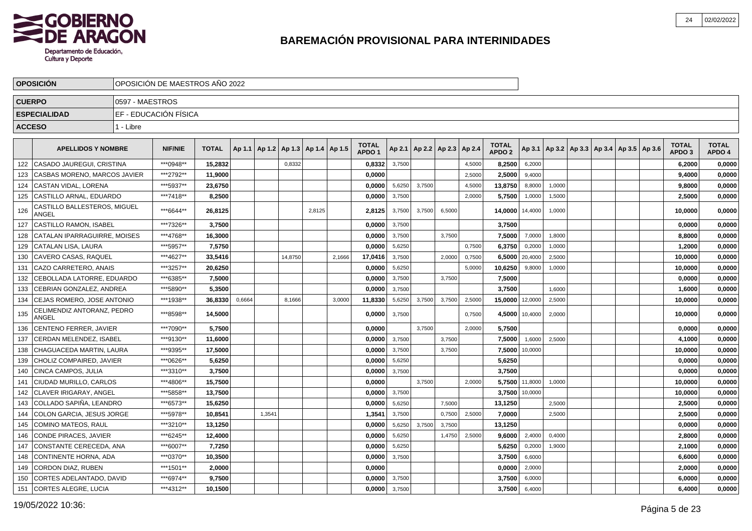# BAREMACIÓN PROVISIONAL PARA INTERINIDADES

| | |
|---|---|
| **OPOSICIÓN** | OPOSICIÓN DE MAESTROS AÑO 2022 |
| **CUERPO** | 0597 - MAESTROS |
| **ESPECIALIDAD** | EF - EDUCACIÓN FÍSICA |
| **ACCESO** | 1 - Libre |

| | APELLIDOS Y NOMBRE | NIF/NIE | TOTAL | Ap 1.1 | Ap 1.2 | Ap 1.3 | Ap 1.4 | Ap 1.5 | TOTAL APDO 1 | Ap 2.1 | Ap 2.2 | Ap 2.3 | Ap 2.4 | TOTAL APDO 2 | Ap 3.1 | Ap 3.2 | Ap 3.3 | Ap 3.4 | Ap 3.5 | Ap 3.6 | TOTAL APDO 3 | TOTAL APDO 4 |
|---|---|---|---|---|---|---|---|---|---|---|---|---|---|---|---|---|---|---|---|---|---|---|
| 122 | CASADO JAUREGUI, CRISTINA | ***0948** | 15,2832 | | | 0,8332 | | | 0,8332 | 3,7500 | | | 4,5000 | 8,2500 | 6,2000 | | | | | | 6,2000 | 0,0000 |
| 123 | CASBAS MORENO, MARCOS JAVIER | ***2792** | 11,9000 | | | | | | 0,0000 | | | | 2,5000 | 2,5000 | 9,4000 | | | | | | 9,4000 | 0,0000 |
| 124 | CASTAN VIDAL, LORENA | ***5937** | 23,6750 | | | | | | 0,0000 | 5,6250 | 3,7500 | | 4,5000 | 13,8750 | 8,8000 | 1,0000 | | | | | 9,8000 | 0,0000 |
| 125 | CASTILLO ARNAL, EDUARDO | ***7418** | 8,2500 | | | | | | 0,0000 | 3,7500 | | | 2,0000 | 5,7500 | 1,0000 | 1,5000 | | | | | 2,5000 | 0,0000 |
| 126 | CASTILLO BALLESTEROS, MIGUEL ANGEL | ***6644** | 26,8125 | | | | 2,8125 | | 2,8125 | 3,7500 | 3,7500 | 6,5000 | | 14,0000 | 14,4000 | 1,0000 | | | | | 10,0000 | 0,0000 |
| 127 | CASTILLO RAMON, ISABEL | ***7326** | 3,7500 | | | | | | 0,0000 | 3,7500 | | | | 3,7500 | | | | | | | 0,0000 | 0,0000 |
| 128 | CATALAN IPARRAGUIRRE, MOISES | ***4768** | 16,3000 | | | | | | 0,0000 | 3,7500 | | 3,7500 | | 7,5000 | 7,0000 | 1,8000 | | | | | 8,8000 | 0,0000 |
| 129 | CATALAN LISA, LAURA | ***5957** | 7,5750 | | | | | | 0,0000 | 5,6250 | | | 0,7500 | 6,3750 | 0,2000 | 1,0000 | | | | | 1,2000 | 0,0000 |
| 130 | CAVERO CASAS, RAQUEL | ***4627** | 33,5416 | | | 14,8750 | | 2,1666 | 17,0416 | 3,7500 | | 2,0000 | 0,7500 | 6,5000 | 20,4000 | 2,5000 | | | | | 10,0000 | 0,0000 |
| 131 | CAZO CARRETERO, ANAIS | ***3257** | 20,6250 | | | | | | 0,0000 | 5,6250 | | | 5,0000 | 10,6250 | 9,8000 | 1,0000 | | | | | 10,0000 | 0,0000 |
| 132 | CEBOLLADA LATORRE, EDUARDO | ***6385** | 7,5000 | | | | | | 0,0000 | 3,7500 | | 3,7500 | | 7,5000 | | | | | | | 0,0000 | 0,0000 |
| 133 | CEBRIAN GONZALEZ, ANDREA | ***5890** | 5,3500 | | | | | | 0,0000 | 3,7500 | | | | 3,7500 | | 1,6000 | | | | | 1,6000 | 0,0000 |
| 134 | CEJAS ROMERO, JOSE ANTONIO | ***1938** | 36,8330 | 0,6664 | | 8,1666 | | 3,0000 | 11,8330 | 5,6250 | 3,7500 | 3,7500 | 2,5000 | 15,0000 | 12,0000 | 2,5000 | | | | | 10,0000 | 0,0000 |
| 135 | CELIMENDIZ ANTORANZ, PEDRO ANGEL | ***8598** | 14,5000 | | | | | | 0,0000 | 3,7500 | | | 0,7500 | 4,5000 | 10,4000 | 2,0000 | | | | | 10,0000 | 0,0000 |
| 136 | CENTENO FERRER, JAVIER | ***7090** | 5,7500 | | | | | | 0,0000 | | 3,7500 | | 2,0000 | 5,7500 | | | | | | | 0,0000 | 0,0000 |
| 137 | CERDAN MELENDEZ, ISABEL | ***9130** | 11,6000 | | | | | | 0,0000 | 3,7500 | | 3,7500 | | 7,5000 | 1,6000 | 2,5000 | | | | | 4,1000 | 0,0000 |
| 138 | CHAGUACEDA MARTIN, LAURA | ***9395** | 17,5000 | | | | | | 0,0000 | 3,7500 | | 3,7500 | | 7,5000 | 10,0000 | | | | | | 10,0000 | 0,0000 |
| 139 | CHOLIZ COMPAIRED, JAVIER | ***0626** | 5,6250 | | | | | | 0,0000 | 5,6250 | | | | 5,6250 | | | | | | | 0,0000 | 0,0000 |
| 140 | CINCA CAMPOS, JULIA | ***3310** | 3,7500 | | | | | | 0,0000 | 3,7500 | | | | 3,7500 | | | | | | | 0,0000 | 0,0000 |
| 141 | CIUDAD MURILLO, CARLOS | ***4806** | 15,7500 | | | | | | 0,0000 | | 3,7500 | | 2,0000 | 5,7500 | 11,8000 | 1,0000 | | | | | 10,0000 | 0,0000 |
| 142 | CLAVER IRIGARAY, ANGEL | ***5858** | 13,7500 | | | | | | 0,0000 | 3,7500 | | | | 3,7500 | 10,0000 | | | | | | 10,0000 | 0,0000 |
| 143 | COLLADO SAPIÑA, LEANDRO | ***6573** | 15,6250 | | | | | | 0,0000 | 5,6250 | | 7,5000 | | 13,1250 | | 2,5000 | | | | | 2,5000 | 0,0000 |
| 144 | COLON GARCIA, JESUS JORGE | ***5978** | 10,8541 | | 1,3541 | | | | 1,3541 | 3,7500 | | 0,7500 | 2,5000 | 7,0000 | | 2,5000 | | | | | 2,5000 | 0,0000 |
| 145 | COMINO MATEOS, RAUL | ***3210** | 13,1250 | | | | | | 0,0000 | 5,6250 | 3,7500 | 3,7500 | | 13,1250 | | | | | | | 0,0000 | 0,0000 |
| 146 | CONDE PIRACES, JAVIER | ***6245** | 12,4000 | | | | | | 0,0000 | 5,6250 | | 1,4750 | 2,5000 | 9,6000 | 2,4000 | 0,4000 | | | | | 2,8000 | 0,0000 |
| 147 | CONSTANTE CERECEDA, ANA | ***6007** | 7,7250 | | | | | | 0,0000 | 5,6250 | | | | 5,6250 | 0,2000 | 1,9000 | | | | | 2,1000 | 0,0000 |
| 148 | CONTINENTE HORNA, ADA | ***0370** | 10,3500 | | | | | | 0,0000 | 3,7500 | | | | 3,7500 | 6,6000 | | | | | | 6,6000 | 0,0000 |
| 149 | CORDON DIAZ, RUBEN | ***1501** | 2,0000 | | | | | | 0,0000 | | | | | 0,0000 | 2,0000 | | | | | | 2,0000 | 0,0000 |
| 150 | CORTES ADELANTADO, DAVID | ***6974** | 9,7500 | | | | | | 0,0000 | 3,7500 | | | | 3,7500 | 6,0000 | | | | | | 6,0000 | 0,0000 |
| 151 | CORTES ALEGRE, LUCIA | ***4312** | 10,1500 | | | | | | 0,0000 | 3,7500 | | | | 3,7500 | 6,4000 | | | | | | 6,4000 | 0,0000 |

19/05/2022 10:36: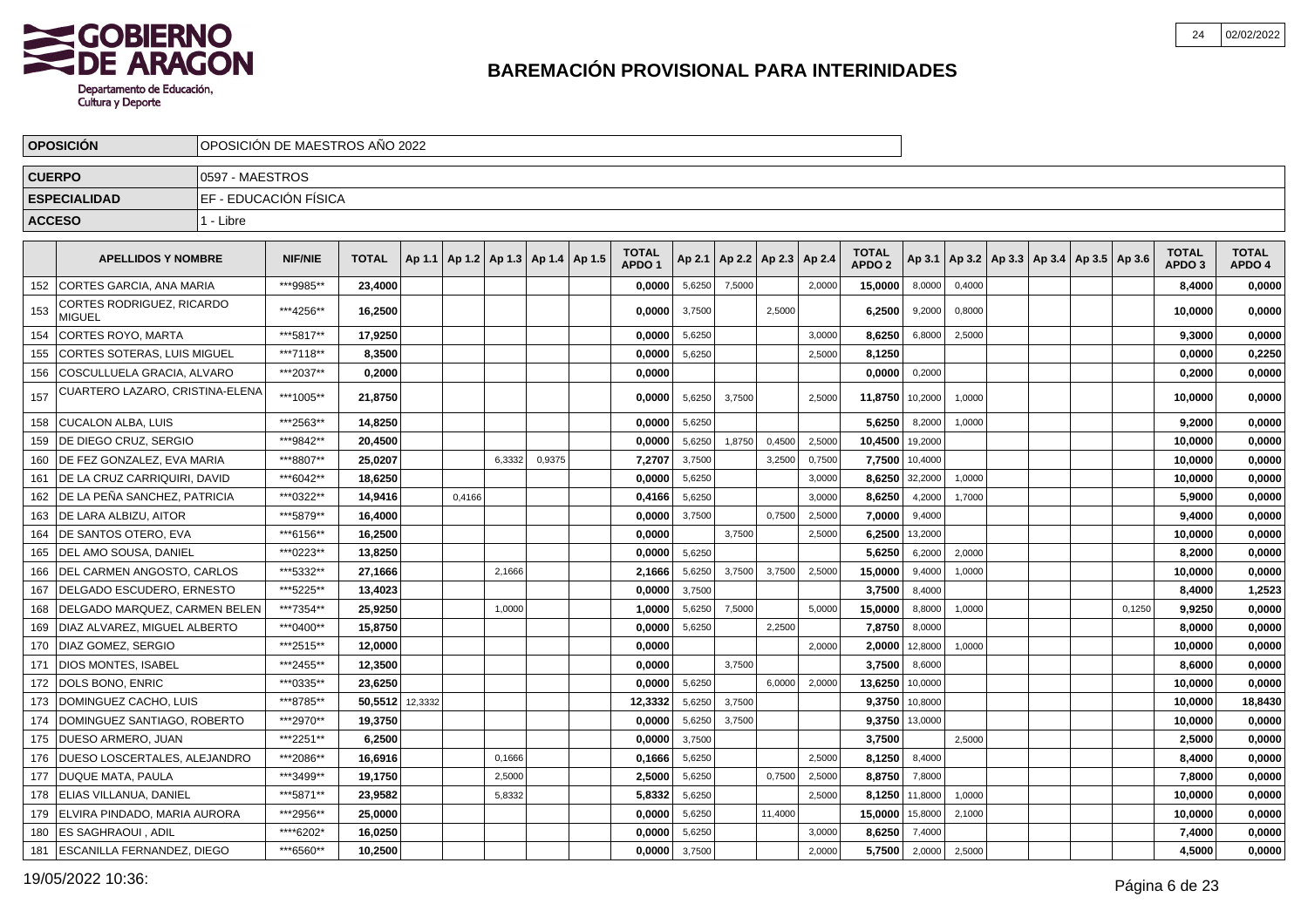# BAREMACIÓN PROVISIONAL PARA INTERINIDADES

| | |
|---|---|
| **OPOSICIÓN** | OPOSICIÓN DE MAESTROS AÑO 2022 |
| **CUERPO** | 0597 - MAESTROS |
| **ESPECIALIDAD** | EF - EDUCACIÓN FÍSICA |
| **ACCESO** | 1 - Libre |

| | APELLIDOS Y NOMBRE | NIF/NIE | TOTAL | Ap 1.1 | Ap 1.2 | Ap 1.3 | Ap 1.4 | Ap 1.5 | TOTAL APDO 1 | Ap 2.1 | Ap 2.2 | Ap 2.3 | Ap 2.4 | TOTAL APDO 2 | Ap 3.1 | Ap 3.2 | Ap 3.3 | Ap 3.4 | Ap 3.5 | Ap 3.6 | TOTAL APDO 3 | TOTAL APDO 4 |
|---|---|---|---|---|---|---|---|---|---|---|---|---|---|---|---|---|---|---|---|---|---|---|
| 152 | CORTES GARCIA, ANA MARIA | ***9985** | **23,4000** | | | | | | **0,0000** | 5,6250 | 7,5000 | | 2,0000 | **15,0000** | 8,0000 | 0,4000 | | | | | **8,4000** | **0,0000** |
| 153 | CORTES RODRIGUEZ, RICARDO MIGUEL | ***4256** | **16,2500** | | | | | | **0,0000** | 3,7500 | | 2,5000 | | **6,2500** | 9,2000 | 0,8000 | | | | | **10,0000** | **0,0000** |
| 154 | CORTES ROYO, MARTA | ***5817** | **17,9250** | | | | | | **0,0000** | 5,6250 | | | 3,0000 | **8,6250** | 6,8000 | 2,5000 | | | | | **9,3000** | **0,0000** |
| 155 | CORTES SOTERAS, LUIS MIGUEL | ***7118** | **8,3500** | | | | | | **0,0000** | 5,6250 | | | 2,5000 | **8,1250** | | | | | | | **0,0000** | **0,2250** |
| 156 | COSCULLUELA GRACIA, ALVARO | ***2037** | **0,2000** | | | | | | **0,0000** | | | | | **0,0000** | 0,2000 | | | | | | **0,2000** | **0,0000** |
| 157 | CUARTERO LAZARO, CRISTINA-ELENA | ***1005** | **21,8750** | | | | | | **0,0000** | 5,6250 | 3,7500 | | 2,5000 | **11,8750** | 10,2000 | 1,0000 | | | | | **10,0000** | **0,0000** |
| 158 | CUCALON ALBA, LUIS | ***2563** | **14,8250** | | | | | | **0,0000** | 5,6250 | | | | **5,6250** | 8,2000 | 1,0000 | | | | | **9,2000** | **0,0000** |
| 159 | DE DIEGO CRUZ, SERGIO | ***9842** | **20,4500** | | | | | | **0,0000** | 5,6250 | 1,8750 | 0,4500 | 2,5000 | **10,4500** | 19,2000 | | | | | | **10,0000** | **0,0000** |
| 160 | DE FEZ GONZALEZ, EVA MARIA | ***8807** | **25,0207** | | | 6,3332 | 0,9375 | | **7,2707** | 3,7500 | | 3,2500 | 0,7500 | **7,7500** | 10,4000 | | | | | | **10,0000** | **0,0000** |
| 161 | DE LA CRUZ CARRIQUIRI, DAVID | ***6042** | **18,6250** | | | | | | **0,0000** | 5,6250 | | | 3,0000 | **8,6250** | 32,2000 | 1,0000 | | | | | **10,0000** | **0,0000** |
| 162 | DE LA PEÑA SANCHEZ, PATRICIA | ***0322** | **14,9416** | | 0,4166 | | | | **0,4166** | 5,6250 | | | 3,0000 | **8,6250** | 4,2000 | 1,7000 | | | | | **5,9000** | **0,0000** |
| 163 | DE LARA ALBIZU, AITOR | ***5879** | **16,4000** | | | | | | **0,0000** | 3,7500 | | 0,7500 | 2,5000 | **7,0000** | 9,4000 | | | | | | **9,4000** | **0,0000** |
| 164 | DE SANTOS OTERO, EVA | ***6156** | **16,2500** | | | | | | **0,0000** | | 3,7500 | | 2,5000 | **6,2500** | 13,2000 | | | | | | **10,0000** | **0,0000** |
| 165 | DEL AMO SOUSA, DANIEL | ***0223** | **13,8250** | | | | | | **0,0000** | 5,6250 | | | | **5,6250** | 6,2000 | 2,0000 | | | | | **8,2000** | **0,0000** |
| 166 | DEL CARMEN ANGOSTO, CARLOS | ***5332** | **27,1666** | | | 2,1666 | | | **2,1666** | 5,6250 | 3,7500 | 3,7500 | 2,5000 | **15,0000** | 9,4000 | 1,0000 | | | | | **10,0000** | **0,0000** |
| 167 | DELGADO ESCUDERO, ERNESTO | ***5225** | **13,4023** | | | | | | **0,0000** | 3,7500 | | | | **3,7500** | 8,4000 | | | | | | **8,4000** | **1,2523** |
| 168 | DELGADO MARQUEZ, CARMEN BELEN | ***7354** | **25,9250** | | | 1,0000 | | | **1,0000** | 5,6250 | 7,5000 | | 5,0000 | **15,0000** | 8,8000 | 1,0000 | | | | 0,1250 | **9,9250** | **0,0000** |
| 169 | DIAZ ALVAREZ, MIGUEL ALBERTO | ***0400** | **15,8750** | | | | | | **0,0000** | 5,6250 | | 2,2500 | | **7,8750** | 8,0000 | | | | | | **8,0000** | **0,0000** |
| 170 | DIAZ GOMEZ, SERGIO | ***2515** | **12,0000** | | | | | | **0,0000** | | | | 2,0000 | **2,0000** | 12,8000 | 1,0000 | | | | | **10,0000** | **0,0000** |
| 171 | DIOS MONTES, ISABEL | ***2455** | **12,3500** | | | | | | **0,0000** | | 3,7500 | | | **3,7500** | 8,6000 | | | | | | **8,6000** | **0,0000** |
| 172 | DOLS BONO, ENRIC | ***0335** | **23,6250** | | | | | | **0,0000** | 5,6250 | | 6,0000 | 2,0000 | **13,6250** | 10,0000 | | | | | | **10,0000** | **0,0000** |
| 173 | DOMINGUEZ CACHO, LUIS | ***8785** | **50,5512** | 12,3332 | | | | | **12,3332** | 5,6250 | 3,7500 | | | **9,3750** | 10,8000 | | | | | | **10,0000** | **18,8430** |
| 174 | DOMINGUEZ SANTIAGO, ROBERTO | ***2970** | **19,3750** | | | | | | **0,0000** | 5,6250 | 3,7500 | | | **9,3750** | 13,0000 | | | | | | **10,0000** | **0,0000** |
| 175 | DUESO ARMERO, JUAN | ***2251** | **6,2500** | | | | | | **0,0000** | 3,7500 | | | | **3,7500** | | 2,5000 | | | | | **2,5000** | **0,0000** |
| 176 | DUESO LOSCERTALES, ALEJANDRO | ***2086** | **16,6916** | | | 0,1666 | | | **0,1666** | 5,6250 | | | 2,5000 | **8,1250** | 8,4000 | | | | | | **8,4000** | **0,0000** |
| 177 | DUQUE MATA, PAULA | ***3499** | **19,1750** | | | 2,5000 | | | **2,5000** | 5,6250 | | 0,7500 | 2,5000 | **8,8750** | 7,8000 | | | | | | **7,8000** | **0,0000** |
| 178 | ELIAS VILLANUA, DANIEL | ***5871** | **23,9582** | | | 5,8332 | | | **5,8332** | 5,6250 | | | 2,5000 | **8,1250** | 11,8000 | 1,0000 | | | | | **10,0000** | **0,0000** |
| 179 | ELVIRA PINDADO, MARIA AURORA | ***2956** | **25,0000** | | | | | | **0,0000** | 5,6250 | | 11,4000 | | **15,0000** | 15,8000 | 2,1000 | | | | | **10,0000** | **0,0000** |
| 180 | ES SAGHRAOUI , ADIL | ****6202* | **16,0250** | | | | | | **0,0000** | 5,6250 | | | 3,0000 | **8,6250** | 7,4000 | | | | | | **7,4000** | **0,0000** |
| 181 | ESCANILLA FERNANDEZ, DIEGO | ***6560** | **10,2500** | | | | | | **0,0000** | 3,7500 | | | 2,0000 | **5,7500** | 2,0000 | 2,5000 | | | | | **4,5000** | **0,0000** |

19/05/2022 10:36: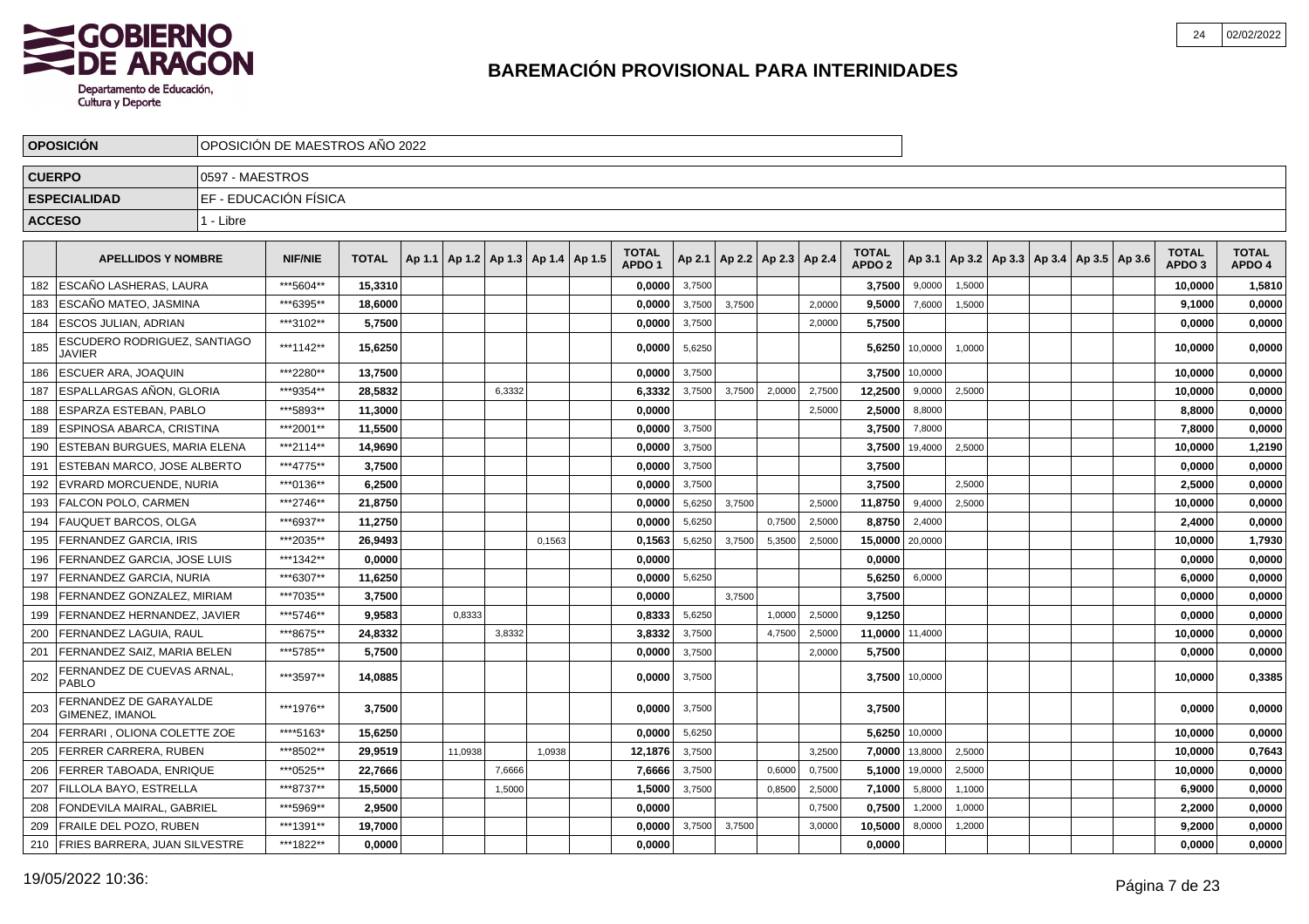# BAREMACIÓN PROVISIONAL PARA INTERINIDADES

| OPOSICIÓN | OPOSICIÓN DE MAESTROS AÑO 2022 |
|---|---|
| CUERPO | 0597 - MAESTROS |
| ESPECIALIDAD | EF - EDUCACIÓN FÍSICA |
| ACCESO | 1 - Libre |

| | APELLIDOS Y NOMBRE | NIF/NIE | TOTAL | Ap 1.1 | Ap 1.2 | Ap 1.3 | Ap 1.4 | Ap 1.5 | TOTAL APDO 1 | Ap 2.1 | Ap 2.2 | Ap 2.3 | Ap 2.4 | TOTAL APDO 2 | Ap 3.1 | Ap 3.2 | Ap 3.3 | Ap 3.4 | Ap 3.5 | Ap 3.6 | TOTAL APDO 3 | TOTAL APDO 4 |
|---|---|---|---|---|---|---|---|---|---|---|---|---|---|---|---|---|---|---|---|---|---|---|
| 182 | ESCAÑO LASHERAS, LAURA | ***5604** | 15,3310 | | | | | | 0,0000 | 3,7500 | | | | 3,7500 | 9,0000 | 1,5000 | | | | | 10,0000 | 1,5810 |
| 183 | ESCAÑO MATEO, JASMINA | ***6395** | 18,6000 | | | | | | 0,0000 | 3,7500 | 3,7500 | | 2,0000 | 9,5000 | 7,6000 | 1,5000 | | | | | 9,1000 | 0,0000 |
| 184 | ESCOS JULIAN, ADRIAN | ***3102** | 5,7500 | | | | | | 0,0000 | 3,7500 | | | 2,0000 | 5,7500 | | | | | | | 0,0000 | 0,0000 |
| 185 | ESCUDERO RODRIGUEZ, SANTIAGO JAVIER | ***1142** | 15,6250 | | | | | | 0,0000 | 5,6250 | | | | 5,6250 | 10,0000 | 1,0000 | | | | | 10,0000 | 0,0000 |
| 186 | ESCUER ARA, JOAQUIN | ***2280** | 13,7500 | | | | | | 0,0000 | 3,7500 | | | | 3,7500 | 10,0000 | | | | | | 10,0000 | 0,0000 |
| 187 | ESPALLARGAS AÑON, GLORIA | ***9354** | 28,5832 | | | 6,3332 | | | 6,3332 | 3,7500 | 3,7500 | 2,0000 | 2,7500 | 12,2500 | 9,0000 | 2,5000 | | | | | 10,0000 | 0,0000 |
| 188 | ESPARZA ESTEBAN, PABLO | ***5893** | 11,3000 | | | | | | 0,0000 | | | | 2,5000 | 2,5000 | 8,8000 | | | | | | 8,8000 | 0,0000 |
| 189 | ESPINOSA ABARCA, CRISTINA | ***2001** | 11,5500 | | | | | | 0,0000 | 3,7500 | | | | 3,7500 | 7,8000 | | | | | | 7,8000 | 0,0000 |
| 190 | ESTEBAN BURGUES, MARIA ELENA | ***2114** | 14,9690 | | | | | | 0,0000 | 3,7500 | | | | 3,7500 | 19,4000 | 2,5000 | | | | | 10,0000 | 1,2190 |
| 191 | ESTEBAN MARCO, JOSE ALBERTO | ***4775** | 3,7500 | | | | | | 0,0000 | 3,7500 | | | | 3,7500 | | | | | | | 0,0000 | 0,0000 |
| 192 | EVRARD MORCUENDE, NURIA | ***0136** | 6,2500 | | | | | | 0,0000 | 3,7500 | | | | 3,7500 | | 2,5000 | | | | | 2,5000 | 0,0000 |
| 193 | FALCON POLO, CARMEN | ***2746** | 21,8750 | | | | | | 0,0000 | 5,6250 | 3,7500 | | 2,5000 | 11,8750 | 9,4000 | 2,5000 | | | | | 10,0000 | 0,0000 |
| 194 | FAUQUET BARCOS, OLGA | ***6937** | 11,2750 | | | | | | 0,0000 | 5,6250 | | 0,7500 | 2,5000 | 8,8750 | 2,4000 | | | | | | 2,4000 | 0,0000 |
| 195 | FERNANDEZ GARCIA, IRIS | ***2035** | 26,9493 | | | | 0,1563 | | 0,1563 | 5,6250 | 3,7500 | 5,3500 | 2,5000 | 15,0000 | 20,0000 | | | | | | 10,0000 | 1,7930 |
| 196 | FERNANDEZ GARCIA, JOSE LUIS | ***1342** | 0,0000 | | | | | | 0,0000 | | | | | 0,0000 | | | | | | | 0,0000 | 0,0000 |
| 197 | FERNANDEZ GARCIA, NURIA | ***6307** | 11,6250 | | | | | | 0,0000 | 5,6250 | | | | 5,6250 | 6,0000 | | | | | | 6,0000 | 0,0000 |
| 198 | FERNANDEZ GONZALEZ, MIRIAM | ***7035** | 3,7500 | | | | | | 0,0000 | | 3,7500 | | | 3,7500 | | | | | | | 0,0000 | 0,0000 |
| 199 | FERNANDEZ HERNANDEZ, JAVIER | ***5746** | 9,9583 | | 0,8333 | | | | 0,8333 | 5,6250 | | 1,0000 | 2,5000 | 9,1250 | | | | | | | 0,0000 | 0,0000 |
| 200 | FERNANDEZ LAGUIA, RAUL | ***8675** | 24,8332 | | | 3,8332 | | | 3,8332 | 3,7500 | | 4,7500 | 2,5000 | 11,0000 | 11,4000 | | | | | | 10,0000 | 0,0000 |
| 201 | FERNANDEZ SAIZ, MARIA BELEN | ***5785** | 5,7500 | | | | | | 0,0000 | 3,7500 | | | 2,0000 | 5,7500 | | | | | | | 0,0000 | 0,0000 |
| 202 | FERNANDEZ DE CUEVAS ARNAL, PABLO | ***3597** | 14,0885 | | | | | | 0,0000 | 3,7500 | | | | 3,7500 | 10,0000 | | | | | | 10,0000 | 0,3385 |
| 203 | FERNANDEZ DE GARAYALDE GIMENEZ, IMANOL | ***1976** | 3,7500 | | | | | | 0,0000 | 3,7500 | | | | 3,7500 | | | | | | | 0,0000 | 0,0000 |
| 204 | FERRARI , OLIONA COLETTE ZOE | ****5163* | 15,6250 | | | | | | 0,0000 | 5,6250 | | | | 5,6250 | 10,0000 | | | | | | 10,0000 | 0,0000 |
| 205 | FERRER CARRERA, RUBEN | ***8502** | 29,9519 | | 11,0938 | | 1,0938 | | 12,1876 | 3,7500 | | | 3,2500 | 7,0000 | 13,8000 | 2,5000 | | | | | 10,0000 | 0,7643 |
| 206 | FERRER TABOADA, ENRIQUE | ***0525** | 22,7666 | | | 7,6666 | | | 7,6666 | 3,7500 | | 0,6000 | 0,7500 | 5,1000 | 19,0000 | 2,5000 | | | | | 10,0000 | 0,0000 |
| 207 | FILLOLA BAYO, ESTRELLA | ***8737** | 15,5000 | | | 1,5000 | | | 1,5000 | 3,7500 | | 0,8500 | 2,5000 | 7,1000 | 5,8000 | 1,1000 | | | | | 6,9000 | 0,0000 |
| 208 | FONDEVILA MAIRAL, GABRIEL | ***5969** | 2,9500 | | | | | | 0,0000 | | | | 0,7500 | 0,7500 | 1,2000 | 1,0000 | | | | | 2,2000 | 0,0000 |
| 209 | FRAILE DEL POZO, RUBEN | ***1391** | 19,7000 | | | | | | 0,0000 | 3,7500 | 3,7500 | | 3,0000 | 10,5000 | 8,0000 | 1,2000 | | | | | 9,2000 | 0,0000 |
| 210 | FRIES BARRERA, JUAN SILVESTRE | ***1822** | 0,0000 | | | | | | 0,0000 | | | | | 0,0000 | | | | | | | 0,0000 | 0,0000 |

19/05/2022 10:36: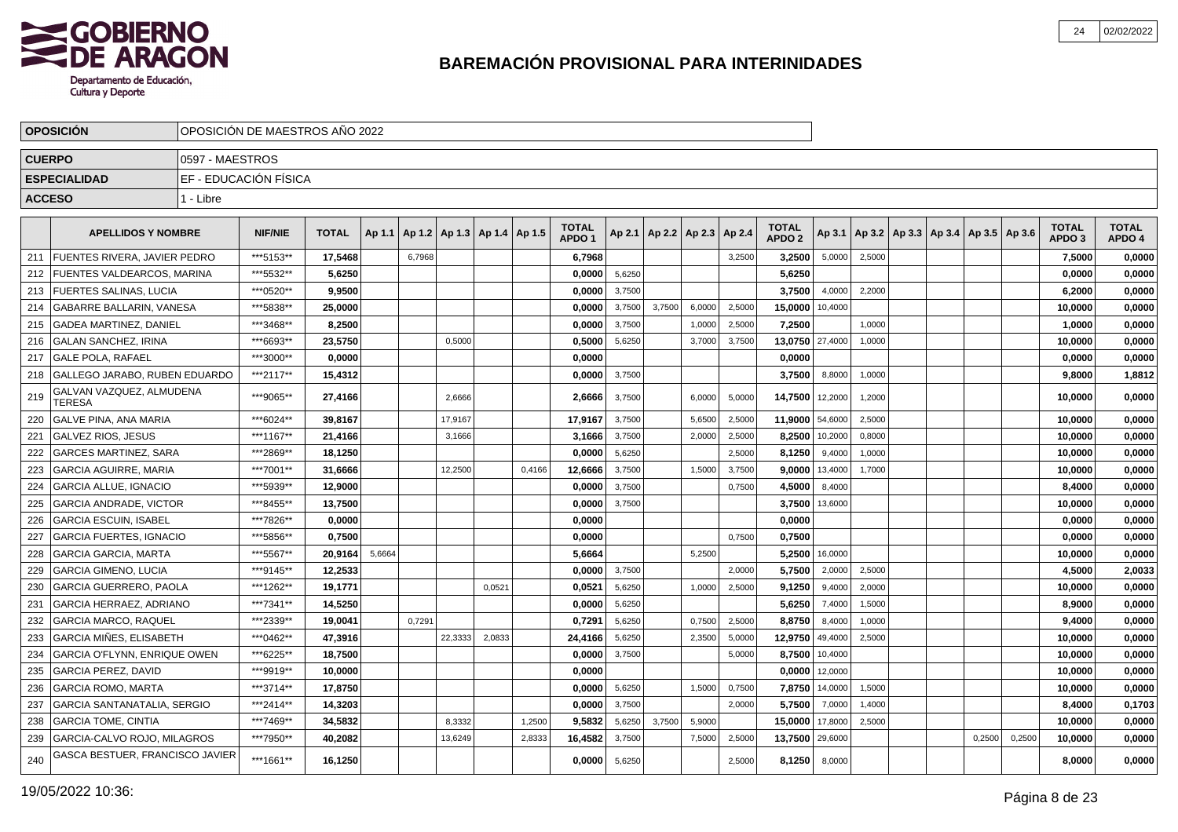# BAREMACIÓN PROVISIONAL PARA INTERINIDADES

| OPOSICIÓN | OPOSICIÓN DE MAESTROS AÑO 2022 |
|---|---|
| CUERPO | 0597 - MAESTROS |
| ESPECIALIDAD | EF - EDUCACIÓN FÍSICA |
| ACCESO | 1 - Libre |

| | APELLIDOS Y NOMBRE | NIF/NIE | TOTAL | Ap 1.1 | Ap 1.2 | Ap 1.3 | Ap 1.4 | Ap 1.5 | TOTAL APDO 1 | Ap 2.1 | Ap 2.2 | Ap 2.3 | Ap 2.4 | TOTAL APDO 2 | Ap 3.1 | Ap 3.2 | Ap 3.3 | Ap 3.4 | Ap 3.5 | Ap 3.6 | TOTAL APDO 3 | TOTAL APDO 4 |
|---|---|---|---|---|---|---|---|---|---|---|---|---|---|---|---|---|---|---|---|---|---|---|
| 211 | FUENTES RIVERA, JAVIER PEDRO | ***5153** | 17,5468 | | 6,7968 | | | | 6,7968 | | | | 3,2500 | 3,2500 | 5,0000 | 2,5000 | | | | | 7,5000 | 0,0000 |
| 212 | FUENTES VALDEARCOS, MARINA | ***5532** | 5,6250 | | | | | | 0,0000 | 5,6250 | | | | 5,6250 | | | | | | | 0,0000 | 0,0000 |
| 213 | FUERTES SALINAS, LUCIA | ***0520** | 9,9500 | | | | | | 0,0000 | 3,7500 | | | | 3,7500 | 4,0000 | 2,2000 | | | | | 6,2000 | 0,0000 |
| 214 | GABARRE BALLARIN, VANESA | ***5838** | 25,0000 | | | | | | 0,0000 | 3,7500 | 3,7500 | 6,0000 | 2,5000 | 15,0000 | 10,4000 | | | | | | 10,0000 | 0,0000 |
| 215 | GADEA MARTINEZ, DANIEL | ***3468** | 8,2500 | | | | | | 0,0000 | 3,7500 | | 1,0000 | 2,5000 | 7,2500 | | 1,0000 | | | | | 1,0000 | 0,0000 |
| 216 | GALAN SANCHEZ, IRINA | ***6693** | 23,5750 | | | 0,5000 | | | 0,5000 | 5,6250 | | 3,7000 | 3,7500 | 13,0750 | 27,4000 | 1,0000 | | | | | 10,0000 | 0,0000 |
| 217 | GALE POLA, RAFAEL | ***3000** | 0,0000 | | | | | | 0,0000 | | | | | 0,0000 | | | | | | | 0,0000 | 0,0000 |
| 218 | GALLEGO JARABO, RUBEN EDUARDO | ***2117** | 15,4312 | | | | | | 0,0000 | 3,7500 | | | | 3,7500 | 8,8000 | 1,0000 | | | | | 9,8000 | 1,8812 |
| 219 | GALVAN VAZQUEZ, ALMUDENA TERESA | ***9065** | 27,4166 | | | 2,6666 | | | 2,6666 | 3,7500 | | 6,0000 | 5,0000 | 14,7500 | 12,2000 | 1,2000 | | | | | 10,0000 | 0,0000 |
| 220 | GALVE PINA, ANA MARIA | ***6024** | 39,8167 | | | 17,9167 | | | 17,9167 | 3,7500 | | 5,6500 | 2,5000 | 11,9000 | 54,6000 | 2,5000 | | | | | 10,0000 | 0,0000 |
| 221 | GALVEZ RIOS, JESUS | ***1167** | 21,4166 | | | 3,1666 | | | 3,1666 | 3,7500 | | 2,0000 | 2,5000 | 8,2500 | 10,2000 | 0,8000 | | | | | 10,0000 | 0,0000 |
| 222 | GARCES MARTINEZ, SARA | ***2869** | 18,1250 | | | | | | 0,0000 | 5,6250 | | | 2,5000 | 8,1250 | 9,4000 | 1,0000 | | | | | 10,0000 | 0,0000 |
| 223 | GARCIA AGUIRRE, MARIA | ***7001** | 31,6666 | | | 12,2500 | | 0,4166 | 12,6666 | 3,7500 | | 1,5000 | 3,7500 | 9,0000 | 13,4000 | 1,7000 | | | | | 10,0000 | 0,0000 |
| 224 | GARCIA ALLUE, IGNACIO | ***5939** | 12,9000 | | | | | | 0,0000 | 3,7500 | | | 0,7500 | 4,5000 | 8,4000 | | | | | | 8,4000 | 0,0000 |
| 225 | GARCIA ANDRADE, VICTOR | ***8455** | 13,7500 | | | | | | 0,0000 | 3,7500 | | | | 3,7500 | 13,6000 | | | | | | 10,0000 | 0,0000 |
| 226 | GARCIA ESCUIN, ISABEL | ***7826** | 0,0000 | | | | | | 0,0000 | | | | | 0,0000 | | | | | | | 0,0000 | 0,0000 |
| 227 | GARCIA FUERTES, IGNACIO | ***5856** | 0,7500 | | | | | | 0,0000 | | | | 0,7500 | 0,7500 | | | | | | | 0,0000 | 0,0000 |
| 228 | GARCIA GARCIA, MARTA | ***5567** | 20,9164 | 5,6664 | | | | | 5,6664 | | | 5,2500 | | 5,2500 | 16,0000 | | | | | | 10,0000 | 0,0000 |
| 229 | GARCIA GIMENO, LUCIA | ***9145** | 12,2533 | | | | | | 0,0000 | 3,7500 | | | 2,0000 | 5,7500 | 2,0000 | 2,5000 | | | | | 4,5000 | 2,0033 |
| 230 | GARCIA GUERRERO, PAOLA | ***1262** | 19,1771 | | | | 0,0521 | | 0,0521 | 5,6250 | | 1,0000 | 2,5000 | 9,1250 | 9,4000 | 2,0000 | | | | | 10,0000 | 0,0000 |
| 231 | GARCIA HERRAEZ, ADRIANO | ***7341** | 14,5250 | | | | | | 0,0000 | 5,6250 | | | | 5,6250 | 7,4000 | 1,5000 | | | | | 8,9000 | 0,0000 |
| 232 | GARCIA MARCO, RAQUEL | ***2339** | 19,0041 | | 0,7291 | | | | 0,7291 | 5,6250 | | 0,7500 | 2,5000 | 8,8750 | 8,4000 | 1,0000 | | | | | 9,4000 | 0,0000 |
| 233 | GARCIA MIÑES, ELISABETH | ***0462** | 47,3916 | | | 22,3333 | 2,0833 | | 24,4166 | 5,6250 | | 2,3500 | 5,0000 | 12,9750 | 49,4000 | 2,5000 | | | | | 10,0000 | 0,0000 |
| 234 | GARCIA O'FLYNN, ENRIQUE OWEN | ***6225** | 18,7500 | | | | | | 0,0000 | 3,7500 | | | 5,0000 | 8,7500 | 10,4000 | | | | | | 10,0000 | 0,0000 |
| 235 | GARCIA PEREZ, DAVID | ***9919** | 10,0000 | | | | | | 0,0000 | | | | | 0,0000 | 12,0000 | | | | | | 10,0000 | 0,0000 |
| 236 | GARCIA ROMO, MARTA | ***3714** | 17,8750 | | | | | | 0,0000 | 5,6250 | | 1,5000 | 0,7500 | 7,8750 | 14,0000 | 1,5000 | | | | | 10,0000 | 0,0000 |
| 237 | GARCIA SANTANATALIA, SERGIO | ***2414** | 14,3203 | | | | | | 0,0000 | 3,7500 | | | 2,0000 | 5,7500 | 7,0000 | 1,4000 | | | | | 8,4000 | 0,1703 |
| 238 | GARCIA TOME, CINTIA | ***7469** | 34,5832 | | | 8,3332 | | 1,2500 | 9,5832 | 5,6250 | 3,7500 | 5,9000 | | 15,0000 | 17,8000 | 2,5000 | | | | | 10,0000 | 0,0000 |
| 239 | GARCIA-CALVO ROJO, MILAGROS | ***7950** | 40,2082 | | | 13,6249 | | 2,8333 | 16,4582 | 3,7500 | | 7,5000 | 2,5000 | 13,7500 | 29,6000 | | | | 0,2500 | 0,2500 | 10,0000 | 0,0000 |
| 240 | GASCA BESTUER, FRANCISCO JAVIER | ***1661** | 16,1250 | | | | | | 0,0000 | 5,6250 | | | 2,5000 | 8,1250 | 8,0000 | | | | | | 8,0000 | 0,0000 |

19/05/2022 10:36: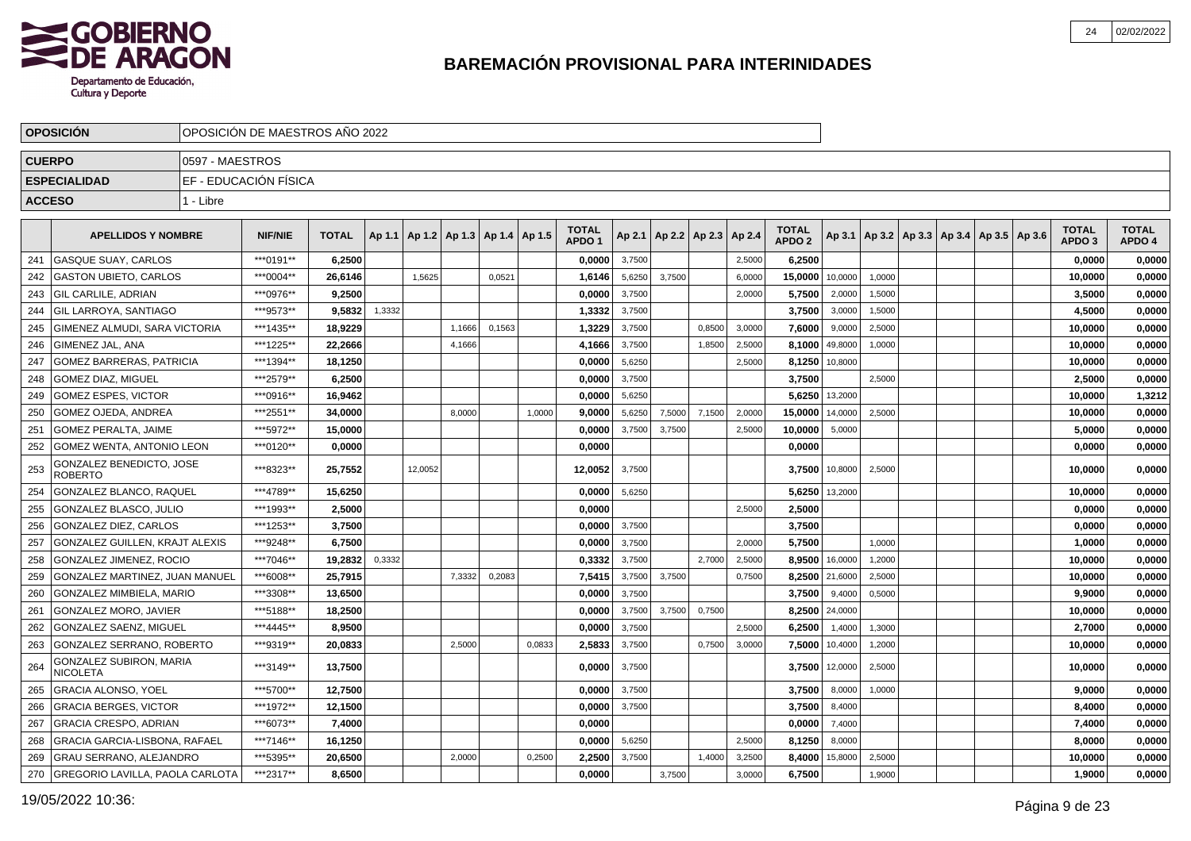# BAREMACIÓN PROVISIONAL PARA INTERINIDADES

| OPOSICIÓN | OPOSICIÓN DE MAESTROS AÑO 2022 |
|---|---|
| CUERPO | 0597 - MAESTROS |
| ESPECIALIDAD | EF - EDUCACIÓN FÍSICA |
| ACCESO | 1 - Libre |

| | APELLIDOS Y NOMBRE | NIF/NIE | TOTAL | Ap 1.1 | Ap 1.2 | Ap 1.3 | Ap 1.4 | Ap 1.5 | TOTAL APDO 1 | Ap 2.1 | Ap 2.2 | Ap 2.3 | Ap 2.4 | TOTAL APDO 2 | Ap 3.1 | Ap 3.2 | Ap 3.3 | Ap 3.4 | Ap 3.5 | Ap 3.6 | TOTAL APDO 3 | TOTAL APDO 4 |
|---|---|---|---|---|---|---|---|---|---|---|---|---|---|---|---|---|---|---|---|---|---|---|
| 241 | GASQUE SUAY, CARLOS | ***0191** | 6,2500 | | | | | | 0,0000 | 3,7500 | | | 2,5000 | 6,2500 | | | | | | | 0,0000 | 0,0000 |
| 242 | GASTON UBIETO, CARLOS | ***0004** | 26,6146 | | 1,5625 | | 0,0521 | | 1,6146 | 5,6250 | 3,7500 | | 6,0000 | 15,0000 | 10,0000 | 1,0000 | | | | | 10,0000 | 0,0000 |
| 243 | GIL CARLILE, ADRIAN | ***0976** | 9,2500 | | | | | | 0,0000 | 3,7500 | | | 2,0000 | 5,7500 | 2,0000 | 1,5000 | | | | | 3,5000 | 0,0000 |
| 244 | GIL LARROYA, SANTIAGO | ***9573** | 9,5832 | 1,3332 | | | | | 1,3332 | 3,7500 | | | | 3,7500 | 3,0000 | 1,5000 | | | | | 4,5000 | 0,0000 |
| 245 | GIMENEZ ALMUDI, SARA VICTORIA | ***1435** | 18,9229 | | | 1,1666 | 0,1563 | | 1,3229 | 3,7500 | | 0,8500 | 3,0000 | 7,6000 | 9,0000 | 2,5000 | | | | | 10,0000 | 0,0000 |
| 246 | GIMENEZ JAL, ANA | ***1225** | 22,2666 | | | 4,1666 | | | 4,1666 | 3,7500 | | 1,8500 | 2,5000 | 8,1000 | 49,8000 | 1,0000 | | | | | 10,0000 | 0,0000 |
| 247 | GOMEZ BARRERAS, PATRICIA | ***1394** | 18,1250 | | | | | | 0,0000 | 5,6250 | | | 2,5000 | 8,1250 | 10,8000 | | | | | | 10,0000 | 0,0000 |
| 248 | GOMEZ DIAZ, MIGUEL | ***2579** | 6,2500 | | | | | | 0,0000 | 3,7500 | | | | 3,7500 | | 2,5000 | | | | | 2,5000 | 0,0000 |
| 249 | GOMEZ ESPES, VICTOR | ***0916** | 16,9462 | | | | | | 0,0000 | 5,6250 | | | | 5,6250 | 13,2000 | | | | | | 10,0000 | 1,3212 |
| 250 | GOMEZ OJEDA, ANDREA | ***2551** | 34,0000 | | | 8,0000 | | 1,0000 | 9,0000 | 5,6250 | 7,5000 | 7,1500 | 2,0000 | 15,0000 | 14,0000 | 2,5000 | | | | | 10,0000 | 0,0000 |
| 251 | GOMEZ PERALTA, JAIME | ***5972** | 15,0000 | | | | | | 0,0000 | 3,7500 | 3,7500 | | 2,5000 | 10,0000 | 5,0000 | | | | | | 5,0000 | 0,0000 |
| 252 | GOMEZ WENTA, ANTONIO LEON | ***0120** | 0,0000 | | | | | | 0,0000 | | | | | 0,0000 | | | | | | | 0,0000 | 0,0000 |
| 253 | GONZALEZ BENEDICTO, JOSE ROBERTO | ***8323** | 25,7552 | | 12,0052 | | | | 12,0052 | 3,7500 | | | | 3,7500 | 10,8000 | 2,5000 | | | | | 10,0000 | 0,0000 |
| 254 | GONZALEZ BLANCO, RAQUEL | ***4789** | 15,6250 | | | | | | 0,0000 | 5,6250 | | | | 5,6250 | 13,2000 | | | | | | 10,0000 | 0,0000 |
| 255 | GONZALEZ BLASCO, JULIO | ***1993** | 2,5000 | | | | | | 0,0000 | | | | 2,5000 | 2,5000 | | | | | | | 0,0000 | 0,0000 |
| 256 | GONZALEZ DIEZ, CARLOS | ***1253** | 3,7500 | | | | | | 0,0000 | 3,7500 | | | | 3,7500 | | | | | | | 0,0000 | 0,0000 |
| 257 | GONZALEZ GUILLEN, KRAJT ALEXIS | ***9248** | 6,7500 | | | | | | 0,0000 | 3,7500 | | | 2,0000 | 5,7500 | | 1,0000 | | | | | 1,0000 | 0,0000 |
| 258 | GONZALEZ JIMENEZ, ROCIO | ***7046** | 19,2832 | 0,3332 | | | | | 0,3332 | 3,7500 | | 2,7000 | 2,5000 | 8,9500 | 16,0000 | 1,2000 | | | | | 10,0000 | 0,0000 |
| 259 | GONZALEZ MARTINEZ, JUAN MANUEL | ***6008** | 25,7915 | | | 7,3332 | 0,2083 | | 7,5415 | 3,7500 | 3,7500 | | 0,7500 | 8,2500 | 21,6000 | 2,5000 | | | | | 10,0000 | 0,0000 |
| 260 | GONZALEZ MIMBIELA, MARIO | ***3308** | 13,6500 | | | | | | 0,0000 | 3,7500 | | | | 3,7500 | 9,4000 | 0,5000 | | | | | 9,9000 | 0,0000 |
| 261 | GONZALEZ MORO, JAVIER | ***5188** | 18,2500 | | | | | | 0,0000 | 3,7500 | 3,7500 | 0,7500 | | 8,2500 | 24,0000 | | | | | | 10,0000 | 0,0000 |
| 262 | GONZALEZ SAENZ, MIGUEL | ***4445** | 8,9500 | | | | | | 0,0000 | 3,7500 | | | 2,5000 | 6,2500 | 1,4000 | 1,3000 | | | | | 2,7000 | 0,0000 |
| 263 | GONZALEZ SERRANO, ROBERTO | ***9319** | 20,0833 | | | 2,5000 | | 0,0833 | 2,5833 | 3,7500 | | 0,7500 | 3,0000 | 7,5000 | 10,4000 | 1,2000 | | | | | 10,0000 | 0,0000 |
| 264 | GONZALEZ SUBIRON, MARIA NICOLETA | ***3149** | 13,7500 | | | | | | 0,0000 | 3,7500 | | | | 3,7500 | 12,0000 | 2,5000 | | | | | 10,0000 | 0,0000 |
| 265 | GRACIA ALONSO, YOEL | ***5700** | 12,7500 | | | | | | 0,0000 | 3,7500 | | | | 3,7500 | 8,0000 | 1,0000 | | | | | 9,0000 | 0,0000 |
| 266 | GRACIA BERGES, VICTOR | ***1972** | 12,1500 | | | | | | 0,0000 | 3,7500 | | | | 3,7500 | 8,4000 | | | | | | 8,4000 | 0,0000 |
| 267 | GRACIA CRESPO, ADRIAN | ***6073** | 7,4000 | | | | | | 0,0000 | | | | | 0,0000 | 7,4000 | | | | | | 7,4000 | 0,0000 |
| 268 | GRACIA GARCIA-LISBONA, RAFAEL | ***7146** | 16,1250 | | | | | | 0,0000 | 5,6250 | | | 2,5000 | 8,1250 | 8,0000 | | | | | | 8,0000 | 0,0000 |
| 269 | GRAU SERRANO, ALEJANDRO | ***5395** | 20,6500 | | | 2,0000 | | 0,2500 | 2,2500 | 3,7500 | | 1,4000 | 3,2500 | 8,4000 | 15,8000 | 2,5000 | | | | | 10,0000 | 0,0000 |
| 270 | GREGORIO LAVILLA, PAOLA CARLOTA | ***2317** | 8,6500 | | | | | | 0,0000 | | 3,7500 | | 3,0000 | 6,7500 | | 1,9000 | | | | | 1,9000 | 0,0000 |

19/05/2022 10:36: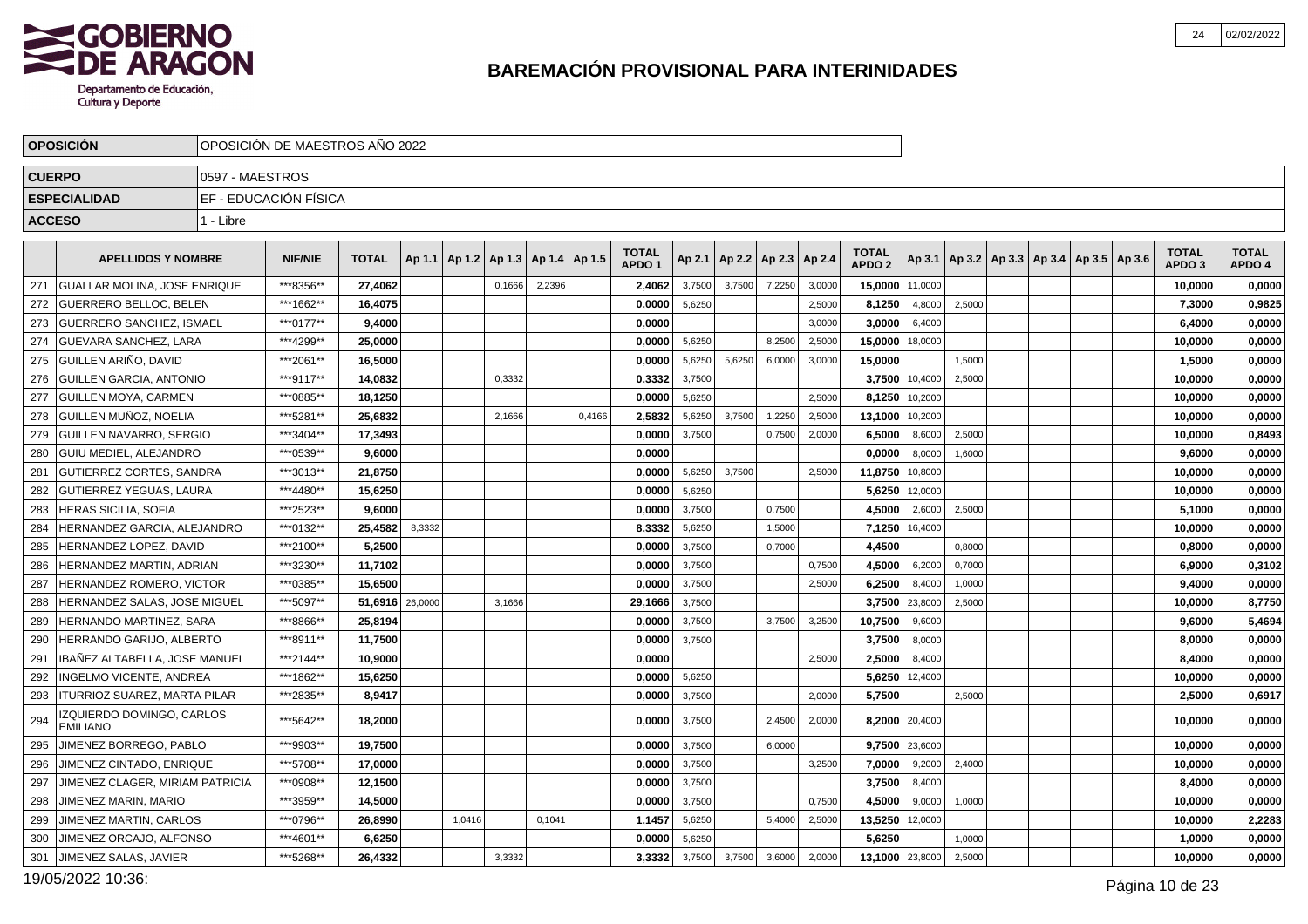# BAREMACIÓN PROVISIONAL PARA INTERINIDADES

| OPOSICIÓN | OPOSICIÓN DE MAESTROS AÑO 2022 |
|---|---|
| CUERPO | 0597 - MAESTROS |
| ESPECIALIDAD | EF - EDUCACIÓN FÍSICA |
| ACCESO | 1 - Libre |

| | APELLIDOS Y NOMBRE | NIF/NIE | TOTAL | Ap 1.1 | Ap 1.2 | Ap 1.3 | Ap 1.4 | Ap 1.5 | TOTAL APDO 1 | Ap 2.1 | Ap 2.2 | Ap 2.3 | Ap 2.4 | TOTAL APDO 2 | Ap 3.1 | Ap 3.2 | Ap 3.3 | Ap 3.4 | Ap 3.5 | Ap 3.6 | TOTAL APDO 3 | TOTAL APDO 4 |
|---|---|---|---|---|---|---|---|---|---|---|---|---|---|---|---|---|---|---|---|---|---|---|
| 271 | GUALLAR MOLINA, JOSE ENRIQUE | \*\*\*8356\*\* | 27,4062 | | | 0,1666 | 2,2396 | | 2,4062 | 3,7500 | 3,7500 | 7,2250 | 3,0000 | 15,0000 | 11,0000 | | | | | | 10,0000 | 0,0000 |
| 272 | GUERRERO BELLOC, BELEN | \*\*\*1662\*\* | 16,4075 | | | | | | 0,0000 | 5,6250 | | | 2,5000 | 8,1250 | 4,8000 | 2,5000 | | | | | 7,3000 | 0,9825 |
| 273 | GUERRERO SANCHEZ, ISMAEL | \*\*\*0177\*\* | 9,4000 | | | | | | 0,0000 | | | | 3,0000 | 3,0000 | 6,4000 | | | | | | 6,4000 | 0,0000 |
| 274 | GUEVARA SANCHEZ, LARA | \*\*\*4299\*\* | 25,0000 | | | | | | 0,0000 | 5,6250 | | 8,2500 | 2,5000 | 15,0000 | 18,0000 | | | | | | 10,0000 | 0,0000 |
| 275 | GUILLEN ARIÑO, DAVID | \*\*\*2061\*\* | 16,5000 | | | | | | 0,0000 | 5,6250 | 5,6250 | 6,0000 | 3,0000 | 15,0000 | | 1,5000 | | | | | 1,5000 | 0,0000 |
| 276 | GUILLEN GARCIA, ANTONIO | \*\*\*9117\*\* | 14,0832 | | | 0,3332 | | | 0,3332 | 3,7500 | | | | 3,7500 | 10,4000 | 2,5000 | | | | | 10,0000 | 0,0000 |
| 277 | GUILLEN MOYA, CARMEN | \*\*\*0885\*\* | 18,1250 | | | | | | 0,0000 | 5,6250 | | | 2,5000 | 8,1250 | 10,2000 | | | | | | 10,0000 | 0,0000 |
| 278 | GUILLEN MUÑOZ, NOELIA | \*\*\*5281\*\* | 25,6832 | | | 2,1666 | | 0,4166 | 2,5832 | 5,6250 | 3,7500 | 1,2250 | 2,5000 | 13,1000 | 10,2000 | | | | | | 10,0000 | 0,0000 |
| 279 | GUILLEN NAVARRO, SERGIO | \*\*\*3404\*\* | 17,3493 | | | | | | 0,0000 | 3,7500 | | 0,7500 | 2,0000 | 6,5000 | 8,6000 | 2,5000 | | | | | 10,0000 | 0,8493 |
| 280 | GUIU MEDIEL, ALEJANDRO | \*\*\*0539\*\* | 9,6000 | | | | | | 0,0000 | | | | | 0,0000 | 8,0000 | 1,6000 | | | | | 9,6000 | 0,0000 |
| 281 | GUTIERREZ CORTES, SANDRA | \*\*\*3013\*\* | 21,8750 | | | | | | 0,0000 | 5,6250 | 3,7500 | | 2,5000 | 11,8750 | 10,8000 | | | | | | 10,0000 | 0,0000 |
| 282 | GUTIERREZ YEGUAS, LAURA | \*\*\*4480\*\* | 15,6250 | | | | | | 0,0000 | 5,6250 | | | | 5,6250 | 12,0000 | | | | | | 10,0000 | 0,0000 |
| 283 | HERAS SICILIA, SOFIA | \*\*\*2523\*\* | 9,6000 | | | | | | 0,0000 | 3,7500 | | 0,7500 | | 4,5000 | 2,6000 | 2,5000 | | | | | 5,1000 | 0,0000 |
| 284 | HERNANDEZ GARCIA, ALEJANDRO | \*\*\*0132\*\* | 25,4582 | 8,3332 | | | | | 8,3332 | 5,6250 | | 1,5000 | | 7,1250 | 16,4000 | | | | | | 10,0000 | 0,0000 |
| 285 | HERNANDEZ LOPEZ, DAVID | \*\*\*2100\*\* | 5,2500 | | | | | | 0,0000 | 3,7500 | | 0,7000 | | 4,4500 | | 0,8000 | | | | | 0,8000 | 0,0000 |
| 286 | HERNANDEZ MARTIN, ADRIAN | \*\*\*3230\*\* | 11,7102 | | | | | | 0,0000 | 3,7500 | | | 0,7500 | 4,5000 | 6,2000 | 0,7000 | | | | | 6,9000 | 0,3102 |
| 287 | HERNANDEZ ROMERO, VICTOR | \*\*\*0385\*\* | 15,6500 | | | | | | 0,0000 | 3,7500 | | | 2,5000 | 6,2500 | 8,4000 | 1,0000 | | | | | 9,4000 | 0,0000 |
| 288 | HERNANDEZ SALAS, JOSE MIGUEL | \*\*\*5097\*\* | 51,6916 | 26,0000 | | 3,1666 | | | 29,1666 | 3,7500 | | | | 3,7500 | 23,8000 | 2,5000 | | | | | 10,0000 | 8,7750 |
| 289 | HERNANDO MARTINEZ, SARA | \*\*\*8866\*\* | 25,8194 | | | | | | 0,0000 | 3,7500 | | 3,7500 | 3,2500 | 10,7500 | 9,6000 | | | | | | 9,6000 | 5,4694 |
| 290 | HERRANDO GARIJO, ALBERTO | \*\*\*8911\*\* | 11,7500 | | | | | | 0,0000 | 3,7500 | | | | 3,7500 | 8,0000 | | | | | | 8,0000 | 0,0000 |
| 291 | IBAÑEZ ALTABELLA, JOSE MANUEL | \*\*\*2144\*\* | 10,9000 | | | | | | 0,0000 | | | | 2,5000 | 2,5000 | 8,4000 | | | | | | 8,4000 | 0,0000 |
| 292 | INGELMO VICENTE, ANDREA | \*\*\*1862\*\* | 15,6250 | | | | | | 0,0000 | 5,6250 | | | | 5,6250 | 12,4000 | | | | | | 10,0000 | 0,0000 |
| 293 | ITURRIOZ SUAREZ, MARTA PILAR | \*\*\*2835\*\* | 8,9417 | | | | | | 0,0000 | 3,7500 | | | 2,0000 | 5,7500 | | 2,5000 | | | | | 2,5000 | 0,6917 |
| 294 | IZQUIERDO DOMINGO, CARLOS EMILIANO | \*\*\*5642\*\* | 18,2000 | | | | | | 0,0000 | 3,7500 | | 2,4500 | 2,0000 | 8,2000 | 20,4000 | | | | | | 10,0000 | 0,0000 |
| 295 | JIMENEZ BORREGO, PABLO | \*\*\*9903\*\* | 19,7500 | | | | | | 0,0000 | 3,7500 | | 6,0000 | | 9,7500 | 23,6000 | | | | | | 10,0000 | 0,0000 |
| 296 | JIMENEZ CINTADO, ENRIQUE | \*\*\*5708\*\* | 17,0000 | | | | | | 0,0000 | 3,7500 | | | 3,2500 | 7,0000 | 9,2000 | 2,4000 | | | | | 10,0000 | 0,0000 |
| 297 | JIMENEZ CLAGER, MIRIAM PATRICIA | \*\*\*0908\*\* | 12,1500 | | | | | | 0,0000 | 3,7500 | | | | 3,7500 | 8,4000 | | | | | | 8,4000 | 0,0000 |
| 298 | JIMENEZ MARIN, MARIO | \*\*\*3959\*\* | 14,5000 | | | | | | 0,0000 | 3,7500 | | | 0,7500 | 4,5000 | 9,0000 | 1,0000 | | | | | 10,0000 | 0,0000 |
| 299 | JIMENEZ MARTIN, CARLOS | \*\*\*0796\*\* | 26,8990 | | 1,0416 | | 0,1041 | | 1,1457 | 5,6250 | | 5,4000 | 2,5000 | 13,5250 | 12,0000 | | | | | | 10,0000 | 2,2283 |
| 300 | JIMENEZ ORCAJO, ALFONSO | \*\*\*4601\*\* | 6,6250 | | | | | | 0,0000 | 5,6250 | | | | 5,6250 | | 1,0000 | | | | | 1,0000 | 0,0000 |
| 301 | JIMENEZ SALAS, JAVIER | \*\*\*5268\*\* | 26,4332 | | | 3,3332 | | | 3,3332 | 3,7500 | 3,7500 | 3,6000 | 2,0000 | 13,1000 | 23,8000 | 2,5000 | | | | | 10,0000 | 0,0000 |

19/05/2022 10:36: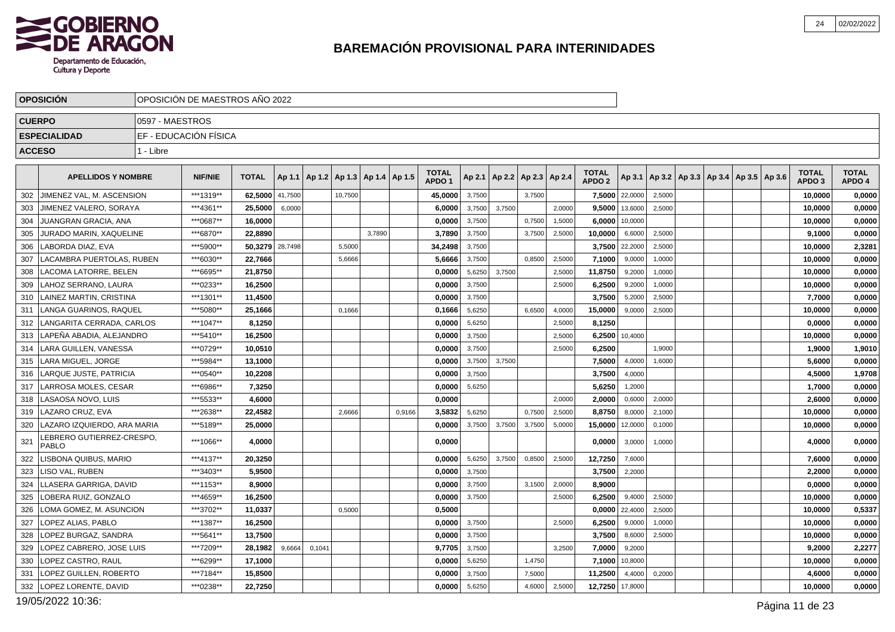## BAREMACIÓN PROVISIONAL PARA INTERINIDADES

| OPOSICIÓN | OPOSICIÓN DE MAESTROS AÑO 2022 |
|---|---|
| CUERPO | 0597 - MAESTROS |
| ESPECIALIDAD | EF - EDUCACIÓN FÍSICA |
| ACCESO | 1 - Libre |

| | APELLIDOS Y NOMBRE | NIF/NIE | TOTAL | Ap 1.1 | Ap 1.2 | Ap 1.3 | Ap 1.4 | Ap 1.5 | TOTAL APDO 1 | Ap 2.1 | Ap 2.2 | Ap 2.3 | Ap 2.4 | TOTAL APDO 2 | Ap 3.1 | Ap 3.2 | Ap 3.3 | Ap 3.4 | Ap 3.5 | Ap 3.6 | TOTAL APDO 3 | TOTAL APDO 4 |
|---|---|---|---|---|---|---|---|---|---|---|---|---|---|---|---|---|---|---|---|---|---|---|
| 302 | JIMENEZ VAL, M. ASCENSION | \*\*\*1319\*\* | 62,5000 | 41,7500 | | 10,7500 | | | 45,0000 | 3,7500 | | 3,7500 | | 7,5000 | 22,0000 | 2,5000 | | | | | 10,0000 | 0,0000 |
| 303 | JIMENEZ VALERO, SORAYA | \*\*\*4361\*\* | 25,5000 | 6,0000 | | | | | 6,0000 | 3,7500 | 3,7500 | | 2,0000 | 9,5000 | 13,6000 | 2,5000 | | | | | 10,0000 | 0,0000 |
| 304 | JUANGRAN GRACIA, ANA | \*\*\*0687\*\* | 16,0000 | | | | | | 0,0000 | 3,7500 | | 0,7500 | 1,5000 | 6,0000 | 10,0000 | | | | | | 10,0000 | 0,0000 |
| 305 | JURADO MARIN, XAQUELINE | \*\*\*6870\*\* | 22,8890 | | | | 3,7890 | | 3,7890 | 3,7500 | | 3,7500 | 2,5000 | 10,0000 | 6,6000 | 2,5000 | | | | | 9,1000 | 0,0000 |
| 306 | LABORDA DIAZ, EVA | \*\*\*5900\*\* | 50,3279 | 28,7498 | | 5,5000 | | | 34,2498 | 3,7500 | | | | 3,7500 | 22,2000 | 2,5000 | | | | | 10,0000 | 2,3281 |
| 307 | LACAMBRA PUERTOLAS, RUBEN | \*\*\*6030\*\* | 22,7666 | | | 5,6666 | | | 5,6666 | 3,7500 | | 0,8500 | 2,5000 | 7,1000 | 9,0000 | 1,0000 | | | | | 10,0000 | 0,0000 |
| 308 | LACOMA LATORRE, BELEN | \*\*\*6695\*\* | 21,8750 | | | | | | 0,0000 | 5,6250 | 3,7500 | | 2,5000 | 11,8750 | 9,2000 | 1,0000 | | | | | 10,0000 | 0,0000 |
| 309 | LAHOZ SERRANO, LAURA | \*\*\*0233\*\* | 16,2500 | | | | | | 0,0000 | 3,7500 | | | 2,5000 | 6,2500 | 9,2000 | 1,0000 | | | | | 10,0000 | 0,0000 |
| 310 | LAINEZ MARTIN, CRISTINA | \*\*\*1301\*\* | 11,4500 | | | | | | 0,0000 | 3,7500 | | | | 3,7500 | 5,2000 | 2,5000 | | | | | 7,7000 | 0,0000 |
| 311 | LANGA GUARINOS, RAQUEL | \*\*\*5080\*\* | 25,1666 | | | 0,1666 | | | 0,1666 | 5,6250 | | 6,6500 | 4,0000 | 15,0000 | 9,0000 | 2,5000 | | | | | 10,0000 | 0,0000 |
| 312 | LANGARITA CERRADA, CARLOS | \*\*\*1047\*\* | 8,1250 | | | | | | 0,0000 | 5,6250 | | | 2,5000 | 8,1250 | | | | | | | 0,0000 | 0,0000 |
| 313 | LAPEÑA ABADIA, ALEJANDRO | \*\*\*5410\*\* | 16,2500 | | | | | | 0,0000 | 3,7500 | | | 2,5000 | 6,2500 | 10,4000 | | | | | | 10,0000 | 0,0000 |
| 314 | LARA GUILLEN, VANESSA | \*\*\*0729\*\* | 10,0510 | | | | | | 0,0000 | 3,7500 | | | 2,5000 | 6,2500 | | 1,9000 | | | | | 1,9000 | 1,9010 |
| 315 | LARA MIGUEL, JORGE | \*\*\*5984\*\* | 13,1000 | | | | | | 0,0000 | 3,7500 | 3,7500 | | | 7,5000 | 4,0000 | 1,6000 | | | | | 5,6000 | 0,0000 |
| 316 | LARQUE JUSTE, PATRICIA | \*\*\*0540\*\* | 10,2208 | | | | | | 0,0000 | 3,7500 | | | | 3,7500 | 4,0000 | | | | | | 4,5000 | 1,9708 |
| 317 | LARROSA MOLES, CESAR | \*\*\*6986\*\* | 7,3250 | | | | | | 0,0000 | 5,6250 | | | | 5,6250 | 1,2000 | | | | | | 1,7000 | 0,0000 |
| 318 | LASAOSA NOVO, LUIS | \*\*\*5533\*\* | 4,6000 | | | | | | 0,0000 | | | | 2,0000 | 2,0000 | 0,6000 | 2,0000 | | | | | 2,6000 | 0,0000 |
| 319 | LAZARO CRUZ, EVA | \*\*\*2638\*\* | 22,4582 | | | 2,6666 | | 0,9166 | 3,5832 | 5,6250 | | 0,7500 | 2,5000 | 8,8750 | 8,0000 | 2,1000 | | | | | 10,0000 | 0,0000 |
| 320 | LAZARO IZQUIERDO, ARA MARIA | \*\*\*5189\*\* | 25,0000 | | | | | | 0,0000 | 3,7500 | 3,7500 | 3,7500 | 5,0000 | 15,0000 | 12,0000 | 0,1000 | | | | | 10,0000 | 0,0000 |
| 321 | LEBRERO GUTIERREZ-CRESPO, PABLO | \*\*\*1066\*\* | 4,0000 | | | | | | 0,0000 | | | | | 0,0000 | 3,0000 | 1,0000 | | | | | 4,0000 | 0,0000 |
| 322 | LISBONA QUIBUS, MARIO | \*\*\*4137\*\* | 20,3250 | | | | | | 0,0000 | 5,6250 | 3,7500 | 0,8500 | 2,5000 | 12,7250 | 7,6000 | | | | | | 7,6000 | 0,0000 |
| 323 | LISO VAL, RUBEN | \*\*\*3403\*\* | 5,9500 | | | | | | 0,0000 | 3,7500 | | | | 3,7500 | 2,2000 | | | | | | 2,2000 | 0,0000 |
| 324 | LLASERA GARRIGA, DAVID | \*\*\*1153\*\* | 8,9000 | | | | | | 0,0000 | 3,7500 | | 3,1500 | 2,0000 | 8,9000 | | | | | | | 0,0000 | 0,0000 |
| 325 | LOBERA RUIZ, GONZALO | \*\*\*4659\*\* | 16,2500 | | | | | | 0,0000 | 3,7500 | | | 2,5000 | 6,2500 | 9,4000 | 2,5000 | | | | | 10,0000 | 0,0000 |
| 326 | LOMA GOMEZ, M. ASUNCION | \*\*\*3702\*\* | 11,0337 | | | 0,5000 | | | 0,5000 | | | | | 0,0000 | 22,4000 | 2,5000 | | | | | 10,0000 | 0,5337 |
| 327 | LOPEZ ALIAS, PABLO | \*\*\*1387\*\* | 16,2500 | | | | | | 0,0000 | 3,7500 | | | 2,5000 | 6,2500 | 9,0000 | 1,0000 | | | | | 10,0000 | 0,0000 |
| 328 | LOPEZ BURGAZ, SANDRA | \*\*\*5641\*\* | 13,7500 | | | | | | 0,0000 | 3,7500 | | | | 3,7500 | 8,6000 | 2,5000 | | | | | 10,0000 | 0,0000 |
| 329 | LOPEZ CABRERO, JOSE LUIS | \*\*\*7209\*\* | 28,1982 | 9,6664 | 0,1041 | | | | 9,7705 | 3,7500 | | | 3,2500 | 7,0000 | 9,2000 | | | | | | 9,2000 | 2,2277 |
| 330 | LOPEZ CASTRO, RAUL | \*\*\*6299\*\* | 17,1000 | | | | | | 0,0000 | 5,6250 | | 1,4750 | | 7,1000 | 10,8000 | | | | | | 10,0000 | 0,0000 |
| 331 | LOPEZ GUILLEN, ROBERTO | \*\*\*7184\*\* | 15,8500 | | | | | | 0,0000 | 3,7500 | | 7,5000 | | 11,2500 | 4,4000 | 0,2000 | | | | | 4,6000 | 0,0000 |
| 332 | LOPEZ LORENTE, DAVID | \*\*\*0238\*\* | 22,7250 | | | | | | 0,0000 | 5,6250 | | 4,6000 | 2,5000 | 12,7250 | 17,8000 | | | | | | 10,0000 | 0,0000 |

19/05/2022 10:36: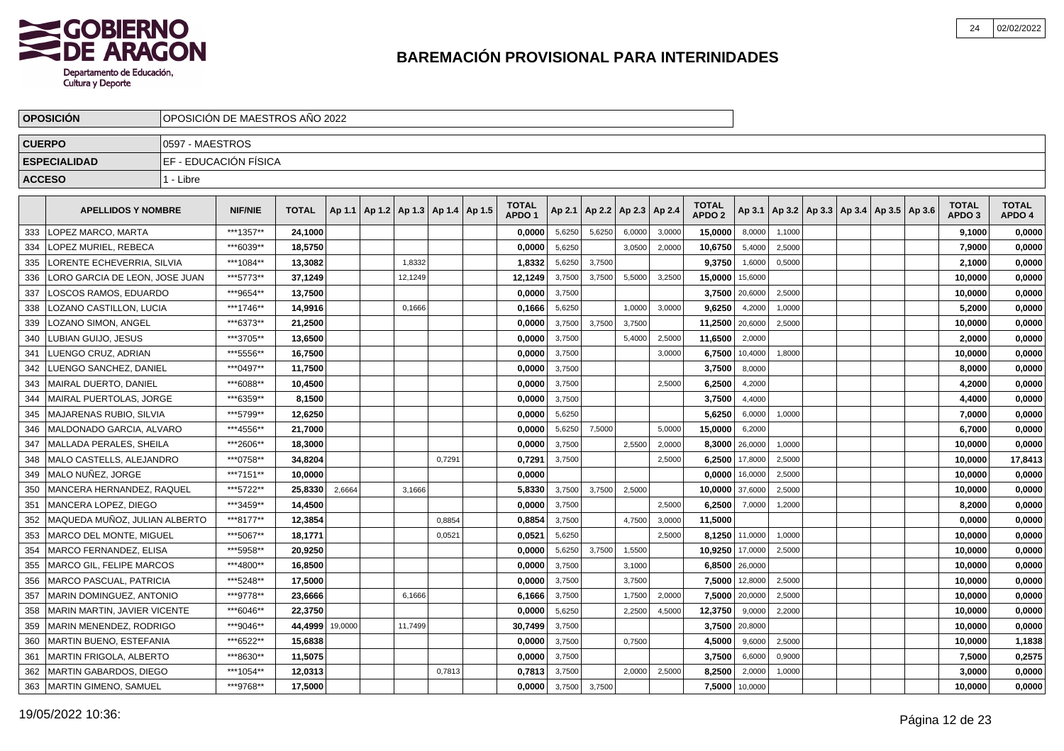# BAREMACIÓN PROVISIONAL PARA INTERINIDADES

| OPOSICIÓN | OPOSICIÓN DE MAESTROS AÑO 2022 |
|---|---|
| CUERPO | 0597 - MAESTROS |
| ESPECIALIDAD | EF - EDUCACIÓN FÍSICA |
| ACCESO | 1 - Libre |

| | APELLIDOS Y NOMBRE | NIF/NIE | TOTAL | Ap 1.1 | Ap 1.2 | Ap 1.3 | Ap 1.4 | Ap 1.5 | TOTAL APDO 1 | Ap 2.1 | Ap 2.2 | Ap 2.3 | Ap 2.4 | TOTAL APDO 2 | Ap 3.1 | Ap 3.2 | Ap 3.3 | Ap 3.4 | Ap 3.5 | Ap 3.6 | TOTAL APDO 3 | TOTAL APDO 4 |
|---|---|---|---|---|---|---|---|---|---|---|---|---|---|---|---|---|---|---|---|---|---|---|
| 333 | LOPEZ MARCO, MARTA | ***1357** | 24,1000 | | | | | | 0,0000 | 5,6250 | 5,6250 | 6,0000 | 3,0000 | 15,0000 | 8,0000 | 1,1000 | | | | | 9,1000 | 0,0000 |
| 334 | LOPEZ MURIEL, REBECA | ***6039** | 18,5750 | | | | | | 0,0000 | 5,6250 | | 3,0500 | 2,0000 | 10,6750 | 5,4000 | 2,5000 | | | | | 7,9000 | 0,0000 |
| 335 | LORENTE ECHEVERRIA, SILVIA | ***1084** | 13,3082 | | | 1,8332 | | | 1,8332 | 5,6250 | 3,7500 | | | 9,3750 | 1,6000 | 0,5000 | | | | | 2,1000 | 0,0000 |
| 336 | LORO GARCIA DE LEON, JOSE JUAN | ***5773** | 37,1249 | | | 12,1249 | | | 12,1249 | 3,7500 | 3,7500 | 5,5000 | 3,2500 | 15,0000 | 15,6000 | | | | | | 10,0000 | 0,0000 |
| 337 | LOSCOS RAMOS, EDUARDO | ***9654** | 13,7500 | | | | | | 0,0000 | 3,7500 | | | | 3,7500 | 20,6000 | 2,5000 | | | | | 10,0000 | 0,0000 |
| 338 | LOZANO CASTILLON, LUCIA | ***1746** | 14,9916 | | | 0,1666 | | | 0,1666 | 5,6250 | | 1,0000 | 3,0000 | 9,6250 | 4,2000 | 1,0000 | | | | | 5,2000 | 0,0000 |
| 339 | LOZANO SIMON, ANGEL | ***6373** | 21,2500 | | | | | | 0,0000 | 3,7500 | 3,7500 | 3,7500 | | 11,2500 | 20,6000 | 2,5000 | | | | | 10,0000 | 0,0000 |
| 340 | LUBIAN GUIJO, JESUS | ***3705** | 13,6500 | | | | | | 0,0000 | 3,7500 | | 5,4000 | 2,5000 | 11,6500 | 2,0000 | | | | | | 2,0000 | 0,0000 |
| 341 | LUENGO CRUZ, ADRIAN | ***5556** | 16,7500 | | | | | | 0,0000 | 3,7500 | | | 3,0000 | 6,7500 | 10,4000 | 1,8000 | | | | | 10,0000 | 0,0000 |
| 342 | LUENGO SANCHEZ, DANIEL | ***0497** | 11,7500 | | | | | | 0,0000 | 3,7500 | | | | 3,7500 | 8,0000 | | | | | | 8,0000 | 0,0000 |
| 343 | MAIRAL DUERTO, DANIEL | ***6088** | 10,4500 | | | | | | 0,0000 | 3,7500 | | | 2,5000 | 6,2500 | 4,2000 | | | | | | 4,2000 | 0,0000 |
| 344 | MAIRAL PUERTOLAS, JORGE | ***6359** | 8,1500 | | | | | | 0,0000 | 3,7500 | | | | 3,7500 | 4,4000 | | | | | | 4,4000 | 0,0000 |
| 345 | MAJARENAS RUBIO, SILVIA | ***5799** | 12,6250 | | | | | | 0,0000 | 5,6250 | | | | 5,6250 | 6,0000 | 1,0000 | | | | | 7,0000 | 0,0000 |
| 346 | MALDONADO GARCIA, ALVARO | ***4556** | 21,7000 | | | | | | 0,0000 | 5,6250 | 7,5000 | | 5,0000 | 15,0000 | 6,2000 | | | | | | 6,7000 | 0,0000 |
| 347 | MALLADA PERALES, SHEILA | ***2606** | 18,3000 | | | | | | 0,0000 | 3,7500 | | 2,5500 | 2,0000 | 8,3000 | 26,0000 | 1,0000 | | | | | 10,0000 | 0,0000 |
| 348 | MALO CASTELLS, ALEJANDRO | ***0758** | 34,8204 | | | | 0,7291 | | 0,7291 | 3,7500 | | | 2,5000 | 6,2500 | 17,8000 | 2,5000 | | | | | 10,0000 | 17,8413 |
| 349 | MALO NUÑEZ, JORGE | ***7151** | 10,0000 | | | | | | 0,0000 | | | | | 0,0000 | 16,0000 | 2,5000 | | | | | 10,0000 | 0,0000 |
| 350 | MANCERA HERNANDEZ, RAQUEL | ***5722** | 25,8330 | 2,6664 | | 3,1666 | | | 5,8330 | 3,7500 | 3,7500 | 2,5000 | | 10,0000 | 37,6000 | 2,5000 | | | | | 10,0000 | 0,0000 |
| 351 | MANCERA LOPEZ, DIEGO | ***3459** | 14,4500 | | | | | | 0,0000 | 3,7500 | | | 2,5000 | 6,2500 | 7,0000 | 1,2000 | | | | | 8,2000 | 0,0000 |
| 352 | MAQUEDA MUÑOZ, JULIAN ALBERTO | ***8177** | 12,3854 | | | | 0,8854 | | 0,8854 | 3,7500 | | 4,7500 | 3,0000 | 11,5000 | | | | | | | 0,0000 | 0,0000 |
| 353 | MARCO DEL MONTE, MIGUEL | ***5067** | 18,1771 | | | | 0,0521 | | 0,0521 | 5,6250 | | | 2,5000 | 8,1250 | 11,0000 | 1,0000 | | | | | 10,0000 | 0,0000 |
| 354 | MARCO FERNANDEZ, ELISA | ***5958** | 20,9250 | | | | | | 0,0000 | 5,6250 | 3,7500 | 1,5500 | | 10,9250 | 17,0000 | 2,5000 | | | | | 10,0000 | 0,0000 |
| 355 | MARCO GIL, FELIPE MARCOS | ***4800** | 16,8500 | | | | | | 0,0000 | 3,7500 | | 3,1000 | | 6,8500 | 26,0000 | | | | | | 10,0000 | 0,0000 |
| 356 | MARCO PASCUAL, PATRICIA | ***5248** | 17,5000 | | | | | | 0,0000 | 3,7500 | | 3,7500 | | 7,5000 | 12,8000 | 2,5000 | | | | | 10,0000 | 0,0000 |
| 357 | MARIN DOMINGUEZ, ANTONIO | ***9778** | 23,6666 | | | 6,1666 | | | 6,1666 | 3,7500 | | 1,7500 | 2,0000 | 7,5000 | 20,0000 | 2,5000 | | | | | 10,0000 | 0,0000 |
| 358 | MARIN MARTIN, JAVIER VICENTE | ***6046** | 22,3750 | | | | | | 0,0000 | 5,6250 | | 2,2500 | 4,5000 | 12,3750 | 9,0000 | 2,2000 | | | | | 10,0000 | 0,0000 |
| 359 | MARIN MENENDEZ, RODRIGO | ***9046** | 44,4999 | 19,0000 | | 11,7499 | | | 30,7499 | 3,7500 | | | | 3,7500 | 20,8000 | | | | | | 10,0000 | 0,0000 |
| 360 | MARTIN BUENO, ESTEFANIA | ***6522** | 15,6838 | | | | | | 0,0000 | 3,7500 | | 0,7500 | | 4,5000 | 9,6000 | 2,5000 | | | | | 10,0000 | 1,1838 |
| 361 | MARTIN FRIGOLA, ALBERTO | ***8630** | 11,5075 | | | | | | 0,0000 | 3,7500 | | | | 3,7500 | 6,6000 | 0,9000 | | | | | 7,5000 | 0,2575 |
| 362 | MARTIN GABARDOS, DIEGO | ***1054** | 12,0313 | | | | 0,7813 | | 0,7813 | 3,7500 | | 2,0000 | 2,5000 | 8,2500 | 2,0000 | 1,0000 | | | | | 3,0000 | 0,0000 |
| 363 | MARTIN GIMENO, SAMUEL | ***9768** | 17,5000 | | | | | | 0,0000 | 3,7500 | 3,7500 | | | 7,5000 | 10,0000 | | | | | | 10,0000 | 0,0000 |

19/05/2022 10:36: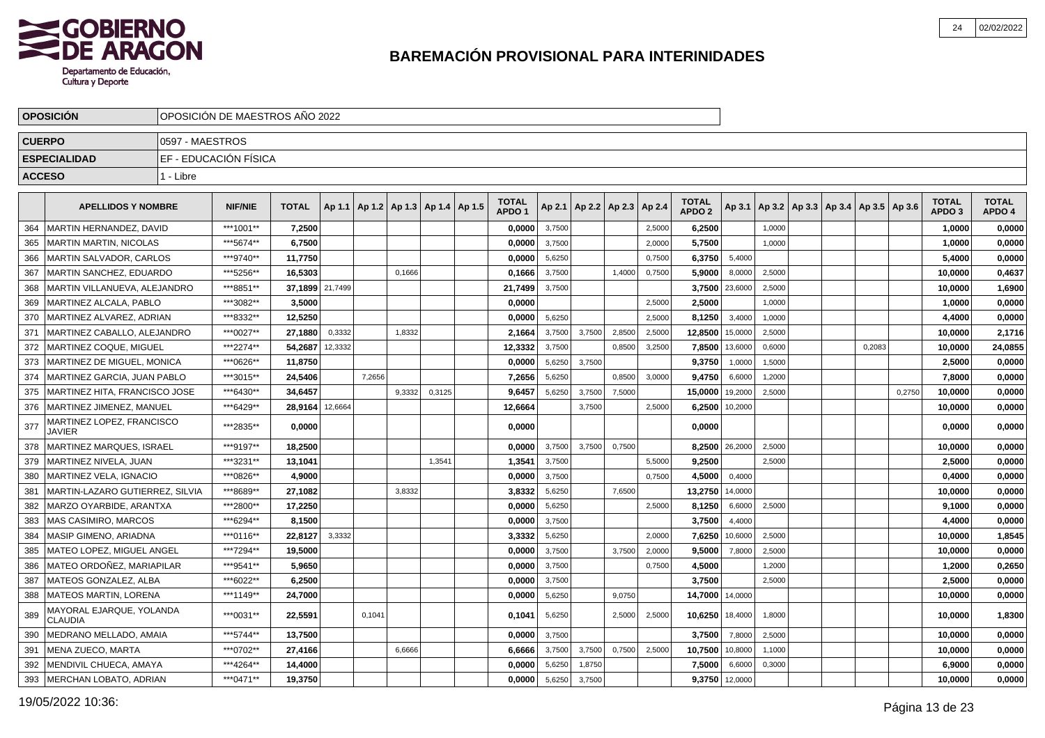# BAREMACIÓN PROVISIONAL PARA INTERINIDADES

| OPOSICIÓN | OPOSICIÓN DE MAESTROS AÑO 2022 |
|---|---|
| CUERPO | 0597 - MAESTROS |
| ESPECIALIDAD | EF - EDUCACIÓN FÍSICA |
| ACCESO | 1 - Libre |

| | APELLIDOS Y NOMBRE | NIF/NIE | TOTAL | Ap 1.1 | Ap 1.2 | Ap 1.3 | Ap 1.4 | Ap 1.5 | TOTAL APDO 1 | Ap 2.1 | Ap 2.2 | Ap 2.3 | Ap 2.4 | TOTAL APDO 2 | Ap 3.1 | Ap 3.2 | Ap 3.3 | Ap 3.4 | Ap 3.5 | Ap 3.6 | TOTAL APDO 3 | TOTAL APDO 4 |
|---|---|---|---|---|---|---|---|---|---|---|---|---|---|---|---|---|---|---|---|---|---|---|
| 364 | MARTIN HERNANDEZ, DAVID | ***1001** | 7,2500 | | | | | | 0,0000 | 3,7500 | | | 2,5000 | 6,2500 | | 1,0000 | | | | | 1,0000 | 0,0000 |
| 365 | MARTIN MARTIN, NICOLAS | ***5674** | 6,7500 | | | | | | 0,0000 | 3,7500 | | | 2,0000 | 5,7500 | | 1,0000 | | | | | 1,0000 | 0,0000 |
| 366 | MARTIN SALVADOR, CARLOS | ***9740** | 11,7750 | | | | | | 0,0000 | 5,6250 | | | 0,7500 | 6,3750 | 5,4000 | | | | | | 5,4000 | 0,0000 |
| 367 | MARTIN SANCHEZ, EDUARDO | ***5256** | 16,5303 | | | 0,1666 | | | 0,1666 | 3,7500 | | 1,4000 | 0,7500 | 5,9000 | 8,0000 | 2,5000 | | | | | 10,0000 | 0,4637 |
| 368 | MARTIN VILLANUEVA, ALEJANDRO | ***8851** | 37,1899 | 21,7499 | | | | | 21,7499 | 3,7500 | | | | 3,7500 | 23,6000 | 2,5000 | | | | | 10,0000 | 1,6900 |
| 369 | MARTINEZ ALCALA, PABLO | ***3082** | 3,5000 | | | | | | 0,0000 | | | | 2,5000 | 2,5000 | | 1,0000 | | | | | 1,0000 | 0,0000 |
| 370 | MARTINEZ ALVAREZ, ADRIAN | ***8332** | 12,5250 | | | | | | 0,0000 | 5,6250 | | | 2,5000 | 8,1250 | 3,4000 | 1,0000 | | | | | 4,4000 | 0,0000 |
| 371 | MARTINEZ CABALLO, ALEJANDRO | ***0027** | 27,1880 | 0,3332 | | 1,8332 | | | 2,1664 | 3,7500 | 3,7500 | 2,8500 | 2,5000 | 12,8500 | 15,0000 | 2,5000 | | | | | 10,0000 | 2,1716 |
| 372 | MARTINEZ COQUE, MIGUEL | ***2274** | 54,2687 | 12,3332 | | | | | 12,3332 | 3,7500 | | 0,8500 | 3,2500 | 7,8500 | 13,6000 | 0,6000 | | | 0,2083 | | 10,0000 | 24,0855 |
| 373 | MARTINEZ DE MIGUEL, MONICA | ***0626** | 11,8750 | | | | | | 0,0000 | 5,6250 | 3,7500 | | | 9,3750 | 1,0000 | 1,5000 | | | | | 2,5000 | 0,0000 |
| 374 | MARTINEZ GARCIA, JUAN PABLO | ***3015** | 24,5406 | | 7,2656 | | | | 7,2656 | 5,6250 | | 0,8500 | 3,0000 | 9,4750 | 6,6000 | 1,2000 | | | | | 7,8000 | 0,0000 |
| 375 | MARTINEZ HITA, FRANCISCO JOSE | ***6430** | 34,6457 | | | 9,3332 | 0,3125 | | 9,6457 | 5,6250 | 3,7500 | 7,5000 | | 15,0000 | 19,2000 | 2,5000 | | | | 0,2750 | 10,0000 | 0,0000 |
| 376 | MARTINEZ JIMENEZ, MANUEL | ***6429** | 28,9164 | 12,6664 | | | | | 12,6664 | | 3,7500 | | 2,5000 | 6,2500 | 10,2000 | | | | | | 10,0000 | 0,0000 |
| 377 | MARTINEZ LOPEZ, FRANCISCO JAVIER | ***2835** | 0,0000 | | | | | | 0,0000 | | | | | 0,0000 | | | | | | | 0,0000 | 0,0000 |
| 378 | MARTINEZ MARQUES, ISRAEL | ***9197** | 18,2500 | | | | | | 0,0000 | 3,7500 | 3,7500 | 0,7500 | | 8,2500 | 26,2000 | 2,5000 | | | | | 10,0000 | 0,0000 |
| 379 | MARTINEZ NIVELA, JUAN | ***3231** | 13,1041 | | | | 1,3541 | | 1,3541 | 3,7500 | | | 5,5000 | 9,2500 | | 2,5000 | | | | | 2,5000 | 0,0000 |
| 380 | MARTINEZ VELA, IGNACIO | ***0826** | 4,9000 | | | | | | 0,0000 | 3,7500 | | | 0,7500 | 4,5000 | 0,4000 | | | | | | 0,4000 | 0,0000 |
| 381 | MARTIN-LAZARO GUTIERREZ, SILVIA | ***8689** | 27,1082 | | | 3,8332 | | | 3,8332 | 5,6250 | | 7,6500 | | 13,2750 | 14,0000 | | | | | | 10,0000 | 0,0000 |
| 382 | MARZO OYARBIDE, ARANTXA | ***2800** | 17,2250 | | | | | | 0,0000 | 5,6250 | | | 2,5000 | 8,1250 | 6,6000 | 2,5000 | | | | | 9,1000 | 0,0000 |
| 383 | MAS CASIMIRO, MARCOS | ***6294** | 8,1500 | | | | | | 0,0000 | 3,7500 | | | | 3,7500 | 4,4000 | | | | | | 4,4000 | 0,0000 |
| 384 | MASIP GIMENO, ARIADNA | ***0116** | 22,8127 | 3,3332 | | | | | 3,3332 | 5,6250 | | | 2,0000 | 7,6250 | 10,6000 | 2,5000 | | | | | 10,0000 | 1,8545 |
| 385 | MATEO LOPEZ, MIGUEL ANGEL | ***7294** | 19,5000 | | | | | | 0,0000 | 3,7500 | | 3,7500 | 2,0000 | 9,5000 | 7,8000 | 2,5000 | | | | | 10,0000 | 0,0000 |
| 386 | MATEO ORDOÑEZ, MARIAPILAR | ***9541** | 5,9650 | | | | | | 0,0000 | 3,7500 | | | 0,7500 | 4,5000 | | 1,2000 | | | | | 1,2000 | 0,2650 |
| 387 | MATEOS GONZALEZ, ALBA | ***6022** | 6,2500 | | | | | | 0,0000 | 3,7500 | | | | 3,7500 | | 2,5000 | | | | | 2,5000 | 0,0000 |
| 388 | MATEOS MARTIN, LORENA | ***1149** | 24,7000 | | | | | | 0,0000 | 5,6250 | | 9,0750 | | 14,7000 | 14,0000 | | | | | | 10,0000 | 0,0000 |
| 389 | MAYORAL EJARQUE, YOLANDA CLAUDIA | ***0031** | 22,5591 | | 0,1041 | | | | 0,1041 | 5,6250 | | 2,5000 | 2,5000 | 10,6250 | 18,4000 | 1,8000 | | | | | 10,0000 | 1,8300 |
| 390 | MEDRANO MELLADO, AMAIA | ***5744** | 13,7500 | | | | | | 0,0000 | 3,7500 | | | | 3,7500 | 7,8000 | 2,5000 | | | | | 10,0000 | 0,0000 |
| 391 | MENA ZUECO, MARTA | ***0702** | 27,4166 | | | 6,6666 | | | 6,6666 | 3,7500 | 3,7500 | 0,7500 | 2,5000 | 10,7500 | 10,8000 | 1,1000 | | | | | 10,0000 | 0,0000 |
| 392 | MENDIVIL CHUECA, AMAYA | ***4264** | 14,4000 | | | | | | 0,0000 | 5,6250 | 1,8750 | | | 7,5000 | 6,6000 | 0,3000 | | | | | 6,9000 | 0,0000 |
| 393 | MERCHAN LOBATO, ADRIAN | ***0471** | 19,3750 | | | | | | 0,0000 | 5,6250 | 3,7500 | | | 9,3750 | 12,0000 | | | | | | 10,0000 | 0,0000 |

19/05/2022 10:36: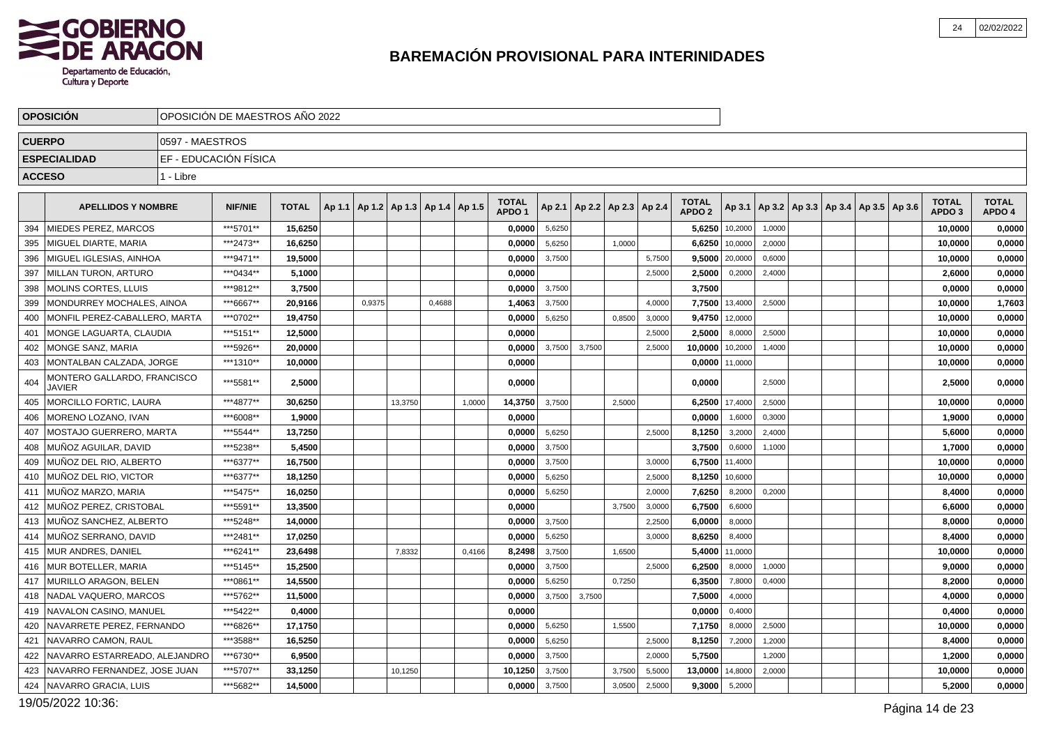# BAREMACIÓN PROVISIONAL PARA INTERINIDADES

| | |
|---|---|
| **OPOSICIÓN** | OPOSICIÓN DE MAESTROS AÑO 2022 |
| **CUERPO** | 0597 - MAESTROS |
| **ESPECIALIDAD** | EF - EDUCACIÓN FÍSICA |
| **ACCESO** | 1 - Libre |

| | APELLIDOS Y NOMBRE | NIF/NIE | TOTAL | Ap 1.1 | Ap 1.2 | Ap 1.3 | Ap 1.4 | Ap 1.5 | TOTAL APDO 1 | Ap 2.1 | Ap 2.2 | Ap 2.3 | Ap 2.4 | TOTAL APDO 2 | Ap 3.1 | Ap 3.2 | Ap 3.3 | Ap 3.4 | Ap 3.5 | Ap 3.6 | TOTAL APDO 3 | TOTAL APDO 4 |
|---|---|---|---|---|---|---|---|---|---|---|---|---|---|---|---|---|---|---|---|---|---|---|
| 394 | MIEDES PEREZ, MARCOS | ***5701** | **15,6250** | | | | | | **0,0000** | 5,6250 | | | | **5,6250** | 10,2000 | 1,0000 | | | | | **10,0000** | **0,0000** |
| 395 | MIGUEL DIARTE, MARIA | ***2473** | **16,6250** | | | | | | **0,0000** | 5,6250 | | 1,0000 | | **6,6250** | 10,0000 | 2,0000 | | | | | **10,0000** | **0,0000** |
| 396 | MIGUEL IGLESIAS, AINHOA | ***9471** | **19,5000** | | | | | | **0,0000** | 3,7500 | | | 5,7500 | **9,5000** | 20,0000 | 0,6000 | | | | | **10,0000** | **0,0000** |
| 397 | MILLAN TURON, ARTURO | ***0434** | **5,1000** | | | | | | **0,0000** | | | | 2,5000 | **2,5000** | 0,2000 | 2,4000 | | | | | **2,6000** | **0,0000** |
| 398 | MOLINS CORTES, LLUIS | ***9812** | **3,7500** | | | | | | **0,0000** | 3,7500 | | | | **3,7500** | | | | | | | **0,0000** | **0,0000** |
| 399 | MONDURREY MOCHALES, AINOA | ***6667** | **20,9166** | | 0,9375 | | 0,4688 | | **1,4063** | 3,7500 | | | 4,0000 | **7,7500** | 13,4000 | 2,5000 | | | | | **10,0000** | **1,7603** |
| 400 | MONFIL PEREZ-CABALLERO, MARTA | ***0702** | **19,4750** | | | | | | **0,0000** | 5,6250 | | 0,8500 | 3,0000 | **9,4750** | 12,0000 | | | | | | **10,0000** | **0,0000** |
| 401 | MONGE LAGUARTA, CLAUDIA | ***5151** | **12,5000** | | | | | | **0,0000** | | | | 2,5000 | **2,5000** | 8,0000 | 2,5000 | | | | | **10,0000** | **0,0000** |
| 402 | MONGE SANZ, MARIA | ***5926** | **20,0000** | | | | | | **0,0000** | 3,7500 | 3,7500 | | 2,5000 | **10,0000** | 10,2000 | 1,4000 | | | | | **10,0000** | **0,0000** |
| 403 | MONTALBAN CALZADA, JORGE | ***1310** | **10,0000** | | | | | | **0,0000** | | | | | **0,0000** | 11,0000 | | | | | | **10,0000** | **0,0000** |
| 404 | MONTERO GALLARDO, FRANCISCO JAVIER | ***5581** | **2,5000** | | | | | | **0,0000** | | | | | **0,0000** | | 2,5000 | | | | | **2,5000** | **0,0000** |
| 405 | MORCILLO FORTIC, LAURA | ***4877** | **30,6250** | | | 13,3750 | | 1,0000 | **14,3750** | 3,7500 | | 2,5000 | | **6,2500** | 17,4000 | 2,5000 | | | | | **10,0000** | **0,0000** |
| 406 | MORENO LOZANO, IVAN | ***6008** | **1,9000** | | | | | | **0,0000** | | | | | **0,0000** | 1,6000 | 0,3000 | | | | | **1,9000** | **0,0000** |
| 407 | MOSTAJO GUERRERO, MARTA | ***5544** | **13,7250** | | | | | | **0,0000** | 5,6250 | | | 2,5000 | **8,1250** | 3,2000 | 2,4000 | | | | | **5,6000** | **0,0000** |
| 408 | MUÑOZ AGUILAR, DAVID | ***5238** | **5,4500** | | | | | | **0,0000** | 3,7500 | | | | **3,7500** | 0,6000 | 1,1000 | | | | | **1,7000** | **0,0000** |
| 409 | MUÑOZ DEL RIO, ALBERTO | ***6377** | **16,7500** | | | | | | **0,0000** | 3,7500 | | | 3,0000 | **6,7500** | 11,4000 | | | | | | **10,0000** | **0,0000** |
| 410 | MUÑOZ DEL RIO, VICTOR | ***6377** | **18,1250** | | | | | | **0,0000** | 5,6250 | | | 2,5000 | **8,1250** | 10,6000 | | | | | | **10,0000** | **0,0000** |
| 411 | MUÑOZ MARZO, MARIA | ***5475** | **16,0250** | | | | | | **0,0000** | 5,6250 | | | 2,0000 | **7,6250** | 8,2000 | 0,2000 | | | | | **8,4000** | **0,0000** |
| 412 | MUÑOZ PEREZ, CRISTOBAL | ***5591** | **13,3500** | | | | | | **0,0000** | | | 3,7500 | 3,0000 | **6,7500** | 6,6000 | | | | | | **6,6000** | **0,0000** |
| 413 | MUÑOZ SANCHEZ, ALBERTO | ***5248** | **14,0000** | | | | | | **0,0000** | 3,7500 | | | 2,2500 | **6,0000** | 8,0000 | | | | | | **8,0000** | **0,0000** |
| 414 | MUÑOZ SERRANO, DAVID | ***2481** | **17,0250** | | | | | | **0,0000** | 5,6250 | | | 3,0000 | **8,6250** | 8,4000 | | | | | | **8,4000** | **0,0000** |
| 415 | MUR ANDRES, DANIEL | ***6241** | **23,6498** | | | 7,8332 | | 0,4166 | **8,2498** | 3,7500 | | 1,6500 | | **5,4000** | 11,0000 | | | | | | **10,0000** | **0,0000** |
| 416 | MUR BOTELLER, MARIA | ***5145** | **15,2500** | | | | | | **0,0000** | 3,7500 | | | 2,5000 | **6,2500** | 8,0000 | 1,0000 | | | | | **9,0000** | **0,0000** |
| 417 | MURILLO ARAGON, BELEN | ***0861** | **14,5500** | | | | | | **0,0000** | 5,6250 | | 0,7250 | | **6,3500** | 7,8000 | 0,4000 | | | | | **8,2000** | **0,0000** |
| 418 | NADAL VAQUERO, MARCOS | ***5762** | **11,5000** | | | | | | **0,0000** | 3,7500 | 3,7500 | | | **7,5000** | 4,0000 | | | | | | **4,0000** | **0,0000** |
| 419 | NAVALON CASINO, MANUEL | ***5422** | **0,4000** | | | | | | **0,0000** | | | | | **0,0000** | 0,4000 | | | | | | **0,4000** | **0,0000** |
| 420 | NAVARRETE PEREZ, FERNANDO | ***6826** | **17,1750** | | | | | | **0,0000** | 5,6250 | | 1,5500 | | **7,1750** | 8,0000 | 2,5000 | | | | | **10,0000** | **0,0000** |
| 421 | NAVARRO CAMON, RAUL | ***3588** | **16,5250** | | | | | | **0,0000** | 5,6250 | | | 2,5000 | **8,1250** | 7,2000 | 1,2000 | | | | | **8,4000** | **0,0000** |
| 422 | NAVARRO ESTARREADO, ALEJANDRO | ***6730** | **6,9500** | | | | | | **0,0000** | 3,7500 | | | 2,0000 | **5,7500** | | 1,2000 | | | | | **1,2000** | **0,0000** |
| 423 | NAVARRO FERNANDEZ, JOSE JUAN | ***5707** | **33,1250** | | | 10,1250 | | | **10,1250** | 3,7500 | | 3,7500 | 5,5000 | **13,0000** | 14,8000 | 2,0000 | | | | | **10,0000** | **0,0000** |
| 424 | NAVARRO GRACIA, LUIS | ***5682** | **14,5000** | | | | | | **0,0000** | 3,7500 | | 3,0500 | 2,5000 | **9,3000** | 5,2000 | | | | | | **5,2000** | **0,0000** |

19/05/2022 10:36: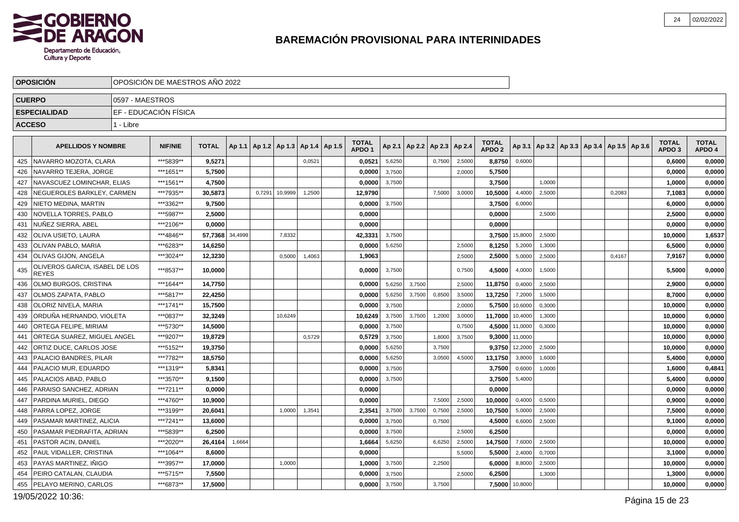# BAREMACIÓN PROVISIONAL PARA INTERINIDADES

| OPOSICIÓN | OPOSICIÓN DE MAESTROS AÑO 2022 |
|---|---|
| CUERPO | 0597 - MAESTROS |
| ESPECIALIDAD | EF - EDUCACIÓN FÍSICA |
| ACCESO | 1 - Libre |

| | APELLIDOS Y NOMBRE | NIF/NIE | TOTAL | Ap 1.1 | Ap 1.2 | Ap 1.3 | Ap 1.4 | Ap 1.5 | TOTAL APDO 1 | Ap 2.1 | Ap 2.2 | Ap 2.3 | Ap 2.4 | TOTAL APDO 2 | Ap 3.1 | Ap 3.2 | Ap 3.3 | Ap 3.4 | Ap 3.5 | Ap 3.6 | TOTAL APDO 3 | TOTAL APDO 4 |
|---|---|---|---|---|---|---|---|---|---|---|---|---|---|---|---|---|---|---|---|---|---|---|
| 425 | NAVARRO MOZOTA, CLARA | ***5839** | 9,5271 | | | | 0,0521 | | 0,0521 | 5,6250 | | 0,7500 | 2,5000 | 8,8750 | 0,6000 | | | | | | 0,6000 | 0,0000 |
| 426 | NAVARRO TEJERA, JORGE | ***1651** | 5,7500 | | | | | | 0,0000 | 3,7500 | | | 2,0000 | 5,7500 | | | | | | | 0,0000 | 0,0000 |
| 427 | NAVASCUEZ LOMINCHAR, ELIAS | ***1561** | 4,7500 | | | | | | 0,0000 | 3,7500 | | | | 3,7500 | | 1,0000 | | | | | 1,0000 | 0,0000 |
| 428 | NEGUEROLES BARKLEY, CARMEN | ***7935** | 30,5873 | | 0,7291 | 10,9999 | 1,2500 | | 12,9790 | | | 7,5000 | 3,0000 | 10,5000 | 4,4000 | 2,5000 | | | 0,2083 | | 7,1083 | 0,0000 |
| 429 | NIETO MEDINA, MARTIN | ***3362** | 9,7500 | | | | | | 0,0000 | 3,7500 | | | | 3,7500 | 6,0000 | | | | | | 6,0000 | 0,0000 |
| 430 | NOVELLA TORRES, PABLO | ***5987** | 2,5000 | | | | | | 0,0000 | | | | | 0,0000 | | 2,5000 | | | | | 2,5000 | 0,0000 |
| 431 | NUÑEZ SIERRA, ABEL | ***2106** | 0,0000 | | | | | | 0,0000 | | | | | 0,0000 | | | | | | | 0,0000 | 0,0000 |
| 432 | OLIVA USIETO, LAURA | ***4846** | 57,7368 | 34,4999 | | 7,8332 | | | 42,3331 | 3,7500 | | | | 3,7500 | 15,8000 | 2,5000 | | | | | 10,0000 | 1,6537 |
| 433 | OLIVAN PABLO, MARIA | ***6283** | 14,6250 | | | | | | 0,0000 | 5,6250 | | | 2,5000 | 8,1250 | 5,2000 | 1,3000 | | | | | 6,5000 | 0,0000 |
| 434 | OLIVAS GIJON, ANGELA | ***3024** | 12,3230 | | | 0,5000 | 1,4063 | | 1,9063 | | | | 2,5000 | 2,5000 | 5,0000 | 2,5000 | | | 0,4167 | | 7,9167 | 0,0000 |
| 435 | OLIVEROS GARCIA, ISABEL DE LOS REYES | ***8537** | 10,0000 | | | | | | 0,0000 | 3,7500 | | | 0,7500 | 4,5000 | 4,0000 | 1,5000 | | | | | 5,5000 | 0,0000 |
| 436 | OLMO BURGOS, CRISTINA | ***1644** | 14,7750 | | | | | | 0,0000 | 5,6250 | 3,7500 | | 2,5000 | 11,8750 | 0,4000 | 2,5000 | | | | | 2,9000 | 0,0000 |
| 437 | OLMOS ZAPATA, PABLO | ***5817** | 22,4250 | | | | | | 0,0000 | 5,6250 | 3,7500 | 0,8500 | 3,5000 | 13,7250 | 7,2000 | 1,5000 | | | | | 8,7000 | 0,0000 |
| 438 | OLORIZ NIVELA, MARIA | ***1741** | 15,7500 | | | | | | 0,0000 | 3,7500 | | | 2,0000 | 5,7500 | 10,6000 | 0,3000 | | | | | 10,0000 | 0,0000 |
| 439 | ORDUÑA HERNANDO, VIOLETA | ***0837** | 32,3249 | | | 10,6249 | | | 10,6249 | 3,7500 | 3,7500 | 1,2000 | 3,0000 | 11,7000 | 10,4000 | 1,3000 | | | | | 10,0000 | 0,0000 |
| 440 | ORTEGA FELIPE, MIRIAM | ***5730** | 14,5000 | | | | | | 0,0000 | 3,7500 | | | 0,7500 | 4,5000 | 11,0000 | 0,3000 | | | | | 10,0000 | 0,0000 |
| 441 | ORTEGA SUAREZ, MIGUEL ANGEL | ***9207** | 19,8729 | | | | 0,5729 | | 0,5729 | 3,7500 | | 1,8000 | 3,7500 | 9,3000 | 11,0000 | | | | | | 10,0000 | 0,0000 |
| 442 | ORTIZ DUCE, CARLOS JOSE | ***5152** | 19,3750 | | | | | | 0,0000 | 5,6250 | | 3,7500 | | 9,3750 | 12,2000 | 2,5000 | | | | | 10,0000 | 0,0000 |
| 443 | PALACIO BANDRES, PILAR | ***7782** | 18,5750 | | | | | | 0,0000 | 5,6250 | | 3,0500 | 4,5000 | 13,1750 | 3,8000 | 1,6000 | | | | | 5,4000 | 0,0000 |
| 444 | PALACIO MUR, EDUARDO | ***1319** | 5,8341 | | | | | | 0,0000 | 3,7500 | | | | 3,7500 | 0,6000 | 1,0000 | | | | | 1,6000 | 0,4841 |
| 445 | PALACIOS ABAD, PABLO | ***3570** | 9,1500 | | | | | | 0,0000 | 3,7500 | | | | 3,7500 | 5,4000 | | | | | | 5,4000 | 0,0000 |
| 446 | PARAISO SANCHEZ, ADRIAN | ***7211** | 0,0000 | | | | | | 0,0000 | | | | | 0,0000 | | | | | | | 0,0000 | 0,0000 |
| 447 | PARDINA MURIEL, DIEGO | ***4760** | 10,9000 | | | | | | 0,0000 | | | 7,5000 | 2,5000 | 10,0000 | 0,4000 | 0,5000 | | | | | 0,9000 | 0,0000 |
| 448 | PARRA LOPEZ, JORGE | ***3199** | 20,6041 | | | 1,0000 | 1,3541 | | 2,3541 | 3,7500 | 3,7500 | 0,7500 | 2,5000 | 10,7500 | 5,0000 | 2,5000 | | | | | 7,5000 | 0,0000 |
| 449 | PASAMAR MARTINEZ, ALICIA | ***7241** | 13,6000 | | | | | | 0,0000 | 3,7500 | | 0,7500 | | 4,5000 | 6,6000 | 2,5000 | | | | | 9,1000 | 0,0000 |
| 450 | PASAMAR PIEDRAFITA, ADRIAN | ***5839** | 6,2500 | | | | | | 0,0000 | 3,7500 | | | 2,5000 | 6,2500 | | | | | | | 0,0000 | 0,0000 |
| 451 | PASTOR ACIN, DANIEL | ***2020** | 26,4164 | 1,6664 | | | | | 1,6664 | 5,6250 | | 6,6250 | 2,5000 | 14,7500 | 7,6000 | 2,5000 | | | | | 10,0000 | 0,0000 |
| 452 | PAUL VIDALLER, CRISTINA | ***1064** | 8,6000 | | | | | | 0,0000 | | | | 5,5000 | 5,5000 | 2,4000 | 0,7000 | | | | | 3,1000 | 0,0000 |
| 453 | PAYAS MARTINEZ, IÑIGO | ***3957** | 17,0000 | | | 1,0000 | | | 1,0000 | 3,7500 | | 2,2500 | | 6,0000 | 8,8000 | 2,5000 | | | | | 10,0000 | 0,0000 |
| 454 | PEIRO CATALAN, CLAUDIA | ***5715** | 7,5500 | | | | | | 0,0000 | 3,7500 | | | 2,5000 | 6,2500 | | 1,3000 | | | | | 1,3000 | 0,0000 |
| 455 | PELAYO MERINO, CARLOS | ***6873** | 17,5000 | | | | | | 0,0000 | 3,7500 | | 3,7500 | | 7,5000 | 10,8000 | | | | | | 10,0000 | 0,0000 |

19/05/2022 10:36: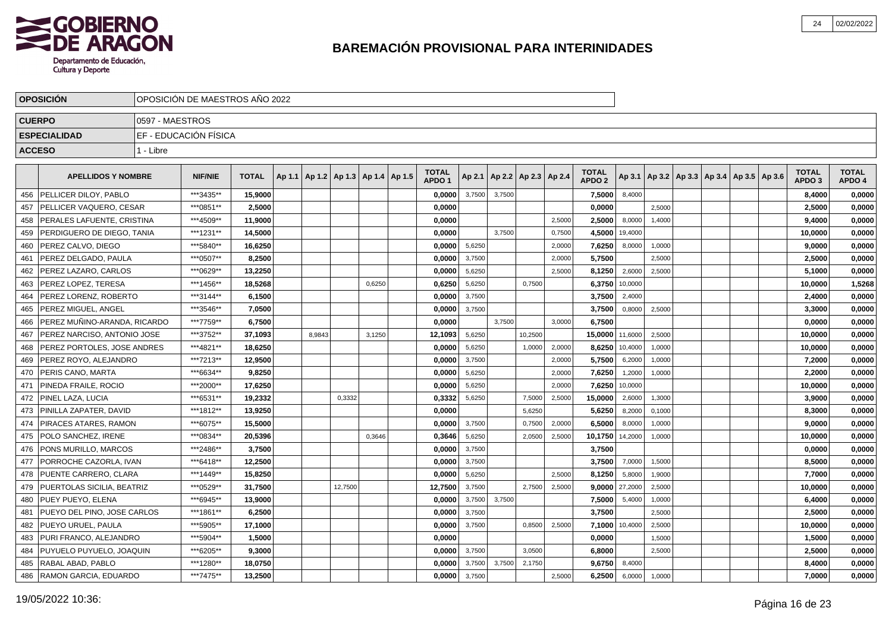# BAREMACIÓN PROVISIONAL PARA INTERINIDADES

| OPOSICIÓN | OPOSICIÓN DE MAESTROS AÑO 2022 |
|---|---|
| CUERPO | 0597 - MAESTROS |
| ESPECIALIDAD | EF - EDUCACIÓN FÍSICA |
| ACCESO | 1 - Libre |

| | APELLIDOS Y NOMBRE | NIF/NIE | TOTAL | Ap 1.1 | Ap 1.2 | Ap 1.3 | Ap 1.4 | Ap 1.5 | TOTAL APDO 1 | Ap 2.1 | Ap 2.2 | Ap 2.3 | Ap 2.4 | TOTAL APDO 2 | Ap 3.1 | Ap 3.2 | Ap 3.3 | Ap 3.4 | Ap 3.5 | Ap 3.6 | TOTAL APDO 3 | TOTAL APDO 4 |
|---|---|---|---|---|---|---|---|---|---|---|---|---|---|---|---|---|---|---|---|---|---|---|
| 456 | PELLICER DILOY, PABLO | ***3435** | 15,9000 | | | | | | 0,0000 | 3,7500 | 3,7500 | | | 7,5000 | 8,4000 | | | | | | 8,4000 | 0,0000 |
| 457 | PELLICER VAQUERO, CESAR | ***0851** | 2,5000 | | | | | | 0,0000 | | | | | 0,0000 | | 2,5000 | | | | | 2,5000 | 0,0000 |
| 458 | PERALES LAFUENTE, CRISTINA | ***4509** | 11,9000 | | | | | | 0,0000 | | | | 2,5000 | 2,5000 | 8,0000 | 1,4000 | | | | | 9,4000 | 0,0000 |
| 459 | PERDIGUERO DE DIEGO, TANIA | ***1231** | 14,5000 | | | | | | 0,0000 | | 3,7500 | | 0,7500 | 4,5000 | 19,4000 | | | | | | 10,0000 | 0,0000 |
| 460 | PEREZ CALVO, DIEGO | ***5840** | 16,6250 | | | | | | 0,0000 | 5,6250 | | | 2,0000 | 7,6250 | 8,0000 | 1,0000 | | | | | 9,0000 | 0,0000 |
| 461 | PEREZ DELGADO, PAULA | ***0507** | 8,2500 | | | | | | 0,0000 | 3,7500 | | | 2,0000 | 5,7500 | | 2,5000 | | | | | 2,5000 | 0,0000 |
| 462 | PEREZ LAZARO, CARLOS | ***0629** | 13,2250 | | | | | | 0,0000 | 5,6250 | | | 2,5000 | 8,1250 | 2,6000 | 2,5000 | | | | | 5,1000 | 0,0000 |
| 463 | PEREZ LOPEZ, TERESA | ***1456** | 18,5268 | | | | 0,6250 | | 0,6250 | 5,6250 | | 0,7500 | | 6,3750 | 10,0000 | | | | | | 10,0000 | 1,5268 |
| 464 | PEREZ LORENZ, ROBERTO | ***3144** | 6,1500 | | | | | | 0,0000 | 3,7500 | | | | 3,7500 | 2,4000 | | | | | | 2,4000 | 0,0000 |
| 465 | PEREZ MIGUEL, ANGEL | ***3546** | 7,0500 | | | | | | 0,0000 | 3,7500 | | | | 3,7500 | 0,8000 | 2,5000 | | | | | 3,3000 | 0,0000 |
| 466 | PEREZ MUÑINO-ARANDA, RICARDO | ***7759** | 6,7500 | | | | | | 0,0000 | | 3,7500 | | 3,0000 | 6,7500 | | | | | | | 0,0000 | 0,0000 |
| 467 | PEREZ NARCISO, ANTONIO JOSE | ***3752** | 37,1093 | | 8,9843 | | 3,1250 | | 12,1093 | 5,6250 | | 10,2500 | | 15,0000 | 11,6000 | 2,5000 | | | | | 10,0000 | 0,0000 |
| 468 | PEREZ PORTOLES, JOSE ANDRES | ***4821** | 18,6250 | | | | | | 0,0000 | 5,6250 | | 1,0000 | 2,0000 | 8,6250 | 10,4000 | 1,0000 | | | | | 10,0000 | 0,0000 |
| 469 | PEREZ ROYO, ALEJANDRO | ***7213** | 12,9500 | | | | | | 0,0000 | 3,7500 | | | 2,0000 | 5,7500 | 6,2000 | 1,0000 | | | | | 7,2000 | 0,0000 |
| 470 | PERIS CANO, MARTA | ***6634** | 9,8250 | | | | | | 0,0000 | 5,6250 | | | 2,0000 | 7,6250 | 1,2000 | 1,0000 | | | | | 2,2000 | 0,0000 |
| 471 | PINEDA FRAILE, ROCIO | ***2000** | 17,6250 | | | | | | 0,0000 | 5,6250 | | | 2,0000 | 7,6250 | 10,0000 | | | | | | 10,0000 | 0,0000 |
| 472 | PINEL LAZA, LUCIA | ***6531** | 19,2332 | | | 0,3332 | | | 0,3332 | 5,6250 | | 7,5000 | 2,5000 | 15,0000 | 2,6000 | 1,3000 | | | | | 3,9000 | 0,0000 |
| 473 | PINILLA ZAPATER, DAVID | ***1812** | 13,9250 | | | | | | 0,0000 | | | 5,6250 | | 5,6250 | 8,2000 | 0,1000 | | | | | 8,3000 | 0,0000 |
| 474 | PIRACES ATARES, RAMON | ***6075** | 15,5000 | | | | | | 0,0000 | 3,7500 | | 0,7500 | 2,0000 | 6,5000 | 8,0000 | 1,0000 | | | | | 9,0000 | 0,0000 |
| 475 | POLO SANCHEZ, IRENE | ***0834** | 20,5396 | | | | 0,3646 | | 0,3646 | 5,6250 | | 2,0500 | 2,5000 | 10,1750 | 14,2000 | 1,0000 | | | | | 10,0000 | 0,0000 |
| 476 | PONS MURILLO, MARCOS | ***2486** | 3,7500 | | | | | | 0,0000 | 3,7500 | | | | 3,7500 | | | | | | | 0,0000 | 0,0000 |
| 477 | PORROCHE CAZORLA, IVAN | ***6418** | 12,2500 | | | | | | 0,0000 | 3,7500 | | | | 3,7500 | 7,0000 | 1,5000 | | | | | 8,5000 | 0,0000 |
| 478 | PUENTE CARRERO, CLARA | ***1449** | 15,8250 | | | | | | 0,0000 | 5,6250 | | | 2,5000 | 8,1250 | 5,8000 | 1,9000 | | | | | 7,7000 | 0,0000 |
| 479 | PUERTOLAS SICILIA, BEATRIZ | ***0529** | 31,7500 | | | 12,7500 | | | 12,7500 | 3,7500 | | 2,7500 | 2,5000 | 9,0000 | 27,2000 | 2,5000 | | | | | 10,0000 | 0,0000 |
| 480 | PUEY PUEYO, ELENA | ***6945** | 13,9000 | | | | | | 0,0000 | 3,7500 | 3,7500 | | | 7,5000 | 5,4000 | 1,0000 | | | | | 6,4000 | 0,0000 |
| 481 | PUEYO DEL PINO, JOSE CARLOS | ***1861** | 6,2500 | | | | | | 0,0000 | 3,7500 | | | | 3,7500 | | 2,5000 | | | | | 2,5000 | 0,0000 |
| 482 | PUEYO URUEL, PAULA | ***5905** | 17,1000 | | | | | | 0,0000 | 3,7500 | | 0,8500 | 2,5000 | 7,1000 | 10,4000 | 2,5000 | | | | | 10,0000 | 0,0000 |
| 483 | PURI FRANCO, ALEJANDRO | ***5904** | 1,5000 | | | | | | 0,0000 | | | | | 0,0000 | | 1,5000 | | | | | 1,5000 | 0,0000 |
| 484 | PUYUELO PUYUELO, JOAQUIN | ***6205** | 9,3000 | | | | | | 0,0000 | 3,7500 | | 3,0500 | | 6,8000 | | 2,5000 | | | | | 2,5000 | 0,0000 |
| 485 | RABAL ABAD, PABLO | ***1280** | 18,0750 | | | | | | 0,0000 | 3,7500 | 3,7500 | 2,1750 | | 9,6750 | 8,4000 | | | | | | 8,4000 | 0,0000 |
| 486 | RAMON GARCIA, EDUARDO | ***7475** | 13,2500 | | | | | | 0,0000 | 3,7500 | | | 2,5000 | 6,2500 | 6,0000 | 1,0000 | | | | | 7,0000 | 0,0000 |

19/05/2022 10:36: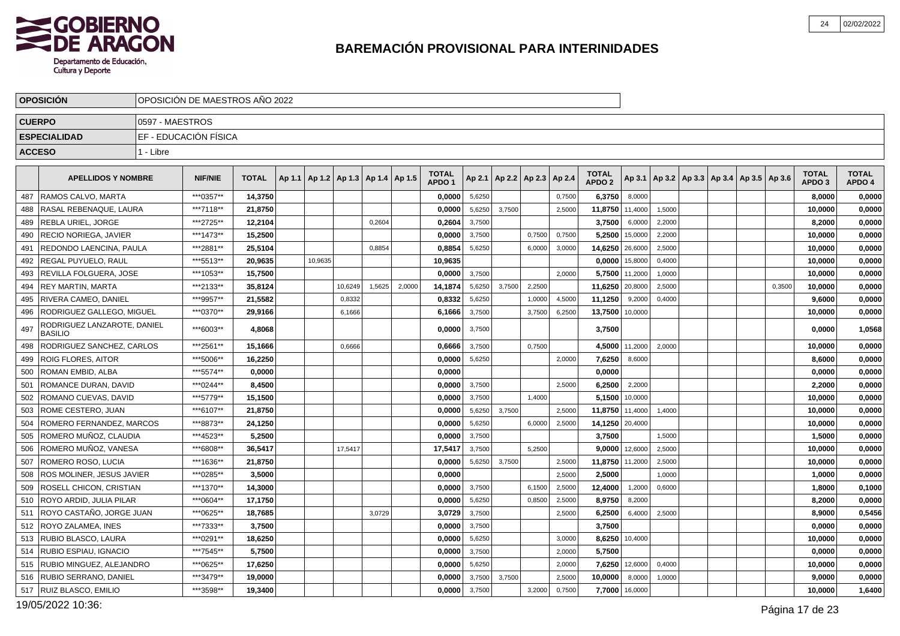# BAREMACIÓN PROVISIONAL PARA INTERINIDADES

| | |
|---|---|
| **OPOSICIÓN** | OPOSICIÓN DE MAESTROS AÑO 2022 |
| **CUERPO** | 0597 - MAESTROS |
| **ESPECIALIDAD** | EF - EDUCACIÓN FÍSICA |
| **ACCESO** | 1 - Libre |

| | APELLIDOS Y NOMBRE | NIF/NIE | TOTAL | Ap 1.1 | Ap 1.2 | Ap 1.3 | Ap 1.4 | Ap 1.5 | TOTAL APDO 1 | Ap 2.1 | Ap 2.2 | Ap 2.3 | Ap 2.4 | TOTAL APDO 2 | Ap 3.1 | Ap 3.2 | Ap 3.3 | Ap 3.4 | Ap 3.5 | Ap 3.6 | TOTAL APDO 3 | TOTAL APDO 4 |
|---|---|---|---|---|---|---|---|---|---|---|---|---|---|---|---|---|---|---|---|---|---|---|
| 487 | RAMOS CALVO, MARTA | ***0357** | 14,3750 | | | | | | 0,0000 | 5,6250 | | | 0,7500 | 6,3750 | 8,0000 | | | | | | 8,0000 | 0,0000 |
| 488 | RASAL REBENAQUE, LAURA | ***7118** | 21,8750 | | | | | | 0,0000 | 5,6250 | 3,7500 | | 2,5000 | 11,8750 | 11,4000 | 1,5000 | | | | | 10,0000 | 0,0000 |
| 489 | REBLA URIEL, JORGE | ***2725** | 12,2104 | | | | 0,2604 | | 0,2604 | 3,7500 | | | | 3,7500 | 6,0000 | 2,2000 | | | | | 8,2000 | 0,0000 |
| 490 | RECIO NORIEGA, JAVIER | ***1473** | 15,2500 | | | | | | 0,0000 | 3,7500 | | 0,7500 | 0,7500 | 5,2500 | 15,0000 | 2,2000 | | | | | 10,0000 | 0,0000 |
| 491 | REDONDO LAENCINA, PAULA | ***2881** | 25,5104 | | | | 0,8854 | | 0,8854 | 5,6250 | | 6,0000 | 3,0000 | 14,6250 | 26,6000 | 2,5000 | | | | | 10,0000 | 0,0000 |
| 492 | REGAL PUYUELO, RAUL | ***5513** | 20,9635 | | 10,9635 | | | | 10,9635 | | | | | 0,0000 | 15,8000 | 0,4000 | | | | | 10,0000 | 0,0000 |
| 493 | REVILLA FOLGUERA, JOSE | ***1053** | 15,7500 | | | | | | 0,0000 | 3,7500 | | | 2,0000 | 5,7500 | 11,2000 | 1,0000 | | | | | 10,0000 | 0,0000 |
| 494 | REY MARTIN, MARTA | ***2133** | 35,8124 | | | 10,6249 | 1,5625 | 2,0000 | 14,1874 | 5,6250 | 3,7500 | 2,2500 | | 11,6250 | 20,8000 | 2,5000 | | | | 0,3500 | 10,0000 | 0,0000 |
| 495 | RIVERA CAMEO, DANIEL | ***9957** | 21,5582 | | | 0,8332 | | | 0,8332 | 5,6250 | | 1,0000 | 4,5000 | 11,1250 | 9,2000 | 0,4000 | | | | | 9,6000 | 0,0000 |
| 496 | RODRIGUEZ GALLEGO, MIGUEL | ***0370** | 29,9166 | | | 6,1666 | | | 6,1666 | 3,7500 | | 3,7500 | 6,2500 | 13,7500 | 10,0000 | | | | | | 10,0000 | 0,0000 |
| 497 | RODRIGUEZ LANZAROTE, DANIEL BASILIO | ***6003** | 4,8068 | | | | | | 0,0000 | 3,7500 | | | | 3,7500 | | | | | | | 0,0000 | 1,0568 |
| 498 | RODRIGUEZ SANCHEZ, CARLOS | ***2561** | 15,1666 | | | 0,6666 | | | 0,6666 | 3,7500 | | 0,7500 | | 4,5000 | 11,2000 | 2,0000 | | | | | 10,0000 | 0,0000 |
| 499 | ROIG FLORES, AITOR | ***5006** | 16,2250 | | | | | | 0,0000 | 5,6250 | | | 2,0000 | 7,6250 | 8,6000 | | | | | | 8,6000 | 0,0000 |
| 500 | ROMAN EMBID, ALBA | ***5574** | 0,0000 | | | | | | 0,0000 | | | | | 0,0000 | | | | | | | 0,0000 | 0,0000 |
| 501 | ROMANCE DURAN, DAVID | ***0244** | 8,4500 | | | | | | 0,0000 | 3,7500 | | | 2,5000 | 6,2500 | 2,2000 | | | | | | 2,2000 | 0,0000 |
| 502 | ROMANO CUEVAS, DAVID | ***5779** | 15,1500 | | | | | | 0,0000 | 3,7500 | | 1,4000 | | 5,1500 | 10,0000 | | | | | | 10,0000 | 0,0000 |
| 503 | ROME CESTERO, JUAN | ***6107** | 21,8750 | | | | | | 0,0000 | 5,6250 | 3,7500 | | 2,5000 | 11,8750 | 11,4000 | 1,4000 | | | | | 10,0000 | 0,0000 |
| 504 | ROMERO FERNANDEZ, MARCOS | ***8873** | 24,1250 | | | | | | 0,0000 | 5,6250 | | 6,0000 | 2,5000 | 14,1250 | 20,4000 | | | | | | 10,0000 | 0,0000 |
| 505 | ROMERO MUÑOZ, CLAUDIA | ***4523** | 5,2500 | | | | | | 0,0000 | 3,7500 | | | | 3,7500 | | 1,5000 | | | | | 1,5000 | 0,0000 |
| 506 | ROMERO MUÑOZ, VANESA | ***6808** | 36,5417 | | | 17,5417 | | | 17,5417 | 3,7500 | | 5,2500 | | 9,0000 | 12,6000 | 2,5000 | | | | | 10,0000 | 0,0000 |
| 507 | ROMERO ROSO, LUCIA | ***1636** | 21,8750 | | | | | | 0,0000 | 5,6250 | 3,7500 | | 2,5000 | 11,8750 | 11,2000 | 2,5000 | | | | | 10,0000 | 0,0000 |
| 508 | ROS MOLINER, JESUS JAVIER | ***0285** | 3,5000 | | | | | | 0,0000 | | | | 2,5000 | 2,5000 | | 1,0000 | | | | | 1,0000 | 0,0000 |
| 509 | ROSELL CHICON, CRISTIAN | ***1370** | 14,3000 | | | | | | 0,0000 | 3,7500 | | 6,1500 | 2,5000 | 12,4000 | 1,2000 | 0,6000 | | | | | 1,8000 | 0,1000 |
| 510 | ROYO ARDID, JULIA PILAR | ***0604** | 17,1750 | | | | | | 0,0000 | 5,6250 | | 0,8500 | 2,5000 | 8,9750 | 8,2000 | | | | | | 8,2000 | 0,0000 |
| 511 | ROYO CASTAÑO, JORGE JUAN | ***0625** | 18,7685 | | | | 3,0729 | | 3,0729 | 3,7500 | | | 2,5000 | 6,2500 | 6,4000 | 2,5000 | | | | | 8,9000 | 0,5456 |
| 512 | ROYO ZALAMEA, INES | ***7333** | 3,7500 | | | | | | 0,0000 | 3,7500 | | | | 3,7500 | | | | | | | 0,0000 | 0,0000 |
| 513 | RUBIO BLASCO, LAURA | ***0291** | 18,6250 | | | | | | 0,0000 | 5,6250 | | | 3,0000 | 8,6250 | 10,4000 | | | | | | 10,0000 | 0,0000 |
| 514 | RUBIO ESPIAU, IGNACIO | ***7545** | 5,7500 | | | | | | 0,0000 | 3,7500 | | | 2,0000 | 5,7500 | | | | | | | 0,0000 | 0,0000 |
| 515 | RUBIO MINGUEZ, ALEJANDRO | ***0625** | 17,6250 | | | | | | 0,0000 | 5,6250 | | | 2,0000 | 7,6250 | 12,6000 | 0,4000 | | | | | 10,0000 | 0,0000 |
| 516 | RUBIO SERRANO, DANIEL | ***3479** | 19,0000 | | | | | | 0,0000 | 3,7500 | 3,7500 | | 2,5000 | 10,0000 | 8,0000 | 1,0000 | | | | | 9,0000 | 0,0000 |
| 517 | RUIZ BLASCO, EMILIO | ***3598** | 19,3400 | | | | | | 0,0000 | 3,7500 | | 3,2000 | 0,7500 | 7,7000 | 16,0000 | | | | | | 10,0000 | 1,6400 |

19/05/2022 10:36: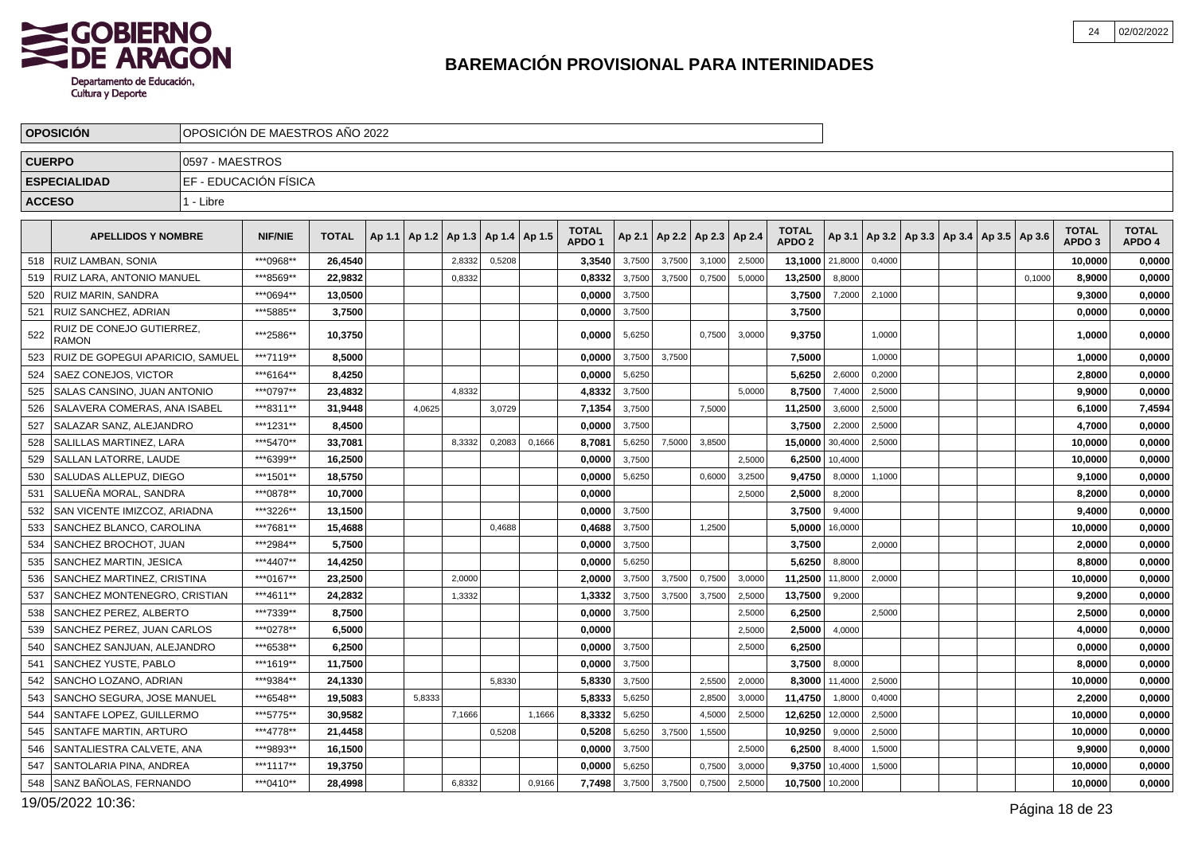# BAREMACIÓN PROVISIONAL PARA INTERINIDADES

| OPOSICIÓN | OPOSICIÓN DE MAESTROS AÑO 2022 |
|---|---|
| CUERPO | 0597 - MAESTROS |
| ESPECIALIDAD | EF - EDUCACIÓN FÍSICA |
| ACCESO | 1 - Libre |

| | APELLIDOS Y NOMBRE | NIF/NIE | TOTAL | Ap 1.1 | Ap 1.2 | Ap 1.3 | Ap 1.4 | Ap 1.5 | TOTAL APDO 1 | Ap 2.1 | Ap 2.2 | Ap 2.3 | Ap 2.4 | TOTAL APDO 2 | Ap 3.1 | Ap 3.2 | Ap 3.3 | Ap 3.4 | Ap 3.5 | Ap 3.6 | TOTAL APDO 3 | TOTAL APDO 4 |
|---|---|---|---|---|---|---|---|---|---|---|---|---|---|---|---|---|---|---|---|---|---|---|
| 518 | RUIZ LAMBAN, SONIA | ***0968** | 26,4540 | | | 2,8332 | 0,5208 | | 3,3540 | 3,7500 | 3,7500 | 3,1000 | 2,5000 | 13,1000 | 21,8000 | 0,4000 | | | | | 10,0000 | 0,0000 |
| 519 | RUIZ LARA, ANTONIO MANUEL | ***8569** | 22,9832 | | | 0,8332 | | | 0,8332 | 3,7500 | 3,7500 | 0,7500 | 5,0000 | 13,2500 | 8,8000 | | | | | 0,1000 | 8,9000 | 0,0000 |
| 520 | RUIZ MARIN, SANDRA | ***0694** | 13,0500 | | | | | | 0,0000 | 3,7500 | | | | 3,7500 | 7,2000 | 2,1000 | | | | | 9,3000 | 0,0000 |
| 521 | RUIZ SANCHEZ, ADRIAN | ***5885** | 3,7500 | | | | | | 0,0000 | 3,7500 | | | | 3,7500 | | | | | | | 0,0000 | 0,0000 |
| 522 | RUIZ DE CONEJO GUTIERREZ, RAMON | ***2586** | 10,3750 | | | | | | 0,0000 | 5,6250 | | 0,7500 | 3,0000 | 9,3750 | | 1,0000 | | | | | 1,0000 | 0,0000 |
| 523 | RUIZ DE GOPEGUI APARICIO, SAMUEL | ***7119** | 8,5000 | | | | | | 0,0000 | 3,7500 | 3,7500 | | | 7,5000 | | 1,0000 | | | | | 1,0000 | 0,0000 |
| 524 | SAEZ CONEJOS, VICTOR | ***6164** | 8,4250 | | | | | | 0,0000 | 5,6250 | | | | 5,6250 | 2,6000 | 0,2000 | | | | | 2,8000 | 0,0000 |
| 525 | SALAS CANSINO, JUAN ANTONIO | ***0797** | 23,4832 | | | 4,8332 | | | 4,8332 | 3,7500 | | | 5,0000 | 8,7500 | 7,4000 | 2,5000 | | | | | 9,9000 | 0,0000 |
| 526 | SALAVERA COMERAS, ANA ISABEL | ***8311** | 31,9448 | | 4,0625 | | 3,0729 | | 7,1354 | 3,7500 | | 7,5000 | | 11,2500 | 3,6000 | 2,5000 | | | | | 6,1000 | 7,4594 |
| 527 | SALAZAR SANZ, ALEJANDRO | ***1231** | 8,4500 | | | | | | 0,0000 | 3,7500 | | | | 3,7500 | 2,2000 | 2,5000 | | | | | 4,7000 | 0,0000 |
| 528 | SALILLAS MARTINEZ, LARA | ***5470** | 33,7081 | | | 8,3332 | 0,2083 | 0,1666 | 8,7081 | 5,6250 | 7,5000 | 3,8500 | | 15,0000 | 30,4000 | 2,5000 | | | | | 10,0000 | 0,0000 |
| 529 | SALLAN LATORRE, LAUDE | ***6399** | 16,2500 | | | | | | 0,0000 | 3,7500 | | | 2,5000 | 6,2500 | 10,4000 | | | | | | 10,0000 | 0,0000 |
| 530 | SALUDAS ALLEPUZ, DIEGO | ***1501** | 18,5750 | | | | | | 0,0000 | 5,6250 | | 0,6000 | 3,2500 | 9,4750 | 8,0000 | 1,1000 | | | | | 9,1000 | 0,0000 |
| 531 | SALUEÑA MORAL, SANDRA | ***0878** | 10,7000 | | | | | | 0,0000 | | | | 2,5000 | 2,5000 | 8,2000 | | | | | | 8,2000 | 0,0000 |
| 532 | SAN VICENTE IMIZCOZ, ARIADNA | ***3226** | 13,1500 | | | | | | 0,0000 | 3,7500 | | | | 3,7500 | 9,4000 | | | | | | 9,4000 | 0,0000 |
| 533 | SANCHEZ BLANCO, CAROLINA | ***7681** | 15,4688 | | | | 0,4688 | | 0,4688 | 3,7500 | | 1,2500 | | 5,0000 | 16,0000 | | | | | | 10,0000 | 0,0000 |
| 534 | SANCHEZ BROCHOT, JUAN | ***2984** | 5,7500 | | | | | | 0,0000 | 3,7500 | | | | 3,7500 | | 2,0000 | | | | | 2,0000 | 0,0000 |
| 535 | SANCHEZ MARTIN, JESICA | ***4407** | 14,4250 | | | | | | 0,0000 | 5,6250 | | | | 5,6250 | 8,8000 | | | | | | 8,8000 | 0,0000 |
| 536 | SANCHEZ MARTINEZ, CRISTINA | ***0167** | 23,2500 | | | 2,0000 | | | 2,0000 | 3,7500 | 3,7500 | 0,7500 | 3,0000 | 11,2500 | 11,8000 | 2,0000 | | | | | 10,0000 | 0,0000 |
| 537 | SANCHEZ MONTENEGRO, CRISTIAN | ***4611** | 24,2832 | | | 1,3332 | | | 1,3332 | 3,7500 | 3,7500 | 3,7500 | 2,5000 | 13,7500 | 9,2000 | | | | | | 9,2000 | 0,0000 |
| 538 | SANCHEZ PEREZ, ALBERTO | ***7339** | 8,7500 | | | | | | 0,0000 | 3,7500 | | | 2,5000 | 6,2500 | | 2,5000 | | | | | 2,5000 | 0,0000 |
| 539 | SANCHEZ PEREZ, JUAN CARLOS | ***0278** | 6,5000 | | | | | | 0,0000 | | | | 2,5000 | 2,5000 | 4,0000 | | | | | | 4,0000 | 0,0000 |
| 540 | SANCHEZ SANJUAN, ALEJANDRO | ***6538** | 6,2500 | | | | | | 0,0000 | 3,7500 | | | 2,5000 | 6,2500 | | | | | | | 0,0000 | 0,0000 |
| 541 | SANCHEZ YUSTE, PABLO | ***1619** | 11,7500 | | | | | | 0,0000 | 3,7500 | | | | 3,7500 | 8,0000 | | | | | | 8,0000 | 0,0000 |
| 542 | SANCHO LOZANO, ADRIAN | ***9384** | 24,1330 | | | | 5,8330 | | 5,8330 | 3,7500 | | 2,5500 | 2,0000 | 8,3000 | 11,4000 | 2,5000 | | | | | 10,0000 | 0,0000 |
| 543 | SANCHO SEGURA, JOSE MANUEL | ***6548** | 19,5083 | | 5,8333 | | | | 5,8333 | 5,6250 | | 2,8500 | 3,0000 | 11,4750 | 1,8000 | 0,4000 | | | | | 2,2000 | 0,0000 |
| 544 | SANTAFE LOPEZ, GUILLERMO | ***5775** | 30,9582 | | | 7,1666 | | 1,1666 | 8,3332 | 5,6250 | | 4,5000 | 2,5000 | 12,6250 | 12,0000 | 2,5000 | | | | | 10,0000 | 0,0000 |
| 545 | SANTAFE MARTIN, ARTURO | ***4778** | 21,4458 | | | | 0,5208 | | 0,5208 | 5,6250 | 3,7500 | 1,5500 | | 10,9250 | 9,0000 | 2,5000 | | | | | 10,0000 | 0,0000 |
| 546 | SANTALIESTRA CALVETE, ANA | ***9893** | 16,1500 | | | | | | 0,0000 | 3,7500 | | | 2,5000 | 6,2500 | 8,4000 | 1,5000 | | | | | 9,9000 | 0,0000 |
| 547 | SANTOLARIA PINA, ANDREA | ***1117** | 19,3750 | | | | | | 0,0000 | 5,6250 | | 0,7500 | 3,0000 | 9,3750 | 10,4000 | 1,5000 | | | | | 10,0000 | 0,0000 |
| 548 | SANZ BAÑOLAS, FERNANDO | ***0410** | 28,4998 | | | 6,8332 | | 0,9166 | 7,7498 | 3,7500 | 3,7500 | 0,7500 | 2,5000 | 10,7500 | 10,2000 | | | | | | 10,0000 | 0,0000 |

19/05/2022 10:36: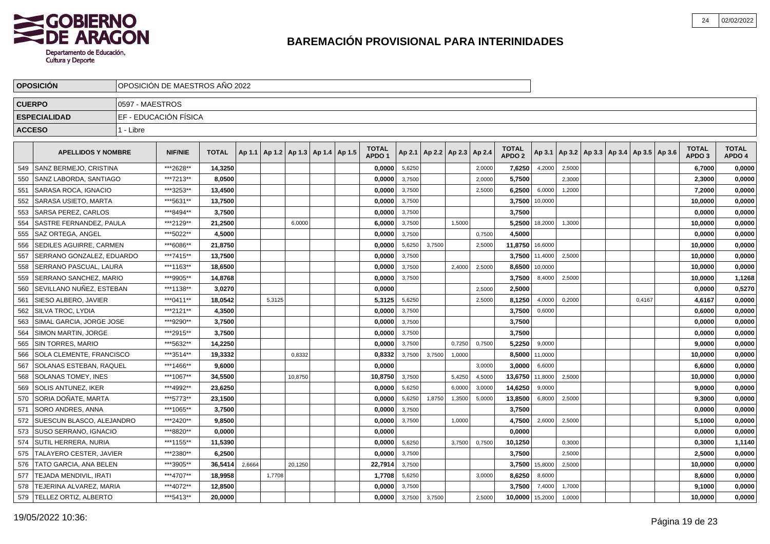# BAREMACIÓN PROVISIONAL PARA INTERINIDADES

| OPOSICIÓN | OPOSICIÓN DE MAESTROS AÑO 2022 |
|---|---|
| CUERPO | 0597 - MAESTROS |
| ESPECIALIDAD | EF - EDUCACIÓN FÍSICA |
| ACCESO | 1 - Libre |

| | APELLIDOS Y NOMBRE | NIF/NIE | TOTAL | Ap 1.1 | Ap 1.2 | Ap 1.3 | Ap 1.4 | Ap 1.5 | TOTAL APDO 1 | Ap 2.1 | Ap 2.2 | Ap 2.3 | Ap 2.4 | TOTAL APDO 2 | Ap 3.1 | Ap 3.2 | Ap 3.3 | Ap 3.4 | Ap 3.5 | Ap 3.6 | TOTAL APDO 3 | TOTAL APDO 4 |
|---|---|---|---|---|---|---|---|---|---|---|---|---|---|---|---|---|---|---|---|---|---|---|
| 549 | SANZ BERMEJO, CRISTINA | ***2628** | 14,3250 | | | | | | 0,0000 | 5,6250 | | | 2,0000 | 7,6250 | 4,2000 | 2,5000 | | | | | 6,7000 | 0,0000 |
| 550 | SANZ LABORDA, SANTIAGO | ***7213** | 8,0500 | | | | | | 0,0000 | 3,7500 | | | 2,0000 | 5,7500 | | 2,3000 | | | | | 2,3000 | 0,0000 |
| 551 | SARASA ROCA, IGNACIO | ***3253** | 13,4500 | | | | | | 0,0000 | 3,7500 | | | 2,5000 | 6,2500 | 6,0000 | 1,2000 | | | | | 7,2000 | 0,0000 |
| 552 | SARASA USIETO, MARTA | ***5631** | 13,7500 | | | | | | 0,0000 | 3,7500 | | | | 3,7500 | 10,0000 | | | | | | 10,0000 | 0,0000 |
| 553 | SARSA PEREZ, CARLOS | ***8494** | 3,7500 | | | | | | 0,0000 | 3,7500 | | | | 3,7500 | | | | | | | 0,0000 | 0,0000 |
| 554 | SASTRE FERNANDEZ, PAULA | ***2129** | 21,2500 | | | 6,0000 | | | 6,0000 | 3,7500 | | 1,5000 | | 5,2500 | 18,2000 | 1,3000 | | | | | 10,0000 | 0,0000 |
| 555 | SAZ ORTEGA, ANGEL | ***5022** | 4,5000 | | | | | | 0,0000 | 3,7500 | | | 0,7500 | 4,5000 | | | | | | | 0,0000 | 0,0000 |
| 556 | SEDILES AGUIRRE, CARMEN | ***6086** | 21,8750 | | | | | | 0,0000 | 5,6250 | 3,7500 | | 2,5000 | 11,8750 | 16,6000 | | | | | | 10,0000 | 0,0000 |
| 557 | SERRANO GONZALEZ, EDUARDO | ***7415** | 13,7500 | | | | | | 0,0000 | 3,7500 | | | | 3,7500 | 11,4000 | 2,5000 | | | | | 10,0000 | 0,0000 |
| 558 | SERRANO PASCUAL, LAURA | ***1163** | 18,6500 | | | | | | 0,0000 | 3,7500 | | 2,4000 | 2,5000 | 8,6500 | 10,0000 | | | | | | 10,0000 | 0,0000 |
| 559 | SERRANO SANCHEZ, MARIO | ***9905** | 14,8768 | | | | | | 0,0000 | 3,7500 | | | | 3,7500 | 8,4000 | 2,5000 | | | | | 10,0000 | 1,1268 |
| 560 | SEVILLANO NUÑEZ, ESTEBAN | ***1138** | 3,0270 | | | | | | 0,0000 | | | | 2,5000 | 2,5000 | | | | | | | 0,0000 | 0,5270 |
| 561 | SIESO ALBERO, JAVIER | ***0411** | 18,0542 | | 5,3125 | | | | 5,3125 | 5,6250 | | | 2,5000 | 8,1250 | 4,0000 | 0,2000 | | | 0,4167 | | 4,6167 | 0,0000 |
| 562 | SILVA TROC, LYDIA | ***2121** | 4,3500 | | | | | | 0,0000 | 3,7500 | | | | 3,7500 | 0,6000 | | | | | | 0,6000 | 0,0000 |
| 563 | SIMAL GARCIA, JORGE JOSE | ***9290** | 3,7500 | | | | | | 0,0000 | 3,7500 | | | | 3,7500 | | | | | | | 0,0000 | 0,0000 |
| 564 | SIMON MARTIN, JORGE | ***2915** | 3,7500 | | | | | | 0,0000 | 3,7500 | | | | 3,7500 | | | | | | | 0,0000 | 0,0000 |
| 565 | SIN TORRES, MARIO | ***5632** | 14,2250 | | | | | | 0,0000 | 3,7500 | | 0,7250 | 0,7500 | 5,2250 | 9,0000 | | | | | | 9,0000 | 0,0000 |
| 566 | SOLA CLEMENTE, FRANCISCO | ***3514** | 19,3332 | | | 0,8332 | | | 0,8332 | 3,7500 | 3,7500 | 1,0000 | | 8,5000 | 11,0000 | | | | | | 10,0000 | 0,0000 |
| 567 | SOLANAS ESTEBAN, RAQUEL | ***1466** | 9,6000 | | | | | | 0,0000 | | | | 3,0000 | 3,0000 | 6,6000 | | | | | | 6,6000 | 0,0000 |
| 568 | SOLANAS TOMEY, INES | ***1067** | 34,5500 | | | 10,8750 | | | 10,8750 | 3,7500 | | 5,4250 | 4,5000 | 13,6750 | 11,8000 | 2,5000 | | | | | 10,0000 | 0,0000 |
| 569 | SOLIS ANTUNEZ, IKER | ***4992** | 23,6250 | | | | | | 0,0000 | 5,6250 | | 6,0000 | 3,0000 | 14,6250 | 9,0000 | | | | | | 9,0000 | 0,0000 |
| 570 | SORIA DOÑATE, MARTA | ***5773** | 23,1500 | | | | | | 0,0000 | 5,6250 | 1,8750 | 1,3500 | 5,0000 | 13,8500 | 6,8000 | 2,5000 | | | | | 9,3000 | 0,0000 |
| 571 | SORO ANDRES, ANNA | ***1065** | 3,7500 | | | | | | 0,0000 | 3,7500 | | | | 3,7500 | | | | | | | 0,0000 | 0,0000 |
| 572 | SUESCUN BLASCO, ALEJANDRO | ***2420** | 9,8500 | | | | | | 0,0000 | 3,7500 | | 1,0000 | | 4,7500 | 2,6000 | 2,5000 | | | | | 5,1000 | 0,0000 |
| 573 | SUSO SERRANO, IGNACIO | ***8820** | 0,0000 | | | | | | 0,0000 | | | | | 0,0000 | | | | | | | 0,0000 | 0,0000 |
| 574 | SUTIL HERRERA, NURIA | ***1155** | 11,5390 | | | | | | 0,0000 | 5,6250 | | 3,7500 | 0,7500 | 10,1250 | | 0,3000 | | | | | 0,3000 | 1,1140 |
| 575 | TALAYERO CESTER, JAVIER | ***2380** | 6,2500 | | | | | | 0,0000 | 3,7500 | | | | 3,7500 | | 2,5000 | | | | | 2,5000 | 0,0000 |
| 576 | TATO GARCIA, ANA BELEN | ***3905** | 36,5414 | 2,6664 | | 20,1250 | | | 22,7914 | 3,7500 | | | | 3,7500 | 15,8000 | 2,5000 | | | | | 10,0000 | 0,0000 |
| 577 | TEJADA MENDIVIL, IRATI | ***4707** | 18,9958 | | 1,7708 | | | | 1,7708 | 5,6250 | | | 3,0000 | 8,6250 | 8,6000 | | | | | | 8,6000 | 0,0000 |
| 578 | TEJERINA ALVAREZ, MARIA | ***4072** | 12,8500 | | | | | | 0,0000 | 3,7500 | | | | 3,7500 | 7,4000 | 1,7000 | | | | | 9,1000 | 0,0000 |
| 579 | TELLEZ ORTIZ, ALBERTO | ***5413** | 20,0000 | | | | | | 0,0000 | 3,7500 | 3,7500 | | 2,5000 | 10,0000 | 15,2000 | 1,0000 | | | | | 10,0000 | 0,0000 |

19/05/2022 10:36: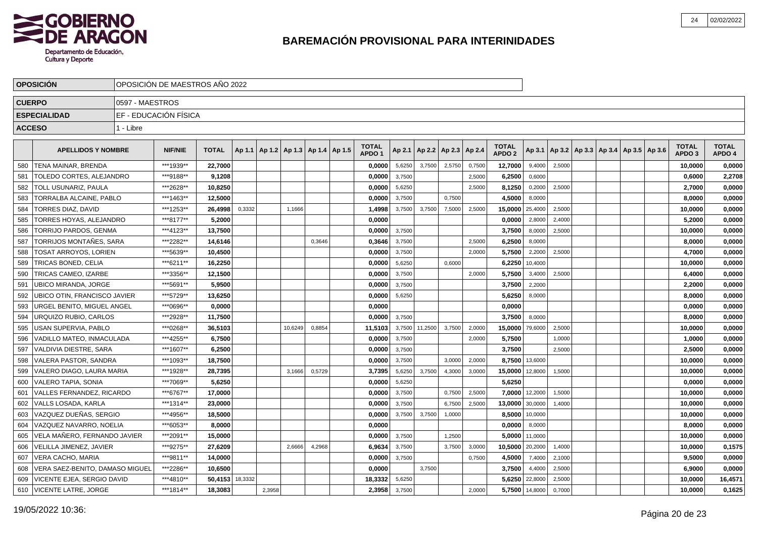# BAREMACIÓN PROVISIONAL PARA INTERINIDADES

| OPOSICIÓN | OPOSICIÓN DE MAESTROS AÑO 2022 |
|---|---|
| CUERPO | 0597 - MAESTROS |
| ESPECIALIDAD | EF - EDUCACIÓN FÍSICA |
| ACCESO | 1 - Libre |

| | APELLIDOS Y NOMBRE | NIF/NIE | TOTAL | Ap 1.1 | Ap 1.2 | Ap 1.3 | Ap 1.4 | Ap 1.5 | TOTAL APDO 1 | Ap 2.1 | Ap 2.2 | Ap 2.3 | Ap 2.4 | TOTAL APDO 2 | Ap 3.1 | Ap 3.2 | Ap 3.3 | Ap 3.4 | Ap 3.5 | Ap 3.6 | TOTAL APDO 3 | TOTAL APDO 4 |
|---|---|---|---|---|---|---|---|---|---|---|---|---|---|---|---|---|---|---|---|---|---|---|
| 580 | TENA MAINAR, BRENDA | ***1939** | 22,7000 | | | | | | 0,0000 | 5,6250 | 3,7500 | 2,5750 | 0,7500 | 12,7000 | 9,4000 | 2,5000 | | | | | 10,0000 | 0,0000 |
| 581 | TOLEDO CORTES, ALEJANDRO | ***9188** | 9,1208 | | | | | | 0,0000 | 3,7500 | | | 2,5000 | 6,2500 | 0,6000 | | | | | | 0,6000 | 2,2708 |
| 582 | TOLL USUNARIZ, PAULA | ***2628** | 10,8250 | | | | | | 0,0000 | 5,6250 | | | 2,5000 | 8,1250 | 0,2000 | 2,5000 | | | | | 2,7000 | 0,0000 |
| 583 | TORRALBA ALCAINE, PABLO | ***1463** | 12,5000 | | | | | | 0,0000 | 3,7500 | | 0,7500 | | 4,5000 | 8,0000 | | | | | | 8,0000 | 0,0000 |
| 584 | TORRES DIAZ, DAVID | ***1253** | 26,4998 | 0,3332 | | 1,1666 | | | 1,4998 | 3,7500 | 3,7500 | 7,5000 | 2,5000 | 15,0000 | 25,4000 | 2,5000 | | | | | 10,0000 | 0,0000 |
| 585 | TORRES HOYAS, ALEJANDRO | ***8177** | 5,2000 | | | | | | 0,0000 | | | | | 0,0000 | 2,8000 | 2,4000 | | | | | 5,2000 | 0,0000 |
| 586 | TORRIJO PARDOS, GENMA | ***4123** | 13,7500 | | | | | | 0,0000 | 3,7500 | | | | 3,7500 | 8,0000 | 2,5000 | | | | | 10,0000 | 0,0000 |
| 587 | TORRIJOS MONTAÑES, SARA | ***2282** | 14,6146 | | | | 0,3646 | | 0,3646 | 3,7500 | | | 2,5000 | 6,2500 | 8,0000 | | | | | | 8,0000 | 0,0000 |
| 588 | TOSAT ARROYOS, LORIEN | ***5639** | 10,4500 | | | | | | 0,0000 | 3,7500 | | | 2,0000 | 5,7500 | 2,2000 | 2,5000 | | | | | 4,7000 | 0,0000 |
| 589 | TRICAS BONED, CELIA | ***6211** | 16,2250 | | | | | | 0,0000 | 5,6250 | | 0,6000 | | 6,2250 | 10,4000 | | | | | | 10,0000 | 0,0000 |
| 590 | TRICAS CAMEO, IZARBE | ***3356** | 12,1500 | | | | | | 0,0000 | 3,7500 | | | 2,0000 | 5,7500 | 3,4000 | 2,5000 | | | | | 6,4000 | 0,0000 |
| 591 | UBICO MIRANDA, JORGE | ***5691** | 5,9500 | | | | | | 0,0000 | 3,7500 | | | | 3,7500 | 2,2000 | | | | | | 2,2000 | 0,0000 |
| 592 | UBICO OTIN, FRANCISCO JAVIER | ***5729** | 13,6250 | | | | | | 0,0000 | 5,6250 | | | | 5,6250 | 8,0000 | | | | | | 8,0000 | 0,0000 |
| 593 | URGEL BENITO, MIGUEL ANGEL | ***0696** | 0,0000 | | | | | | 0,0000 | | | | | 0,0000 | | | | | | | 0,0000 | 0,0000 |
| 594 | URQUIZO RUBIO, CARLOS | ***2928** | 11,7500 | | | | | | 0,0000 | 3,7500 | | | | 3,7500 | 8,0000 | | | | | | 8,0000 | 0,0000 |
| 595 | USAN SUPERVIA, PABLO | ***0268** | 36,5103 | | | 10,6249 | 0,8854 | | 11,5103 | 3,7500 | 11,2500 | 3,7500 | 2,0000 | 15,0000 | 79,6000 | 2,5000 | | | | | 10,0000 | 0,0000 |
| 596 | VADILLO MATEO, INMACULADA | ***4255** | 6,7500 | | | | | | 0,0000 | 3,7500 | | | 2,0000 | 5,7500 | | 1,0000 | | | | | 1,0000 | 0,0000 |
| 597 | VALDIVIA DIESTRE, SARA | ***1607** | 6,2500 | | | | | | 0,0000 | 3,7500 | | | | 3,7500 | | 2,5000 | | | | | 2,5000 | 0,0000 |
| 598 | VALERA PASTOR, SANDRA | ***1093** | 18,7500 | | | | | | 0,0000 | 3,7500 | | 3,0000 | 2,0000 | 8,7500 | 13,6000 | | | | | | 10,0000 | 0,0000 |
| 599 | VALERO DIAGO, LAURA MARIA | ***1928** | 28,7395 | | | 3,1666 | 0,5729 | | 3,7395 | 5,6250 | 3,7500 | 4,3000 | 3,0000 | 15,0000 | 12,8000 | 1,5000 | | | | | 10,0000 | 0,0000 |
| 600 | VALERO TAPIA, SONIA | ***7069** | 5,6250 | | | | | | 0,0000 | 5,6250 | | | | 5,6250 | | | | | | | 0,0000 | 0,0000 |
| 601 | VALLES FERNANDEZ, RICARDO | ***6767** | 17,0000 | | | | | | 0,0000 | 3,7500 | | 0,7500 | 2,5000 | 7,0000 | 12,2000 | 1,5000 | | | | | 10,0000 | 0,0000 |
| 602 | VALLS LOSADA, KARLA | ***1314** | 23,0000 | | | | | | 0,0000 | 3,7500 | | 6,7500 | 2,5000 | 13,0000 | 30,0000 | 1,4000 | | | | | 10,0000 | 0,0000 |
| 603 | VAZQUEZ DUEÑAS, SERGIO | ***4956** | 18,5000 | | | | | | 0,0000 | 3,7500 | 3,7500 | 1,0000 | | 8,5000 | 10,0000 | | | | | | 10,0000 | 0,0000 |
| 604 | VAZQUEZ NAVARRO, NOELIA | ***6053** | 8,0000 | | | | | | 0,0000 | | | | | 0,0000 | 8,0000 | | | | | | 8,0000 | 0,0000 |
| 605 | VELA MAÑERO, FERNANDO JAVIER | ***2091** | 15,0000 | | | | | | 0,0000 | 3,7500 | | 1,2500 | | 5,0000 | 11,0000 | | | | | | 10,0000 | 0,0000 |
| 606 | VELILLA JIMENEZ, JAVIER | ***9275** | 27,6209 | | | 2,6666 | 4,2968 | | 6,9634 | 3,7500 | | 3,7500 | 3,0000 | 10,5000 | 20,2000 | 1,4000 | | | | | 10,0000 | 0,1575 |
| 607 | VERA CACHO, MARIA | ***9811** | 14,0000 | | | | | | 0,0000 | 3,7500 | | | 0,7500 | 4,5000 | 7,4000 | 2,1000 | | | | | 9,5000 | 0,0000 |
| 608 | VERA SAEZ-BENITO, DAMASO MIGUEL | ***2286** | 10,6500 | | | | | | 0,0000 | | 3,7500 | | | 3,7500 | 4,4000 | 2,5000 | | | | | 6,9000 | 0,0000 |
| 609 | VICENTE EJEA, SERGIO DAVID | ***4810** | 50,4153 | 18,3332 | | | | | 18,3332 | 5,6250 | | | | 5,6250 | 22,8000 | 2,5000 | | | | | 10,0000 | 16,4571 |
| 610 | VICENTE LATRE, JORGE | ***1814** | 18,3083 | | 2,3958 | | | | 2,3958 | 3,7500 | | | 2,0000 | 5,7500 | 14,8000 | 0,7000 | | | | | 10,0000 | 0,1625 |

19/05/2022 10:36: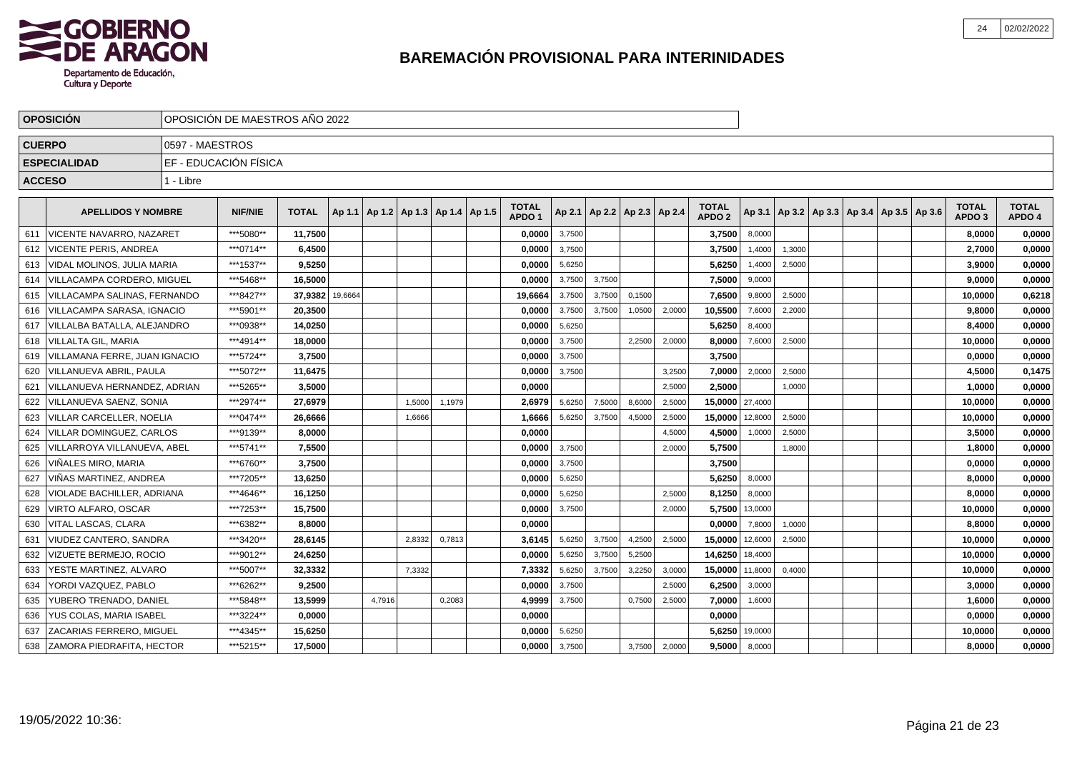# BAREMACIÓN PROVISIONAL PARA INTERINIDADES

| | |
|---|---|
| **OPOSICIÓN** | OPOSICIÓN DE MAESTROS AÑO 2022 |
| **CUERPO** | 0597 - MAESTROS |
| **ESPECIALIDAD** | EF - EDUCACIÓN FÍSICA |
| **ACCESO** | 1 - Libre |

| | APELLIDOS Y NOMBRE | NIF/NIE | TOTAL | Ap 1.1 | Ap 1.2 | Ap 1.3 | Ap 1.4 | Ap 1.5 | TOTAL APDO 1 | Ap 2.1 | Ap 2.2 | Ap 2.3 | Ap 2.4 | TOTAL APDO 2 | Ap 3.1 | Ap 3.2 | Ap 3.3 | Ap 3.4 | Ap 3.5 | Ap 3.6 | TOTAL APDO 3 | TOTAL APDO 4 |
|---|---|---|---|---|---|---|---|---|---|---|---|---|---|---|---|---|---|---|---|---|---|---|
| 611 | VICENTE NAVARRO, NAZARET | ***5080** | **11,7500** | | | | | | **0,0000** | 3,7500 | | | | **3,7500** | 8,0000 | | | | | | **8,0000** | **0,0000** |
| 612 | VICENTE PERIS, ANDREA | ***0714** | **6,4500** | | | | | | **0,0000** | 3,7500 | | | | **3,7500** | 1,4000 | 1,3000 | | | | | **2,7000** | **0,0000** |
| 613 | VIDAL MOLINOS, JULIA MARIA | ***1537** | **9,5250** | | | | | | **0,0000** | 5,6250 | | | | **5,6250** | 1,4000 | 2,5000 | | | | | **3,9000** | **0,0000** |
| 614 | VILLACAMPA CORDERO, MIGUEL | ***5468** | **16,5000** | | | | | | **0,0000** | 3,7500 | 3,7500 | | | **7,5000** | 9,0000 | | | | | | **9,0000** | **0,0000** |
| 615 | VILLACAMPA SALINAS, FERNANDO | ***8427** | **37,9382** | 19,6664 | | | | | **19,6664** | 3,7500 | 3,7500 | 0,1500 | | **7,6500** | 9,8000 | 2,5000 | | | | | **10,0000** | **0,6218** |
| 616 | VILLACAMPA SARASA, IGNACIO | ***5901** | **20,3500** | | | | | | **0,0000** | 3,7500 | 3,7500 | 1,0500 | 2,0000 | **10,5500** | 7,6000 | 2,2000 | | | | | **9,8000** | **0,0000** |
| 617 | VILLALBA BATALLA, ALEJANDRO | ***0938** | **14,0250** | | | | | | **0,0000** | 5,6250 | | | | **5,6250** | 8,4000 | | | | | | **8,4000** | **0,0000** |
| 618 | VILLALTA GIL, MARIA | ***4914** | **18,0000** | | | | | | **0,0000** | 3,7500 | | 2,2500 | 2,0000 | **8,0000** | 7,6000 | 2,5000 | | | | | **10,0000** | **0,0000** |
| 619 | VILLAMANA FERRE, JUAN IGNACIO | ***5724** | **3,7500** | | | | | | **0,0000** | 3,7500 | | | | **3,7500** | | | | | | | **0,0000** | **0,0000** |
| 620 | VILLANUEVA ABRIL, PAULA | ***5072** | **11,6475** | | | | | | **0,0000** | 3,7500 | | | 3,2500 | **7,0000** | 2,0000 | 2,5000 | | | | | **4,5000** | **0,1475** |
| 621 | VILLANUEVA HERNANDEZ, ADRIAN | ***5265** | **3,5000** | | | | | | **0,0000** | | | | 2,5000 | **2,5000** | | 1,0000 | | | | | **1,0000** | **0,0000** |
| 622 | VILLANUEVA SAENZ, SONIA | ***2974** | **27,6979** | | | 1,5000 | 1,1979 | | **2,6979** | 5,6250 | 7,5000 | 8,6000 | 2,5000 | **15,0000** | 27,4000 | | | | | | **10,0000** | **0,0000** |
| 623 | VILLAR CARCELLER, NOELIA | ***0474** | **26,6666** | | | 1,6666 | | | **1,6666** | 5,6250 | 3,7500 | 4,5000 | 2,5000 | **15,0000** | 12,8000 | 2,5000 | | | | | **10,0000** | **0,0000** |
| 624 | VILLAR DOMINGUEZ, CARLOS | ***9139** | **8,0000** | | | | | | **0,0000** | | | | 4,5000 | **4,5000** | 1,0000 | 2,5000 | | | | | **3,5000** | **0,0000** |
| 625 | VILLARROYA VILLANUEVA, ABEL | ***5741** | **7,5500** | | | | | | **0,0000** | 3,7500 | | | 2,0000 | **5,7500** | | 1,8000 | | | | | **1,8000** | **0,0000** |
| 626 | VIÑALES MIRO, MARIA | ***6760** | **3,7500** | | | | | | **0,0000** | 3,7500 | | | | **3,7500** | | | | | | | **0,0000** | **0,0000** |
| 627 | VIÑAS MARTINEZ, ANDREA | ***7205** | **13,6250** | | | | | | **0,0000** | 5,6250 | | | | **5,6250** | 8,0000 | | | | | | **8,0000** | **0,0000** |
| 628 | VIOLADE BACHILLER, ADRIANA | ***4646** | **16,1250** | | | | | | **0,0000** | 5,6250 | | | 2,5000 | **8,1250** | 8,0000 | | | | | | **8,0000** | **0,0000** |
| 629 | VIRTO ALFARO, OSCAR | ***7253** | **15,7500** | | | | | | **0,0000** | 3,7500 | | | 2,0000 | **5,7500** | 13,0000 | | | | | | **10,0000** | **0,0000** |
| 630 | VITAL LASCAS, CLARA | ***6382** | **8,8000** | | | | | | **0,0000** | | | | | **0,0000** | 7,8000 | 1,0000 | | | | | **8,8000** | **0,0000** |
| 631 | VIUDEZ CANTERO, SANDRA | ***3420** | **28,6145** | | | 2,8332 | 0,7813 | | **3,6145** | 5,6250 | 3,7500 | 4,2500 | 2,5000 | **15,0000** | 12,6000 | 2,5000 | | | | | **10,0000** | **0,0000** |
| 632 | VIZUETE BERMEJO, ROCIO | ***9012** | **24,6250** | | | | | | **0,0000** | 5,6250 | 3,7500 | 5,2500 | | **14,6250** | 18,4000 | | | | | | **10,0000** | **0,0000** |
| 633 | YESTE MARTINEZ, ALVARO | ***5007** | **32,3332** | | | 7,3332 | | | **7,3332** | 5,6250 | 3,7500 | 3,2250 | 3,0000 | **15,0000** | 11,8000 | 0,4000 | | | | | **10,0000** | **0,0000** |
| 634 | YORDI VAZQUEZ, PABLO | ***6262** | **9,2500** | | | | | | **0,0000** | 3,7500 | | | 2,5000 | **6,2500** | 3,0000 | | | | | | **3,0000** | **0,0000** |
| 635 | YUBERO TRENADO, DANIEL | ***5848** | **13,5999** | | 4,7916 | | 0,2083 | | **4,9999** | 3,7500 | | 0,7500 | 2,5000 | **7,0000** | 1,6000 | | | | | | **1,6000** | **0,0000** |
| 636 | YUS COLAS, MARIA ISABEL | ***3224** | **0,0000** | | | | | | **0,0000** | | | | | **0,0000** | | | | | | | **0,0000** | **0,0000** |
| 637 | ZACARIAS FERRERO, MIGUEL | ***4345** | **15,6250** | | | | | | **0,0000** | 5,6250 | | | | **5,6250** | 19,0000 | | | | | | **10,0000** | **0,0000** |
| 638 | ZAMORA PIEDRAFITA, HECTOR | ***5215** | **17,5000** | | | | | | **0,0000** | 3,7500 | | 3,7500 | 2,0000 | **9,5000** | 8,0000 | | | | | | **8,0000** | **0,0000** |

19/05/2022 10:36: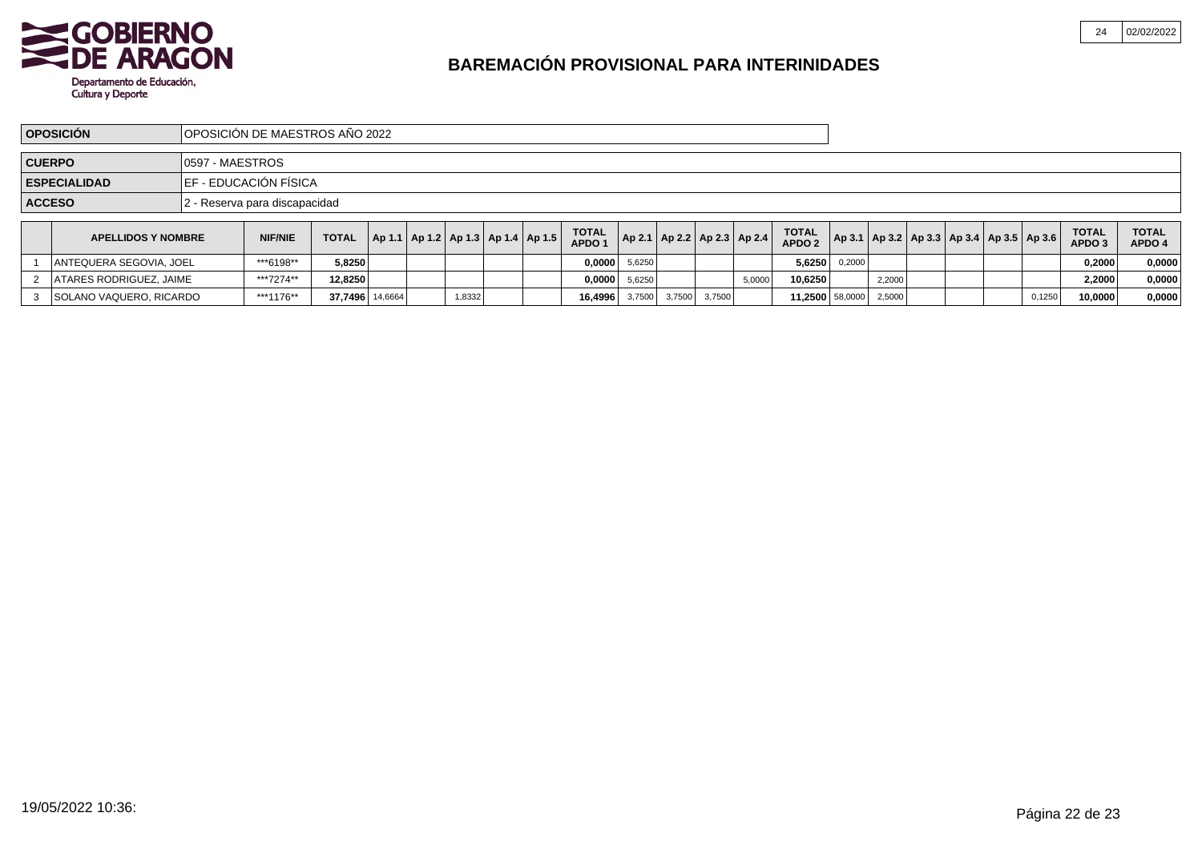# GOBIERNO DE ARAGON

Departamento de Educación, Cultura y Deporte

| 24 | 02/02/2022 |
|---|---|

## BAREMACIÓN PROVISIONAL PARA INTERINIDADES

| | |
|---|---|
| **OPOSICIÓN** | OPOSICIÓN DE MAESTROS AÑO 2022 |
| **CUERPO** | 0597 - MAESTROS |
| **ESPECIALIDAD** | EF - EDUCACIÓN FÍSICA |
| **ACCESO** | 2 - Reserva para discapacidad |

| | APELLIDOS Y NOMBRE | NIF/NIE | TOTAL | Ap 1.1 | Ap 1.2 | Ap 1.3 | Ap 1.4 | Ap 1.5 | TOTAL APDO 1 | Ap 2.1 | Ap 2.2 | Ap 2.3 | Ap 2.4 | TOTAL APDO 2 | Ap 3.1 | Ap 3.2 | Ap 3.3 | Ap 3.4 | Ap 3.5 | Ap 3.6 | TOTAL APDO 3 | TOTAL APDO 4 |
|---|---|---|---|---|---|---|---|---|---|---|---|---|---|---|---|---|---|---|---|---|---|---|
| 1 | ANTEQUERA SEGOVIA, JOEL | ***6198** | **5,8250** | | | | | | **0,0000** | 5,6250 | | | | **5,6250** | 0,2000 | | | | | | **0,2000** | **0,0000** |
| 2 | ATARES RODRIGUEZ, JAIME | ***7274** | **12,8250** | | | | | | **0,0000** | 5,6250 | | | 5,0000 | **10,6250** | | 2,2000 | | | | | **2,2000** | **0,0000** |
| 3 | SOLANO VAQUERO, RICARDO | ***1176** | **37,7496** | 14,6664 | | 1,8332 | | | **16,4996** | 3,7500 | 3,7500 | 3,7500 | | **11,2500** | 58,0000 | 2,5000 | | | | 0,1250 | **10,0000** | **0,0000** |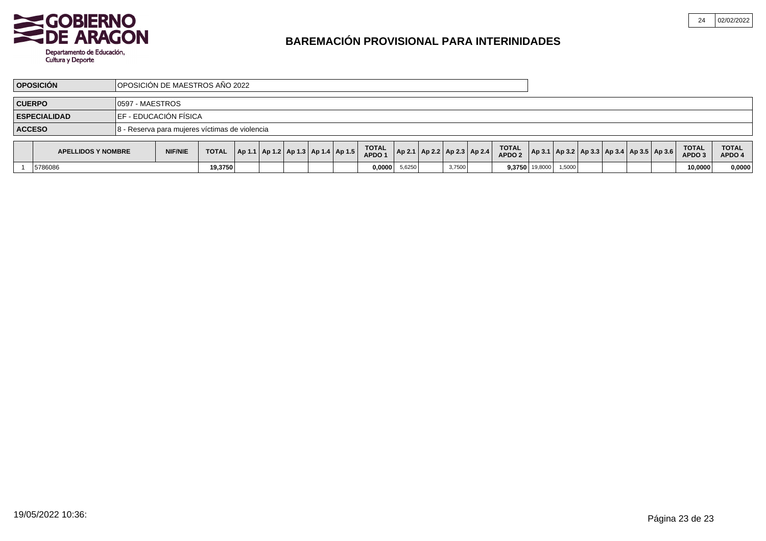**GOBIERNO DE ARAGON**
Departamento de Educación, Cultura y Deporte

# BAREMACIÓN PROVISIONAL PARA INTERINIDADES

| | |
|---|---|
| **OPOSICIÓN** | OPOSICIÓN DE MAESTROS AÑO 2022 |
| **CUERPO** | 0597 - MAESTROS |
| **ESPECIALIDAD** | EF - EDUCACIÓN FÍSICA |
| **ACCESO** | 8 - Reserva para mujeres víctimas de violencia |

| | APELLIDOS Y NOMBRE | NIF/NIE | TOTAL | Ap 1.1 | Ap 1.2 | Ap 1.3 | Ap 1.4 | Ap 1.5 | TOTAL APDO 1 | Ap 2.1 | Ap 2.2 | Ap 2.3 | Ap 2.4 | TOTAL APDO 2 | Ap 3.1 | Ap 3.2 | Ap 3.3 | Ap 3.4 | Ap 3.5 | Ap 3.6 | TOTAL APDO 3 | TOTAL APDO 4 |
|---|---|---|---|---|---|---|---|---|---|---|---|---|---|---|---|---|---|---|---|---|---|---|
| 1 | 5786086 | | 19,3750 | | | | | | 0,0000 | 5,6250 | | 3,7500 | | 9,3750 | 19,8000 | 1,5000 | | | | | 10,0000 | 0,0000 |